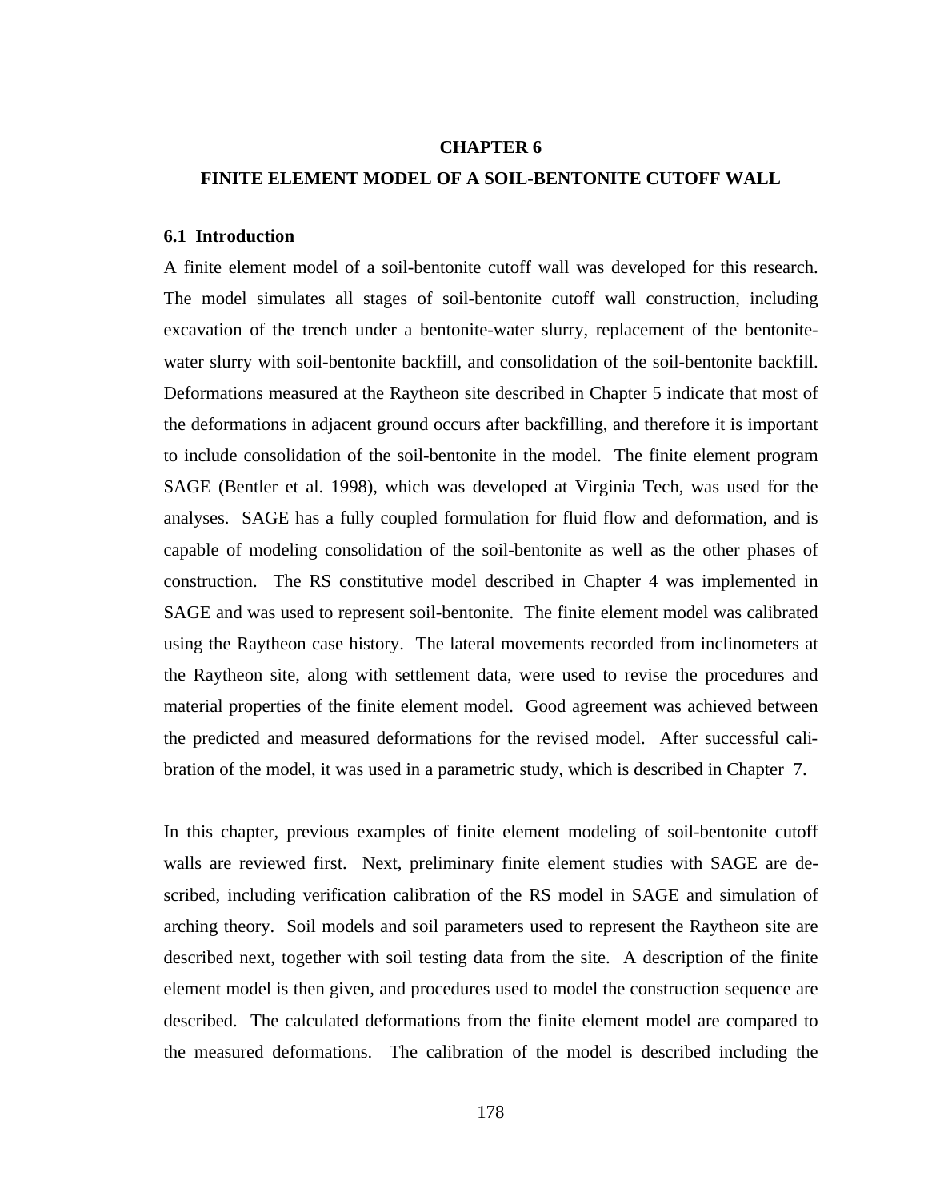# CHAPTER 6

# FINITE ELEMENT MODEL OF A SOIL-BENTONITE CUTOFF WALL

## 6.1 Introduction

A finite element model of a soil-bentonite cutoff wall was developed for this research. The model simulates all stages of soil-bentonite cutoff wall construction, including excavation of the trench under a bentonite-water slurry, replacement of the bentonite-water slurry with soil-bentonite backfill, and consolidation of the soil-bentonite backfill. Deformations measured at the Raytheon site described in Chapter 5 indicate that most of the deformations in adjacent ground occurs after backfilling, and therefore it is important to include consolidation of the soil-bentonite in the model. The finite element program SAGE (Bentler et al. 1998), which was developed at Virginia Tech, was used for the analyses. SAGE has a fully coupled formulation for fluid flow and deformation, and is capable of modeling consolidation of the soil-bentonite as well as the other phases of construction. The RS constitutive model described in Chapter 4 was implemented in SAGE and was used to represent soil-bentonite. The finite element model was calibrated using the Raytheon case history. The lateral movements recorded from inclinometers at the Raytheon site, along with settlement data, were used to revise the procedures and material properties of the finite element model. Good agreement was achieved between the predicted and measured deformations for the revised model. After successful calibration of the model, it was used in a parametric study, which is described in Chapter 7.

In this chapter, previous examples of finite element modeling of soil-bentonite cutoff walls are reviewed first. Next, preliminary finite element studies with SAGE are described, including verification calibration of the RS model in SAGE and simulation of arching theory. Soil models and soil parameters used to represent the Raytheon site are described next, together with soil testing data from the site. A description of the finite element model is then given, and procedures used to model the construction sequence are described. The calculated deformations from the finite element model are compared to the measured deformations. The calibration of the model is described including the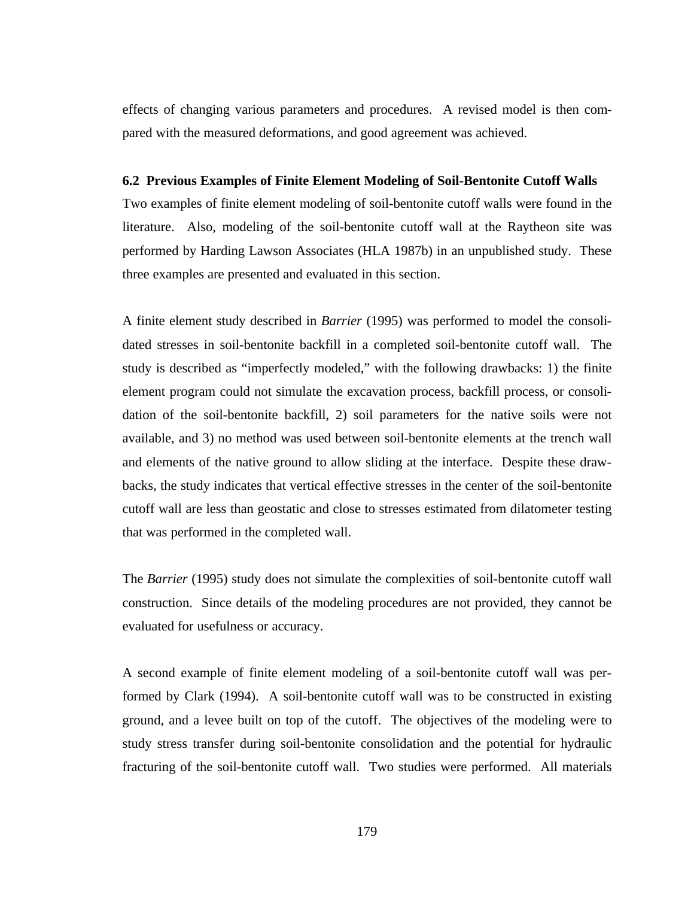effects of changing various parameters and procedures. A revised model is then compared with the measured deformations, and good agreement was achieved.

### 6.2 Previous Examples of Finite Element Modeling of Soil-Bentonite Cutoff Walls

Two examples of finite element modeling of soil-bentonite cutoff walls were found in the literature. Also, modeling of the soil-bentonite cutoff wall at the Raytheon site was performed by Harding Lawson Associates (HLA 1987b) in an unpublished study. These three examples are presented and evaluated in this section.

A finite element study described in *Barrier* (1995) was performed to model the consolidated stresses in soil-bentonite backfill in a completed soil-bentonite cutoff wall. The study is described as "imperfectly modeled," with the following drawbacks: 1) the finite element program could not simulate the excavation process, backfill process, or consolidation of the soil-bentonite backfill, 2) soil parameters for the native soils were not available, and 3) no method was used between soil-bentonite elements at the trench wall and elements of the native ground to allow sliding at the interface. Despite these drawbacks, the study indicates that vertical effective stresses in the center of the soil-bentonite cutoff wall are less than geostatic and close to stresses estimated from dilatometer testing that was performed in the completed wall.

The *Barrier* (1995) study does not simulate the complexities of soil-bentonite cutoff wall construction. Since details of the modeling procedures are not provided, they cannot be evaluated for usefulness or accuracy.

A second example of finite element modeling of a soil-bentonite cutoff wall was performed by Clark (1994). A soil-bentonite cutoff wall was to be constructed in existing ground, and a levee built on top of the cutoff. The objectives of the modeling were to study stress transfer during soil-bentonite consolidation and the potential for hydraulic fracturing of the soil-bentonite cutoff wall. Two studies were performed. All materials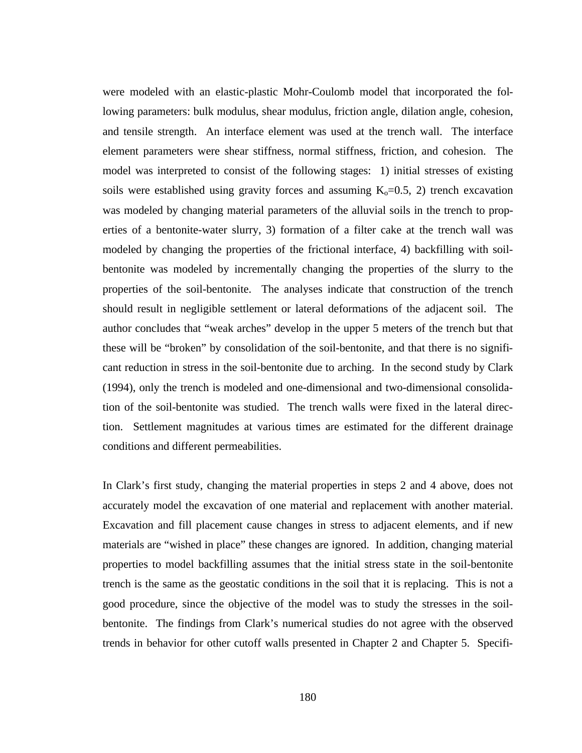were modeled with an elastic-plastic Mohr-Coulomb model that incorporated the following parameters: bulk modulus, shear modulus, friction angle, dilation angle, cohesion, and tensile strength. An interface element was used at the trench wall. The interface element parameters were shear stiffness, normal stiffness, friction, and cohesion. The model was interpreted to consist of the following stages: 1) initial stresses of existing soils were established using gravity forces and assuming $K_o$=0.5, 2) trench excavation was modeled by changing material parameters of the alluvial soils in the trench to properties of a bentonite-water slurry, 3) formation of a filter cake at the trench wall was modeled by changing the properties of the frictional interface, 4) backfilling with soil-bentonite was modeled by incrementally changing the properties of the slurry to the properties of the soil-bentonite. The analyses indicate that construction of the trench should result in negligible settlement or lateral deformations of the adjacent soil. The author concludes that "weak arches" develop in the upper 5 meters of the trench but that these will be "broken" by consolidation of the soil-bentonite, and that there is no significant reduction in stress in the soil-bentonite due to arching. In the second study by Clark (1994), only the trench is modeled and one-dimensional and two-dimensional consolidation of the soil-bentonite was studied. The trench walls were fixed in the lateral direction. Settlement magnitudes at various times are estimated for the different drainage conditions and different permeabilities.

In Clark's first study, changing the material properties in steps 2 and 4 above, does not accurately model the excavation of one material and replacement with another material. Excavation and fill placement cause changes in stress to adjacent elements, and if new materials are "wished in place" these changes are ignored. In addition, changing material properties to model backfilling assumes that the initial stress state in the soil-bentonite trench is the same as the geostatic conditions in the soil that it is replacing. This is not a good procedure, since the objective of the model was to study the stresses in the soil-bentonite. The findings from Clark's numerical studies do not agree with the observed trends in behavior for other cutoff walls presented in Chapter 2 and Chapter 5. Specifi-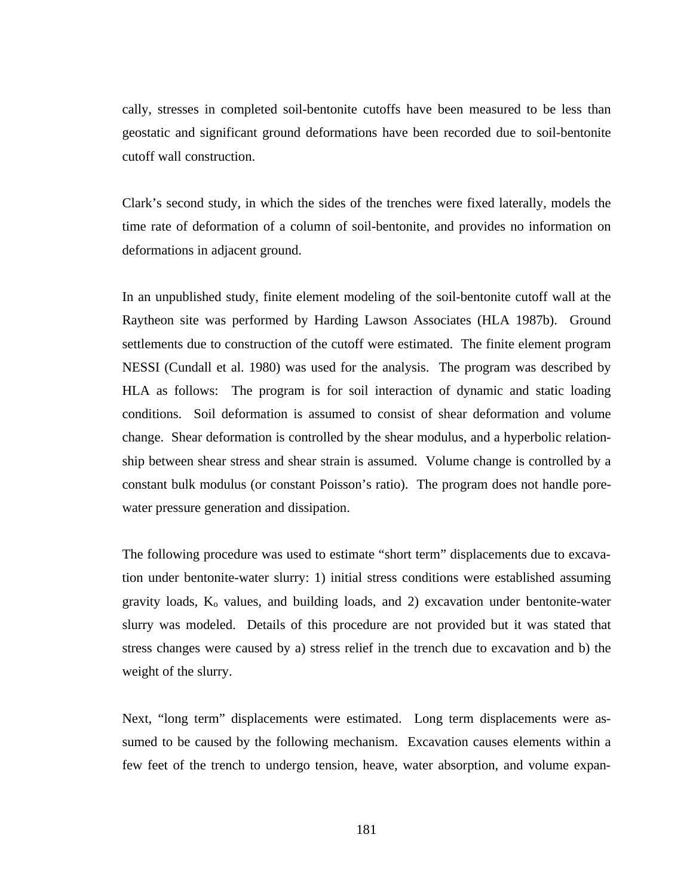cally, stresses in completed soil-bentonite cutoffs have been measured to be less than geostatic and significant ground deformations have been recorded due to soil-bentonite cutoff wall construction.

Clark's second study, in which the sides of the trenches were fixed laterally, models the time rate of deformation of a column of soil-bentonite, and provides no information on deformations in adjacent ground.

In an unpublished study, finite element modeling of the soil-bentonite cutoff wall at the Raytheon site was performed by Harding Lawson Associates (HLA 1987b). Ground settlements due to construction of the cutoff were estimated. The finite element program NESSI (Cundall et al. 1980) was used for the analysis. The program was described by HLA as follows: The program is for soil interaction of dynamic and static loading conditions. Soil deformation is assumed to consist of shear deformation and volume change. Shear deformation is controlled by the shear modulus, and a hyperbolic relationship between shear stress and shear strain is assumed. Volume change is controlled by a constant bulk modulus (or constant Poisson's ratio). The program does not handle pore-water pressure generation and dissipation.

The following procedure was used to estimate "short term" displacements due to excavation under bentonite-water slurry: 1) initial stress conditions were established assuming gravity loads, $K_o$ values, and building loads, and 2) excavation under bentonite-water slurry was modeled. Details of this procedure are not provided but it was stated that stress changes were caused by a) stress relief in the trench due to excavation and b) the weight of the slurry.

Next, "long term" displacements were estimated. Long term displacements were assumed to be caused by the following mechanism. Excavation causes elements within a few feet of the trench to undergo tension, heave, water absorption, and volume expan-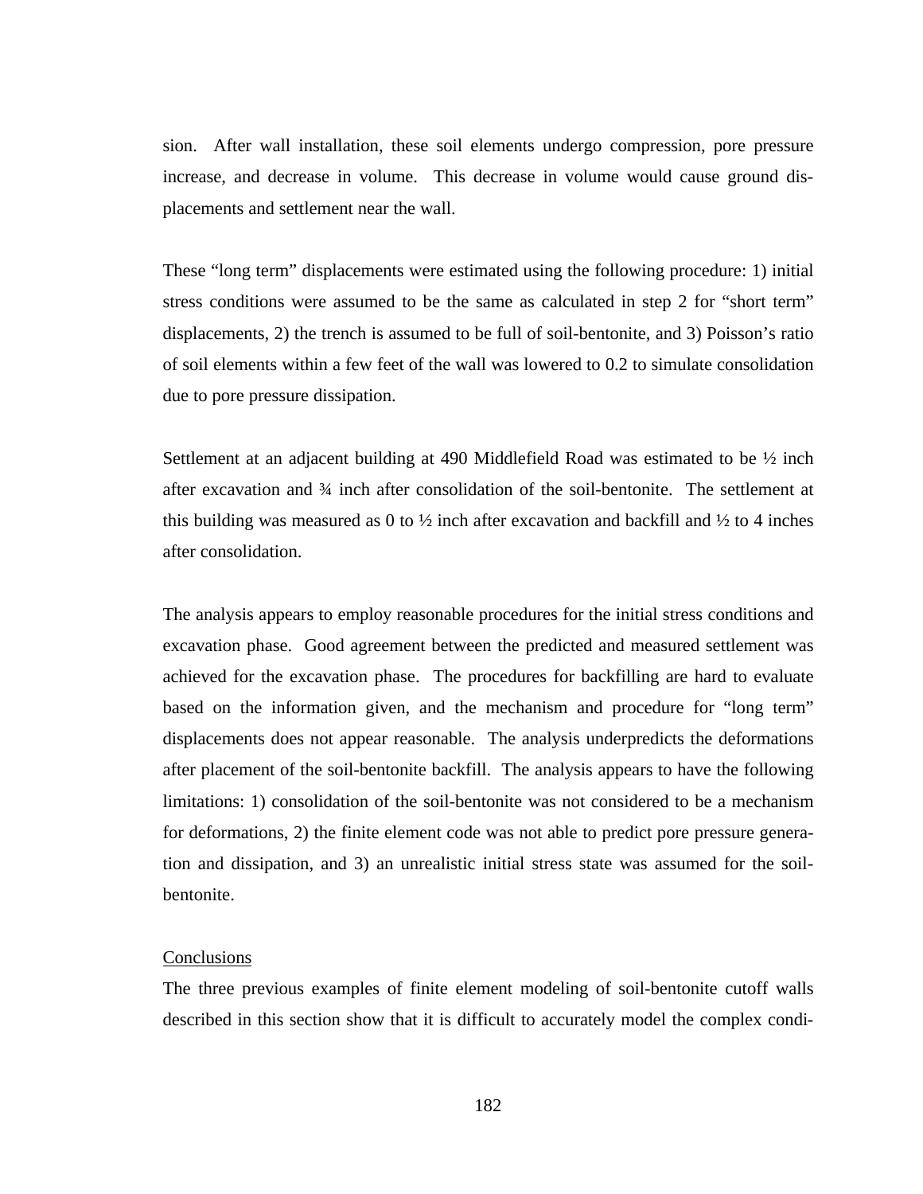sion. After wall installation, these soil elements undergo compression, pore pressure increase, and decrease in volume. This decrease in volume would cause ground displacements and settlement near the wall.

These "long term" displacements were estimated using the following procedure: 1) initial stress conditions were assumed to be the same as calculated in step 2 for "short term" displacements, 2) the trench is assumed to be full of soil-bentonite, and 3) Poisson's ratio of soil elements within a few feet of the wall was lowered to 0.2 to simulate consolidation due to pore pressure dissipation.

Settlement at an adjacent building at 490 Middlefield Road was estimated to be ½ inch after excavation and ¾ inch after consolidation of the soil-bentonite. The settlement at this building was measured as 0 to ½ inch after excavation and backfill and ½ to 4 inches after consolidation.

The analysis appears to employ reasonable procedures for the initial stress conditions and excavation phase. Good agreement between the predicted and measured settlement was achieved for the excavation phase. The procedures for backfilling are hard to evaluate based on the information given, and the mechanism and procedure for "long term" displacements does not appear reasonable. The analysis underpredicts the deformations after placement of the soil-bentonite backfill. The analysis appears to have the following limitations: 1) consolidation of the soil-bentonite was not considered to be a mechanism for deformations, 2) the finite element code was not able to predict pore pressure generation and dissipation, and 3) an unrealistic initial stress state was assumed for the soil-bentonite.

<u>Conclusions</u>

The three previous examples of finite element modeling of soil-bentonite cutoff walls described in this section show that it is difficult to accurately model the complex condi-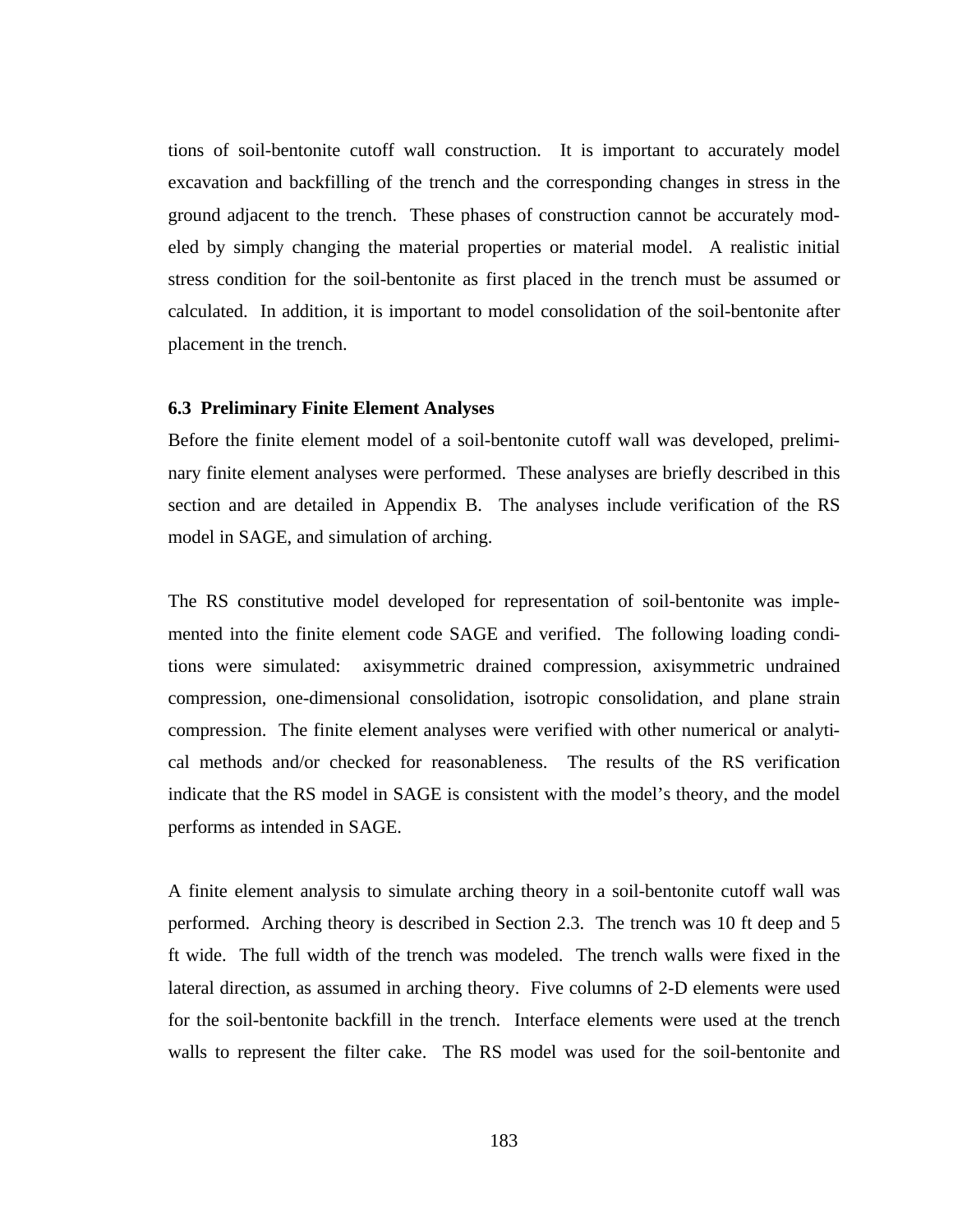tions of soil-bentonite cutoff wall construction. It is important to accurately model excavation and backfilling of the trench and the corresponding changes in stress in the ground adjacent to the trench. These phases of construction cannot be accurately modeled by simply changing the material properties or material model. A realistic initial stress condition for the soil-bentonite as first placed in the trench must be assumed or calculated. In addition, it is important to model consolidation of the soil-bentonite after placement in the trench.

### 6.3 Preliminary Finite Element Analyses

Before the finite element model of a soil-bentonite cutoff wall was developed, preliminary finite element analyses were performed. These analyses are briefly described in this section and are detailed in Appendix B. The analyses include verification of the RS model in SAGE, and simulation of arching.

The RS constitutive model developed for representation of soil-bentonite was implemented into the finite element code SAGE and verified. The following loading conditions were simulated: axisymmetric drained compression, axisymmetric undrained compression, one-dimensional consolidation, isotropic consolidation, and plane strain compression. The finite element analyses were verified with other numerical or analytical methods and/or checked for reasonableness. The results of the RS verification indicate that the RS model in SAGE is consistent with the model's theory, and the model performs as intended in SAGE.

A finite element analysis to simulate arching theory in a soil-bentonite cutoff wall was performed. Arching theory is described in Section 2.3. The trench was 10 ft deep and 5 ft wide. The full width of the trench was modeled. The trench walls were fixed in the lateral direction, as assumed in arching theory. Five columns of 2-D elements were used for the soil-bentonite backfill in the trench. Interface elements were used at the trench walls to represent the filter cake. The RS model was used for the soil-bentonite and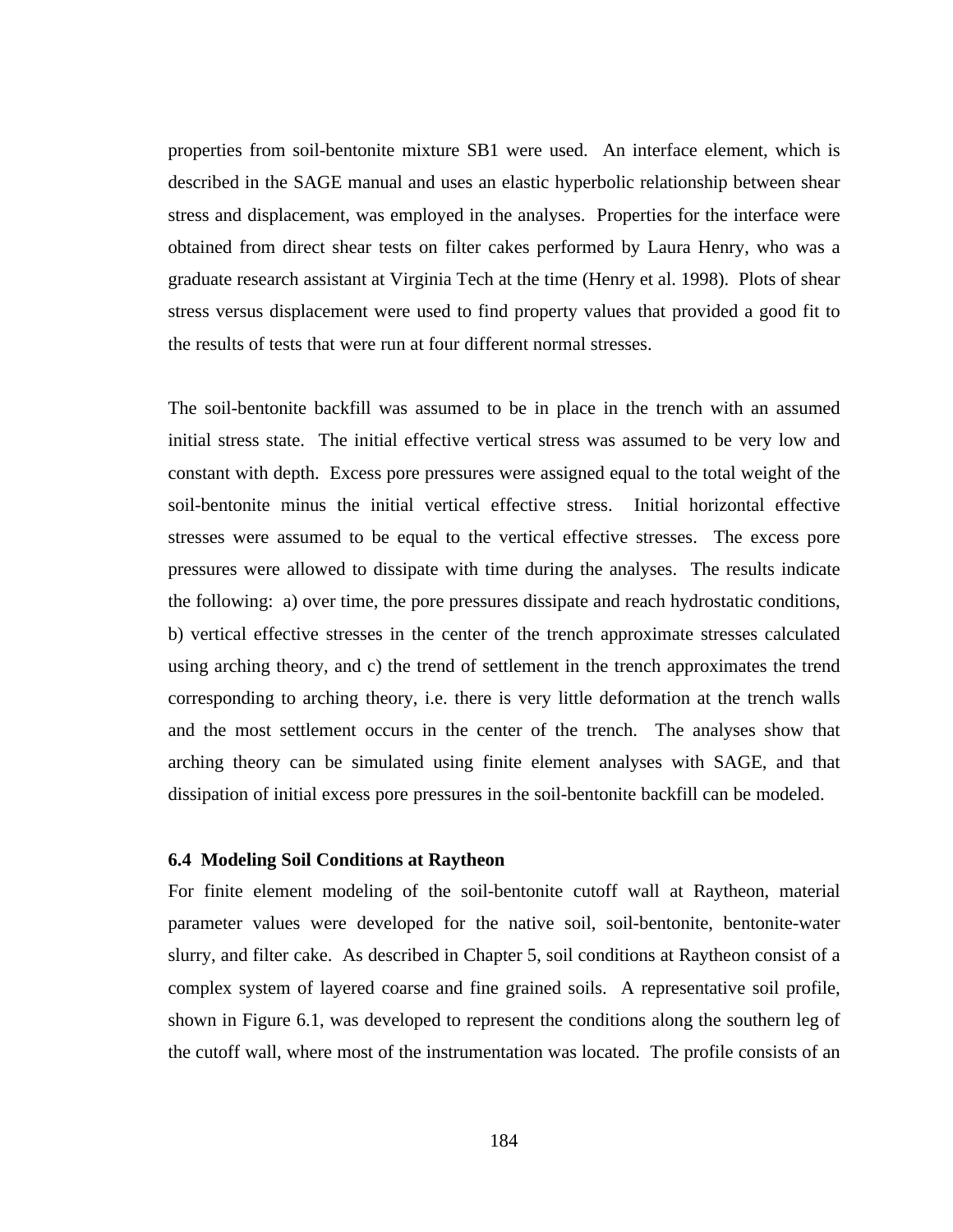properties from soil-bentonite mixture SB1 were used. An interface element, which is described in the SAGE manual and uses an elastic hyperbolic relationship between shear stress and displacement, was employed in the analyses. Properties for the interface were obtained from direct shear tests on filter cakes performed by Laura Henry, who was a graduate research assistant at Virginia Tech at the time (Henry et al. 1998). Plots of shear stress versus displacement were used to find property values that provided a good fit to the results of tests that were run at four different normal stresses.

The soil-bentonite backfill was assumed to be in place in the trench with an assumed initial stress state. The initial effective vertical stress was assumed to be very low and constant with depth. Excess pore pressures were assigned equal to the total weight of the soil-bentonite minus the initial vertical effective stress. Initial horizontal effective stresses were assumed to be equal to the vertical effective stresses. The excess pore pressures were allowed to dissipate with time during the analyses. The results indicate the following: a) over time, the pore pressures dissipate and reach hydrostatic conditions, b) vertical effective stresses in the center of the trench approximate stresses calculated using arching theory, and c) the trend of settlement in the trench approximates the trend corresponding to arching theory, i.e. there is very little deformation at the trench walls and the most settlement occurs in the center of the trench. The analyses show that arching theory can be simulated using finite element analyses with SAGE, and that dissipation of initial excess pore pressures in the soil-bentonite backfill can be modeled.

### 6.4 Modeling Soil Conditions at Raytheon

For finite element modeling of the soil-bentonite cutoff wall at Raytheon, material parameter values were developed for the native soil, soil-bentonite, bentonite-water slurry, and filter cake. As described in Chapter 5, soil conditions at Raytheon consist of a complex system of layered coarse and fine grained soils. A representative soil profile, shown in Figure 6.1, was developed to represent the conditions along the southern leg of the cutoff wall, where most of the instrumentation was located. The profile consists of an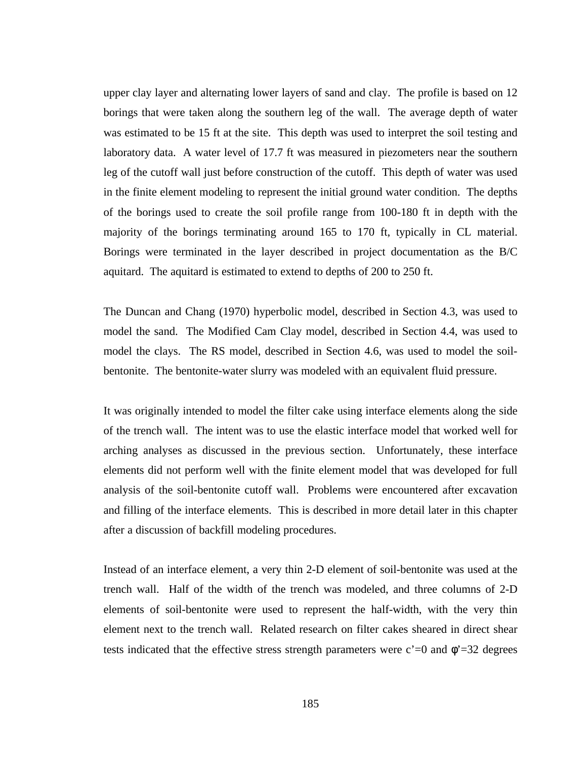upper clay layer and alternating lower layers of sand and clay. The profile is based on 12 borings that were taken along the southern leg of the wall. The average depth of water was estimated to be 15 ft at the site. This depth was used to interpret the soil testing and laboratory data. A water level of 17.7 ft was measured in piezometers near the southern leg of the cutoff wall just before construction of the cutoff. This depth of water was used in the finite element modeling to represent the initial ground water condition. The depths of the borings used to create the soil profile range from 100-180 ft in depth with the majority of the borings terminating around 165 to 170 ft, typically in CL material. Borings were terminated in the layer described in project documentation as the B/C aquitard. The aquitard is estimated to extend to depths of 200 to 250 ft.

The Duncan and Chang (1970) hyperbolic model, described in Section 4.3, was used to model the sand. The Modified Cam Clay model, described in Section 4.4, was used to model the clays. The RS model, described in Section 4.6, was used to model the soil-bentonite. The bentonite-water slurry was modeled with an equivalent fluid pressure.

It was originally intended to model the filter cake using interface elements along the side of the trench wall. The intent was to use the elastic interface model that worked well for arching analyses as discussed in the previous section. Unfortunately, these interface elements did not perform well with the finite element model that was developed for full analysis of the soil-bentonite cutoff wall. Problems were encountered after excavation and filling of the interface elements. This is described in more detail later in this chapter after a discussion of backfill modeling procedures.

Instead of an interface element, a very thin 2-D element of soil-bentonite was used at the trench wall. Half of the width of the trench was modeled, and three columns of 2-D elements of soil-bentonite were used to represent the half-width, with the very thin element next to the trench wall. Related research on filter cakes sheared in direct shear tests indicated that the effective stress strength parameters were $c'=0$ and $\phi'=32$ degrees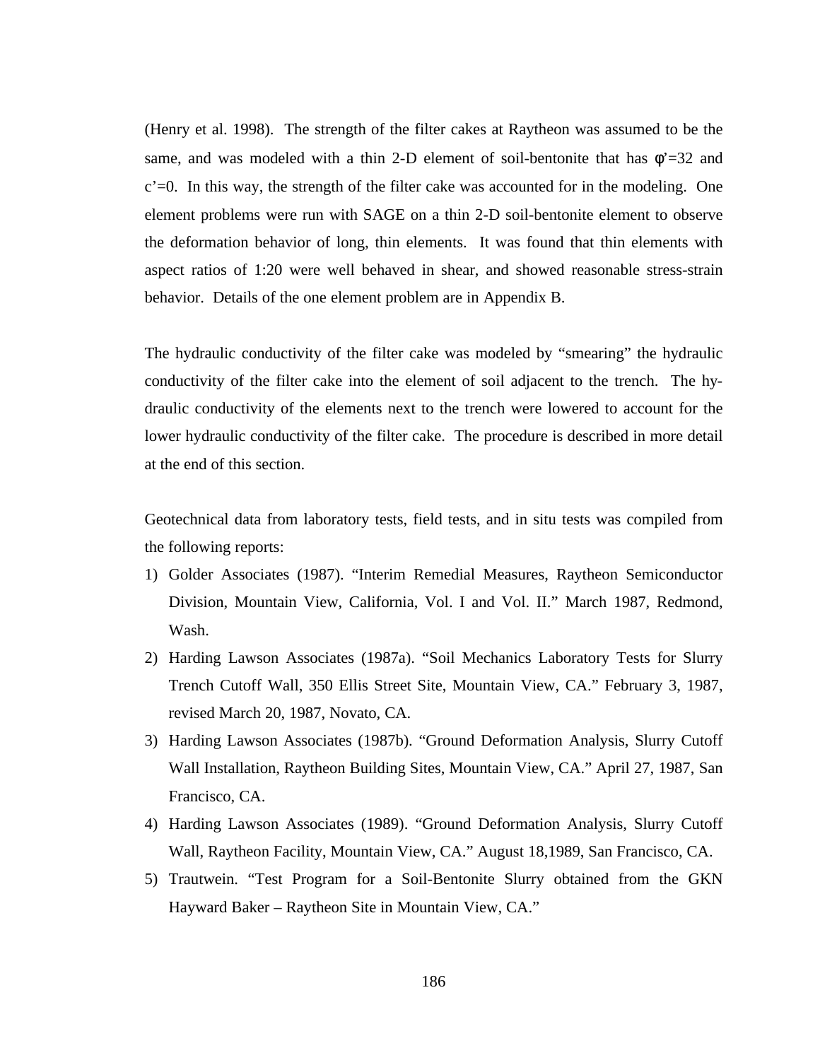(Henry et al. 1998). The strength of the filter cakes at Raytheon was assumed to be the same, and was modeled with a thin 2-D element of soil-bentonite that has $\phi'=32$ and $c'=0$. In this way, the strength of the filter cake was accounted for in the modeling. One element problems were run with SAGE on a thin 2-D soil-bentonite element to observe the deformation behavior of long, thin elements. It was found that thin elements with aspect ratios of 1:20 were well behaved in shear, and showed reasonable stress-strain behavior. Details of the one element problem are in Appendix B.

The hydraulic conductivity of the filter cake was modeled by "smearing" the hydraulic conductivity of the filter cake into the element of soil adjacent to the trench. The hydraulic conductivity of the elements next to the trench were lowered to account for the lower hydraulic conductivity of the filter cake. The procedure is described in more detail at the end of this section.

Geotechnical data from laboratory tests, field tests, and in situ tests was compiled from the following reports:

1) Golder Associates (1987). "Interim Remedial Measures, Raytheon Semiconductor Division, Mountain View, California, Vol. I and Vol. II." March 1987, Redmond, Wash.
2) Harding Lawson Associates (1987a). "Soil Mechanics Laboratory Tests for Slurry Trench Cutoff Wall, 350 Ellis Street Site, Mountain View, CA." February 3, 1987, revised March 20, 1987, Novato, CA.
3) Harding Lawson Associates (1987b). "Ground Deformation Analysis, Slurry Cutoff Wall Installation, Raytheon Building Sites, Mountain View, CA." April 27, 1987, San Francisco, CA.
4) Harding Lawson Associates (1989). "Ground Deformation Analysis, Slurry Cutoff Wall, Raytheon Facility, Mountain View, CA." August 18,1989, San Francisco, CA.
5) Trautwein. "Test Program for a Soil-Bentonite Slurry obtained from the GKN Hayward Baker – Raytheon Site in Mountain View, CA."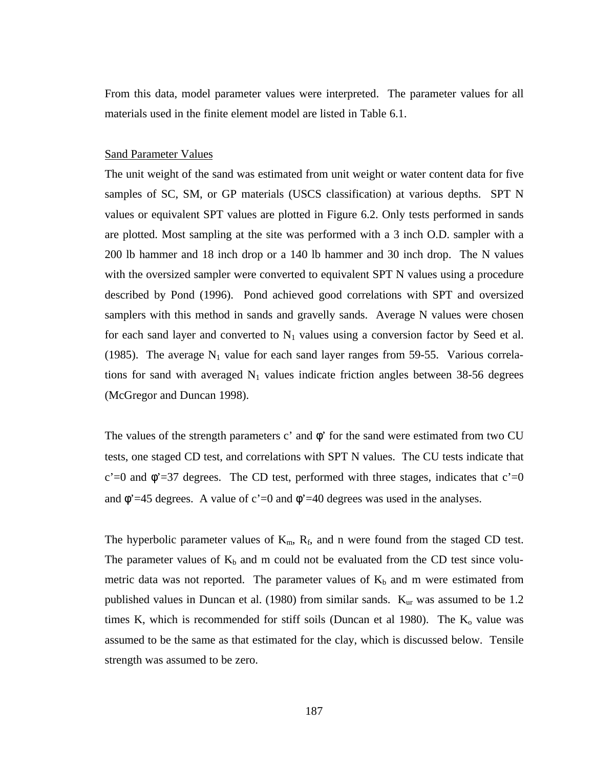From this data, model parameter values were interpreted. The parameter values for all materials used in the finite element model are listed in Table 6.1.

Sand Parameter Values

The unit weight of the sand was estimated from unit weight or water content data for five samples of SC, SM, or GP materials (USCS classification) at various depths. SPT N values or equivalent SPT values are plotted in Figure 6.2. Only tests performed in sands are plotted. Most sampling at the site was performed with a 3 inch O.D. sampler with a 200 lb hammer and 18 inch drop or a 140 lb hammer and 30 inch drop. The N values with the oversized sampler were converted to equivalent SPT N values using a procedure described by Pond (1996). Pond achieved good correlations with SPT and oversized samplers with this method in sands and gravelly sands. Average N values were chosen for each sand layer and converted to $N_1$ values using a conversion factor by Seed et al. (1985). The average $N_1$ value for each sand layer ranges from 59-55. Various correlations for sand with averaged $N_1$ values indicate friction angles between 38-56 degrees (McGregor and Duncan 1998).

The values of the strength parameters c' and φ' for the sand were estimated from two CU tests, one staged CD test, and correlations with SPT N values. The CU tests indicate that c'=0 and φ'=37 degrees. The CD test, performed with three stages, indicates that c'=0 and φ'=45 degrees. A value of c'=0 and φ'=40 degrees was used in the analyses.

The hyperbolic parameter values of $K_m$, $R_f$, and n were found from the staged CD test. The parameter values of $K_b$ and m could not be evaluated from the CD test since volumetric data was not reported. The parameter values of $K_b$ and m were estimated from published values in Duncan et al. (1980) from similar sands. $K_{ur}$ was assumed to be 1.2 times K, which is recommended for stiff soils (Duncan et al 1980). The $K_o$ value was assumed to be the same as that estimated for the clay, which is discussed below. Tensile strength was assumed to be zero.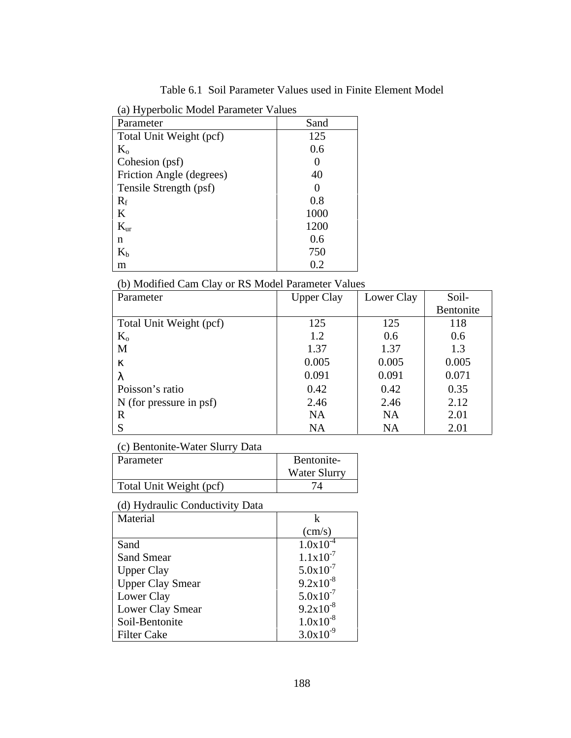Table 6.1 Soil Parameter Values used in Finite Element Model

(a) Hyperbolic Model Parameter Values

| Parameter | Sand |
|---|---|
| Total Unit Weight (pcf) | 125 |
| $K_o$ | 0.6 |
| Cohesion (psf) | 0 |
| Friction Angle (degrees) | 40 |
| Tensile Strength (psf) | 0 |
| $R_f$ | 0.8 |
| K | 1000 |
| $K_{ur}$ | 1200 |
| n | 0.6 |
| $K_b$ | 750 |
| m | 0.2 |

(b) Modified Cam Clay or RS Model Parameter Values

| Parameter | Upper Clay | Lower Clay | Soil-Bentonite |
|---|---|---|---|
| Total Unit Weight (pcf) | 125 | 125 | 118 |
| $K_o$ | 1.2 | 0.6 | 0.6 |
| M | 1.37 | 1.37 | 1.3 |
| $\kappa$ | 0.005 | 0.005 | 0.005 |
| $\lambda$ | 0.091 | 0.091 | 0.071 |
| Poisson's ratio | 0.42 | 0.42 | 0.35 |
| N (for pressure in psf) | 2.46 | 2.46 | 2.12 |
| R | NA | NA | 2.01 |
| S | NA | NA | 2.01 |

(c) Bentonite-Water Slurry Data

| Parameter | Bentonite-Water Slurry |
|---|---|
| Total Unit Weight (pcf) | 74 |

(d) Hydraulic Conductivity Data

| Material | k (cm/s) |
|---|---|
| Sand | $1.0 \times 10^{-4}$ |
| Sand Smear | $1.1 \times 10^{-7}$ |
| Upper Clay | $5.0 \times 10^{-7}$ |
| Upper Clay Smear | $9.2 \times 10^{-8}$ |
| Lower Clay | $5.0 \times 10^{-7}$ |
| Lower Clay Smear | $9.2 \times 10^{-8}$ |
| Soil-Bentonite | $1.0 \times 10^{-8}$ |
| Filter Cake | $3.0 \times 10^{-9}$ |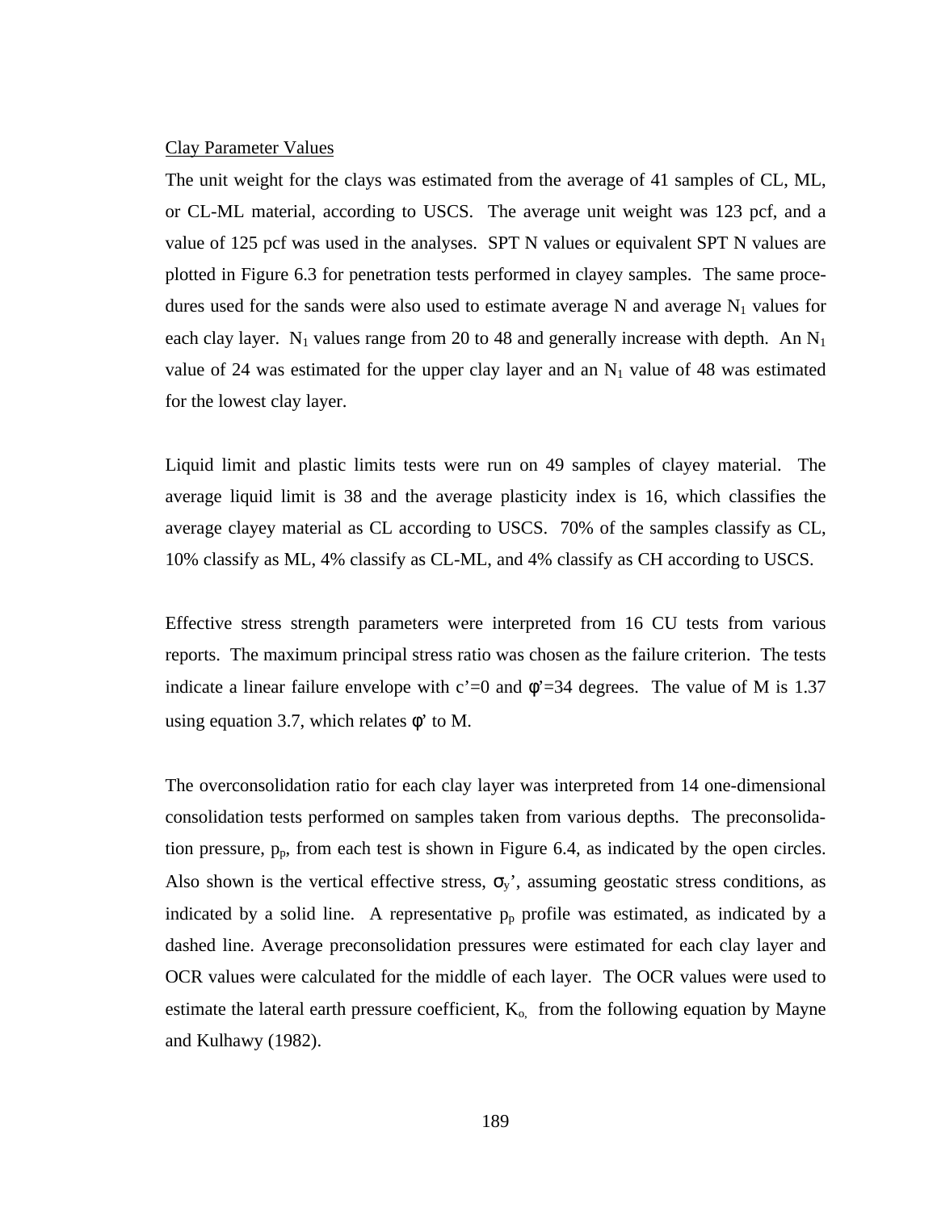Clay Parameter Values

The unit weight for the clays was estimated from the average of 41 samples of CL, ML, or CL-ML material, according to USCS. The average unit weight was 123 pcf, and a value of 125 pcf was used in the analyses. SPT N values or equivalent SPT N values are plotted in Figure 6.3 for penetration tests performed in clayey samples. The same procedures used for the sands were also used to estimate average N and average $N_1$ values for each clay layer. $N_1$ values range from 20 to 48 and generally increase with depth. An $N_1$ value of 24 was estimated for the upper clay layer and an $N_1$ value of 48 was estimated for the lowest clay layer.

Liquid limit and plastic limits tests were run on 49 samples of clayey material. The average liquid limit is 38 and the average plasticity index is 16, which classifies the average clayey material as CL according to USCS. 70% of the samples classify as CL, 10% classify as ML, 4% classify as CL-ML, and 4% classify as CH according to USCS.

Effective stress strength parameters were interpreted from 16 CU tests from various reports. The maximum principal stress ratio was chosen as the failure criterion. The tests indicate a linear failure envelope with $c'=0$ and $\phi'=34$ degrees. The value of M is 1.37 using equation 3.7, which relates $\phi'$ to M.

The overconsolidation ratio for each clay layer was interpreted from 14 one-dimensional consolidation tests performed on samples taken from various depths. The preconsolidation pressure, $p_p$, from each test is shown in Figure 6.4, as indicated by the open circles. Also shown is the vertical effective stress, $\sigma_y'$, assuming geostatic stress conditions, as indicated by a solid line. A representative $p_p$ profile was estimated, as indicated by a dashed line. Average preconsolidation pressures were estimated for each clay layer and OCR values were calculated for the middle of each layer. The OCR values were used to estimate the lateral earth pressure coefficient, $K_o$, from the following equation by Mayne and Kulhawy (1982).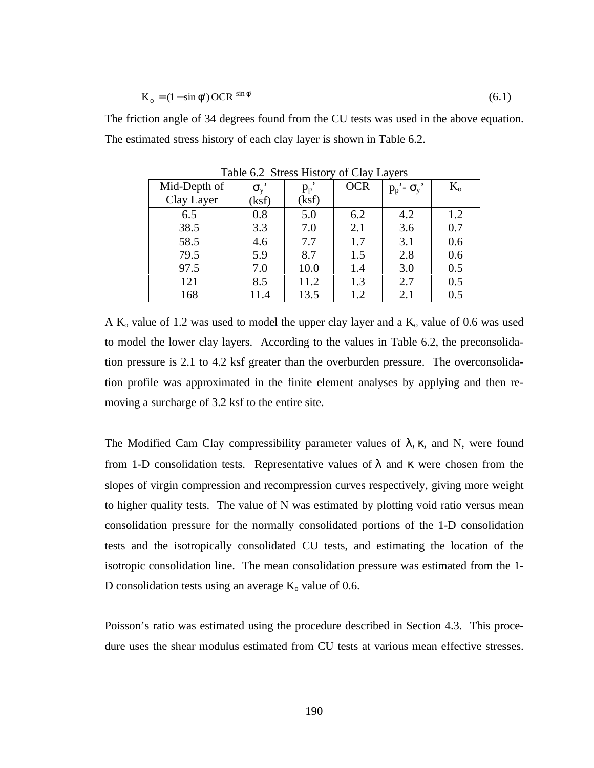$$K_o = (1 - \sin\phi')\,OCR^{\sin\phi'} \tag{6.1}$$

The friction angle of 34 degrees found from the CU tests was used in the above equation. The estimated stress history of each clay layer is shown in Table 6.2.

Table 6.2 Stress History of Clay Layers

| Mid-Depth of Clay Layer | $\sigma_y'$ (ksf) | $p_p'$ (ksf) | OCR | $p_p' - \sigma_y'$ | $K_o$ |
|---|---|---|---|---|---|
| 6.5 | 0.8 | 5.0 | 6.2 | 4.2 | 1.2 |
| 38.5 | 3.3 | 7.0 | 2.1 | 3.6 | 0.7 |
| 58.5 | 4.6 | 7.7 | 1.7 | 3.1 | 0.6 |
| 79.5 | 5.9 | 8.7 | 1.5 | 2.8 | 0.6 |
| 97.5 | 7.0 | 10.0 | 1.4 | 3.0 | 0.5 |
| 121 | 8.5 | 11.2 | 1.3 | 2.7 | 0.5 |
| 168 | 11.4 | 13.5 | 1.2 | 2.1 | 0.5 |

A $K_o$ value of 1.2 was used to model the upper clay layer and a $K_o$ value of 0.6 was used to model the lower clay layers. According to the values in Table 6.2, the preconsolidation pressure is 2.1 to 4.2 ksf greater than the overburden pressure. The overconsolidation profile was approximated in the finite element analyses by applying and then removing a surcharge of 3.2 ksf to the entire site.

The Modified Cam Clay compressibility parameter values of $\lambda$, $\kappa$, and N, were found from 1-D consolidation tests. Representative values of $\lambda$ and $\kappa$ were chosen from the slopes of virgin compression and recompression curves respectively, giving more weight to higher quality tests. The value of N was estimated by plotting void ratio versus mean consolidation pressure for the normally consolidated portions of the 1-D consolidation tests and the isotropically consolidated CU tests, and estimating the location of the isotropic consolidation line. The mean consolidation pressure was estimated from the 1-D consolidation tests using an average $K_o$ value of 0.6.

Poisson's ratio was estimated using the procedure described in Section 4.3. This procedure uses the shear modulus estimated from CU tests at various mean effective stresses.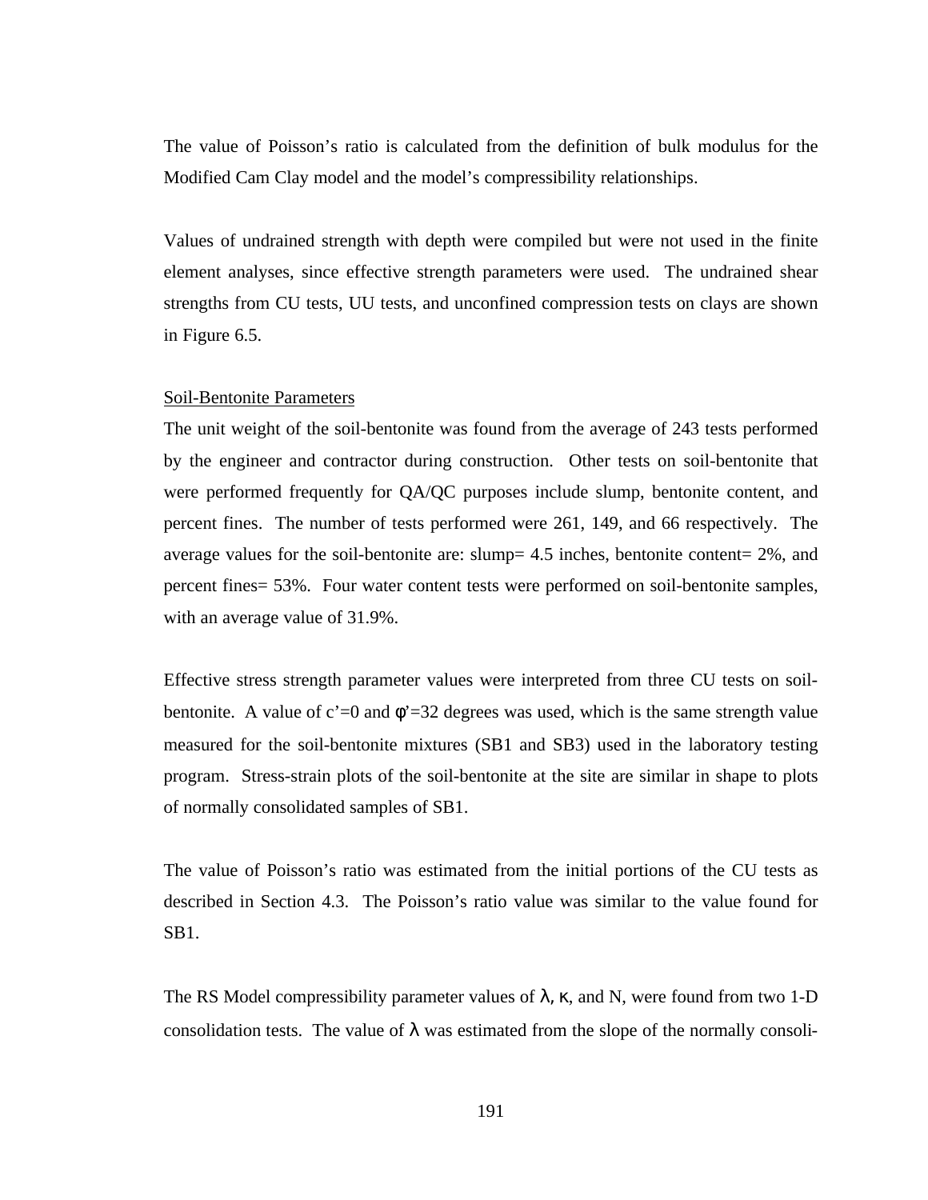The value of Poisson's ratio is calculated from the definition of bulk modulus for the Modified Cam Clay model and the model's compressibility relationships.

Values of undrained strength with depth were compiled but were not used in the finite element analyses, since effective strength parameters were used. The undrained shear strengths from CU tests, UU tests, and unconfined compression tests on clays are shown in Figure 6.5.

Soil-Bentonite Parameters

The unit weight of the soil-bentonite was found from the average of 243 tests performed by the engineer and contractor during construction. Other tests on soil-bentonite that were performed frequently for QA/QC purposes include slump, bentonite content, and percent fines. The number of tests performed were 261, 149, and 66 respectively. The average values for the soil-bentonite are: slump= 4.5 inches, bentonite content= 2%, and percent fines= 53%. Four water content tests were performed on soil-bentonite samples, with an average value of 31.9%.

Effective stress strength parameter values were interpreted from three CU tests on soil-bentonite. A value of $c'=0$ and $\phi'=32$ degrees was used, which is the same strength value measured for the soil-bentonite mixtures (SB1 and SB3) used in the laboratory testing program. Stress-strain plots of the soil-bentonite at the site are similar in shape to plots of normally consolidated samples of SB1.

The value of Poisson's ratio was estimated from the initial portions of the CU tests as described in Section 4.3. The Poisson's ratio value was similar to the value found for SB1.

The RS Model compressibility parameter values of $\lambda$, $\kappa$, and N, were found from two 1-D consolidation tests. The value of $\lambda$ was estimated from the slope of the normally consoli-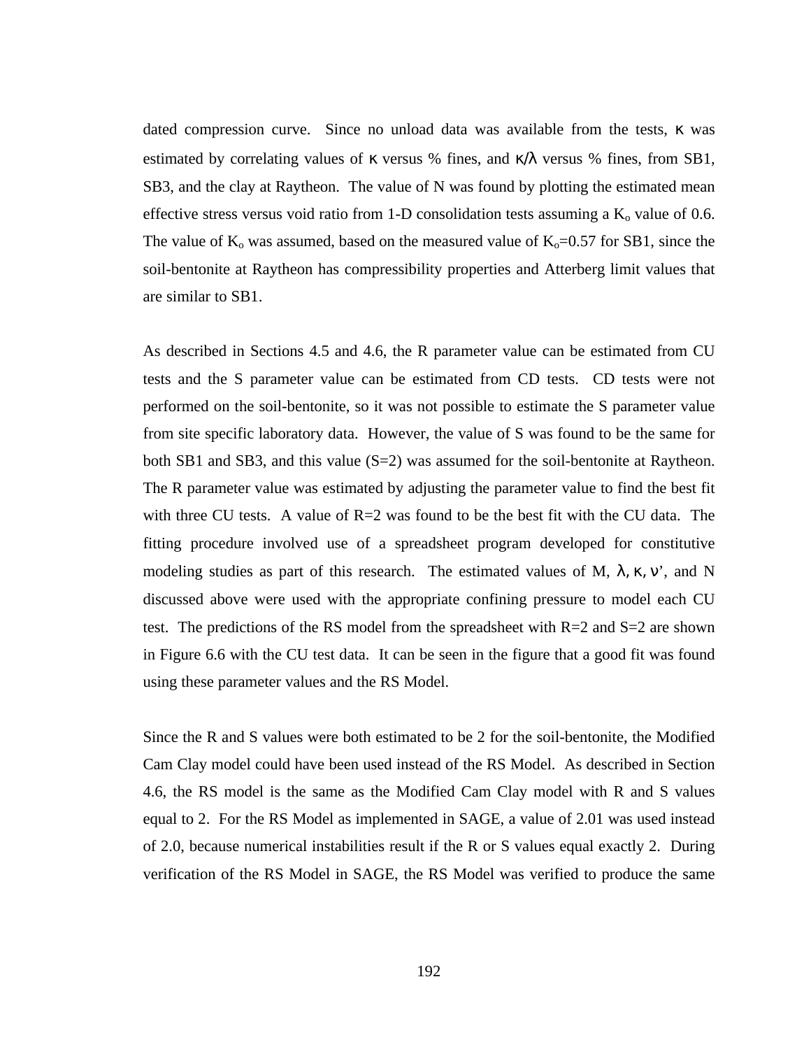dated compression curve. Since no unload data was available from the tests, $\kappa$ was estimated by correlating values of $\kappa$ versus % fines, and $\kappa/\lambda$ versus % fines, from SB1, SB3, and the clay at Raytheon. The value of N was found by plotting the estimated mean effective stress versus void ratio from 1-D consolidation tests assuming a $K_o$ value of 0.6. The value of $K_o$ was assumed, based on the measured value of $K_o$=0.57 for SB1, since the soil-bentonite at Raytheon has compressibility properties and Atterberg limit values that are similar to SB1.

As described in Sections 4.5 and 4.6, the R parameter value can be estimated from CU tests and the S parameter value can be estimated from CD tests. CD tests were not performed on the soil-bentonite, so it was not possible to estimate the S parameter value from site specific laboratory data. However, the value of S was found to be the same for both SB1 and SB3, and this value (S=2) was assumed for the soil-bentonite at Raytheon. The R parameter value was estimated by adjusting the parameter value to find the best fit with three CU tests. A value of R=2 was found to be the best fit with the CU data. The fitting procedure involved use of a spreadsheet program developed for constitutive modeling studies as part of this research. The estimated values of M, $\lambda$, $\kappa$, $\nu$', and N discussed above were used with the appropriate confining pressure to model each CU test. The predictions of the RS model from the spreadsheet with R=2 and S=2 are shown in Figure 6.6 with the CU test data. It can be seen in the figure that a good fit was found using these parameter values and the RS Model.

Since the R and S values were both estimated to be 2 for the soil-bentonite, the Modified Cam Clay model could have been used instead of the RS Model. As described in Section 4.6, the RS model is the same as the Modified Cam Clay model with R and S values equal to 2. For the RS Model as implemented in SAGE, a value of 2.01 was used instead of 2.0, because numerical instabilities result if the R or S values equal exactly 2. During verification of the RS Model in SAGE, the RS Model was verified to produce the same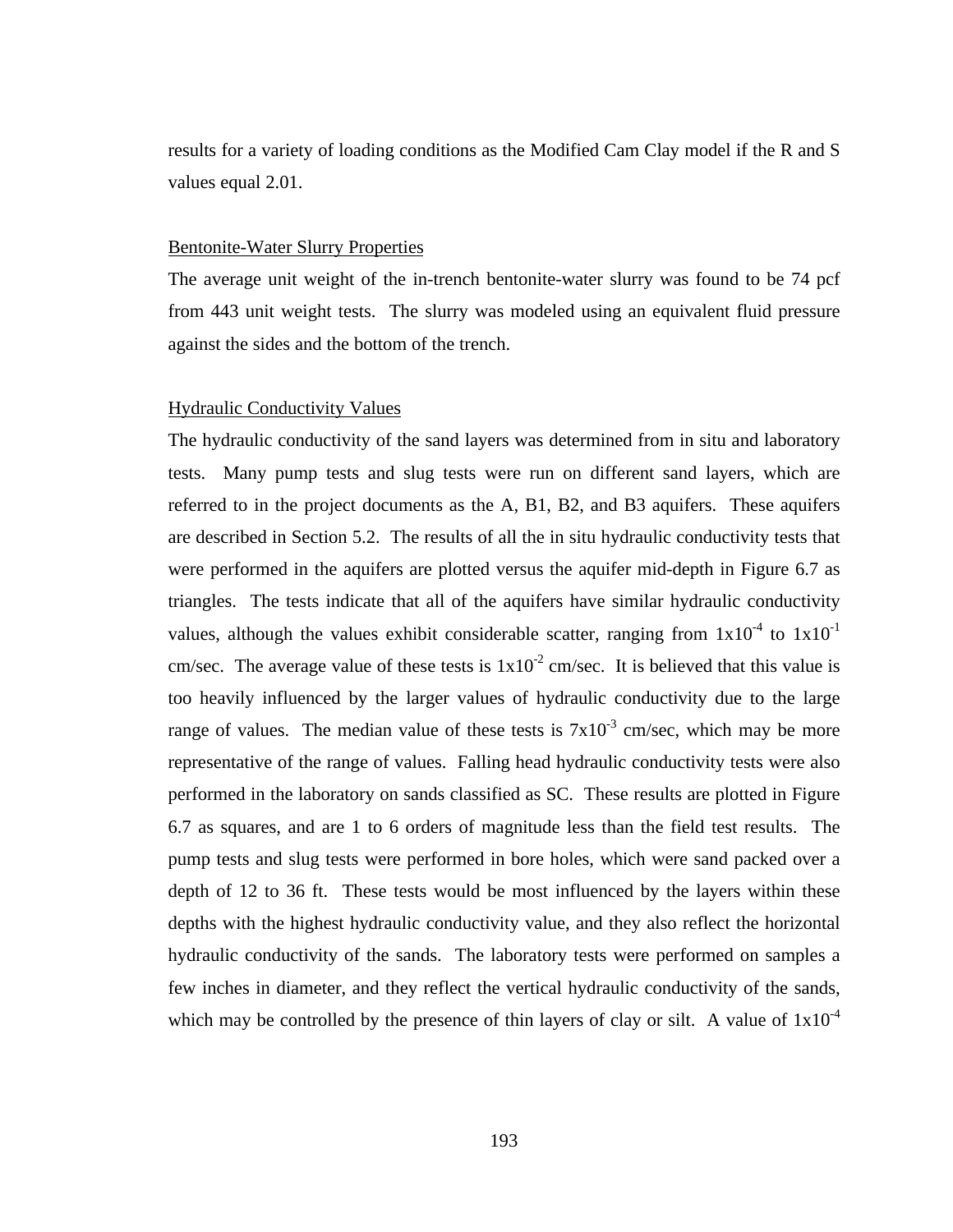results for a variety of loading conditions as the Modified Cam Clay model if the R and S values equal 2.01.

<u>Bentonite-Water Slurry Properties</u>

The average unit weight of the in-trench bentonite-water slurry was found to be 74 pcf from 443 unit weight tests. The slurry was modeled using an equivalent fluid pressure against the sides and the bottom of the trench.

<u>Hydraulic Conductivity Values</u>

The hydraulic conductivity of the sand layers was determined from in situ and laboratory tests. Many pump tests and slug tests were run on different sand layers, which are referred to in the project documents as the A, B1, B2, and B3 aquifers. These aquifers are described in Section 5.2. The results of all the in situ hydraulic conductivity tests that were performed in the aquifers are plotted versus the aquifer mid-depth in Figure 6.7 as triangles. The tests indicate that all of the aquifers have similar hydraulic conductivity values, although the values exhibit considerable scatter, ranging from $1 \times 10^{-4}$ to $1 \times 10^{-1}$ cm/sec. The average value of these tests is $1 \times 10^{-2}$ cm/sec. It is believed that this value is too heavily influenced by the larger values of hydraulic conductivity due to the large range of values. The median value of these tests is $7 \times 10^{-3}$ cm/sec, which may be more representative of the range of values. Falling head hydraulic conductivity tests were also performed in the laboratory on sands classified as SC. These results are plotted in Figure 6.7 as squares, and are 1 to 6 orders of magnitude less than the field test results. The pump tests and slug tests were performed in bore holes, which were sand packed over a depth of 12 to 36 ft. These tests would be most influenced by the layers within these depths with the highest hydraulic conductivity value, and they also reflect the horizontal hydraulic conductivity of the sands. The laboratory tests were performed on samples a few inches in diameter, and they reflect the vertical hydraulic conductivity of the sands, which may be controlled by the presence of thin layers of clay or silt. A value of $1 \times 10^{-4}$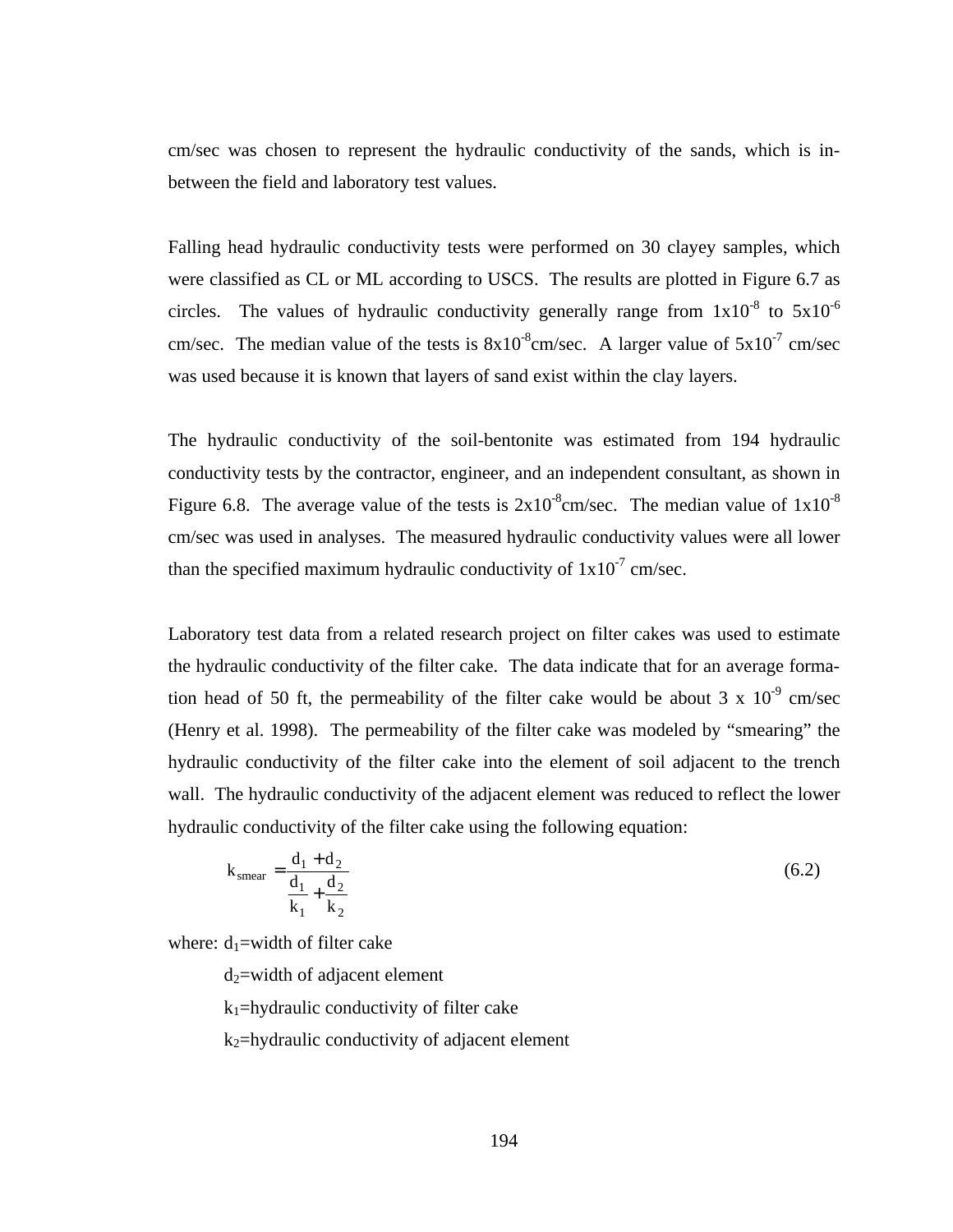cm/sec was chosen to represent the hydraulic conductivity of the sands, which is in-between the field and laboratory test values.

Falling head hydraulic conductivity tests were performed on 30 clayey samples, which were classified as CL or ML according to USCS. The results are plotted in Figure 6.7 as circles. The values of hydraulic conductivity generally range from $1\text{x}10^{-8}$ to $5\text{x}10^{-6}$ cm/sec. The median value of the tests is $8\text{x}10^{-8}$cm/sec. A larger value of $5\text{x}10^{-7}$ cm/sec was used because it is known that layers of sand exist within the clay layers.

The hydraulic conductivity of the soil-bentonite was estimated from 194 hydraulic conductivity tests by the contractor, engineer, and an independent consultant, as shown in Figure 6.8. The average value of the tests is $2\text{x}10^{-8}$cm/sec. The median value of $1\text{x}10^{-8}$ cm/sec was used in analyses. The measured hydraulic conductivity values were all lower than the specified maximum hydraulic conductivity of $1\text{x}10^{-7}$ cm/sec.

Laboratory test data from a related research project on filter cakes was used to estimate the hydraulic conductivity of the filter cake. The data indicate that for an average formation head of 50 ft, the permeability of the filter cake would be about $3 \text{ x } 10^{-9}$ cm/sec (Henry et al. 1998). The permeability of the filter cake was modeled by "smearing" the hydraulic conductivity of the filter cake into the element of soil adjacent to the trench wall. The hydraulic conductivity of the adjacent element was reduced to reflect the lower hydraulic conductivity of the filter cake using the following equation:

$$k_{smear} = \frac{d_1 + d_2}{\frac{d_1}{k_1} + \frac{d_2}{k_2}} \tag{6.2}$$

where: $d_1$=width of filter cake

$d_2$=width of adjacent element

$k_1$=hydraulic conductivity of filter cake

$k_2$=hydraulic conductivity of adjacent element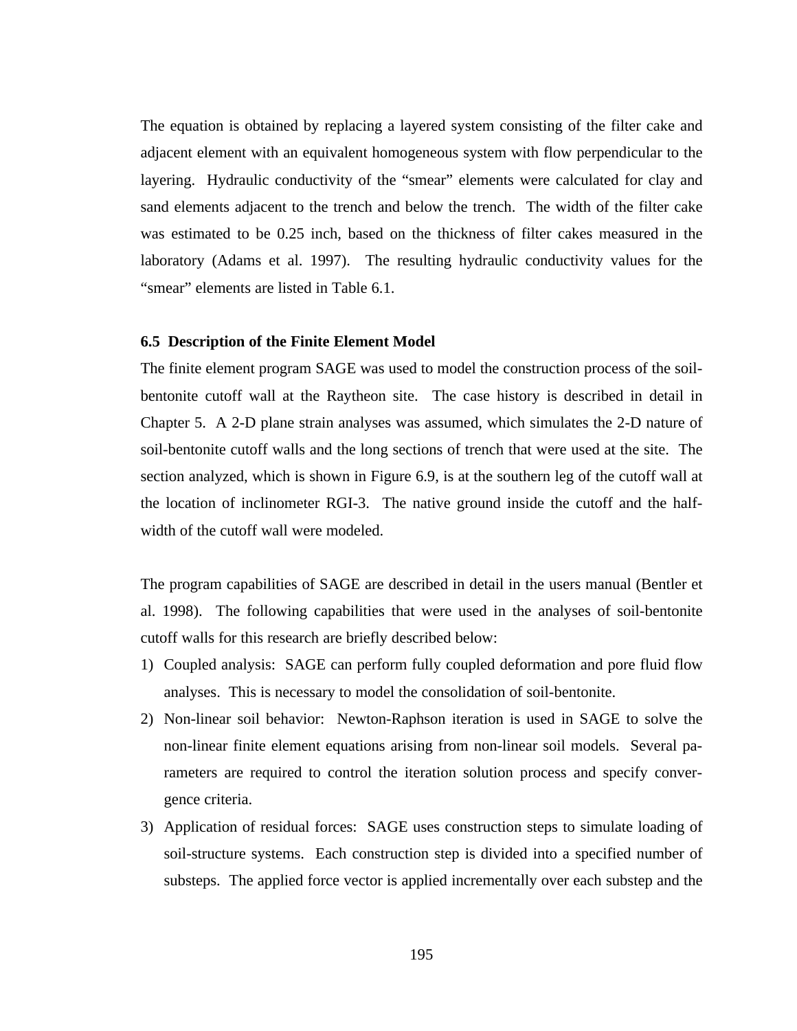The equation is obtained by replacing a layered system consisting of the filter cake and adjacent element with an equivalent homogeneous system with flow perpendicular to the layering. Hydraulic conductivity of the "smear" elements were calculated for clay and sand elements adjacent to the trench and below the trench. The width of the filter cake was estimated to be 0.25 inch, based on the thickness of filter cakes measured in the laboratory (Adams et al. 1997). The resulting hydraulic conductivity values for the "smear" elements are listed in Table 6.1.

### 6.5 Description of the Finite Element Model

The finite element program SAGE was used to model the construction process of the soil-bentonite cutoff wall at the Raytheon site. The case history is described in detail in Chapter 5. A 2-D plane strain analyses was assumed, which simulates the 2-D nature of soil-bentonite cutoff walls and the long sections of trench that were used at the site. The section analyzed, which is shown in Figure 6.9, is at the southern leg of the cutoff wall at the location of inclinometer RGI-3. The native ground inside the cutoff and the half-width of the cutoff wall were modeled.

The program capabilities of SAGE are described in detail in the users manual (Bentler et al. 1998). The following capabilities that were used in the analyses of soil-bentonite cutoff walls for this research are briefly described below:

1) Coupled analysis: SAGE can perform fully coupled deformation and pore fluid flow analyses. This is necessary to model the consolidation of soil-bentonite.
2) Non-linear soil behavior: Newton-Raphson iteration is used in SAGE to solve the non-linear finite element equations arising from non-linear soil models. Several parameters are required to control the iteration solution process and specify convergence criteria.
3) Application of residual forces: SAGE uses construction steps to simulate loading of soil-structure systems. Each construction step is divided into a specified number of substeps. The applied force vector is applied incrementally over each substep and the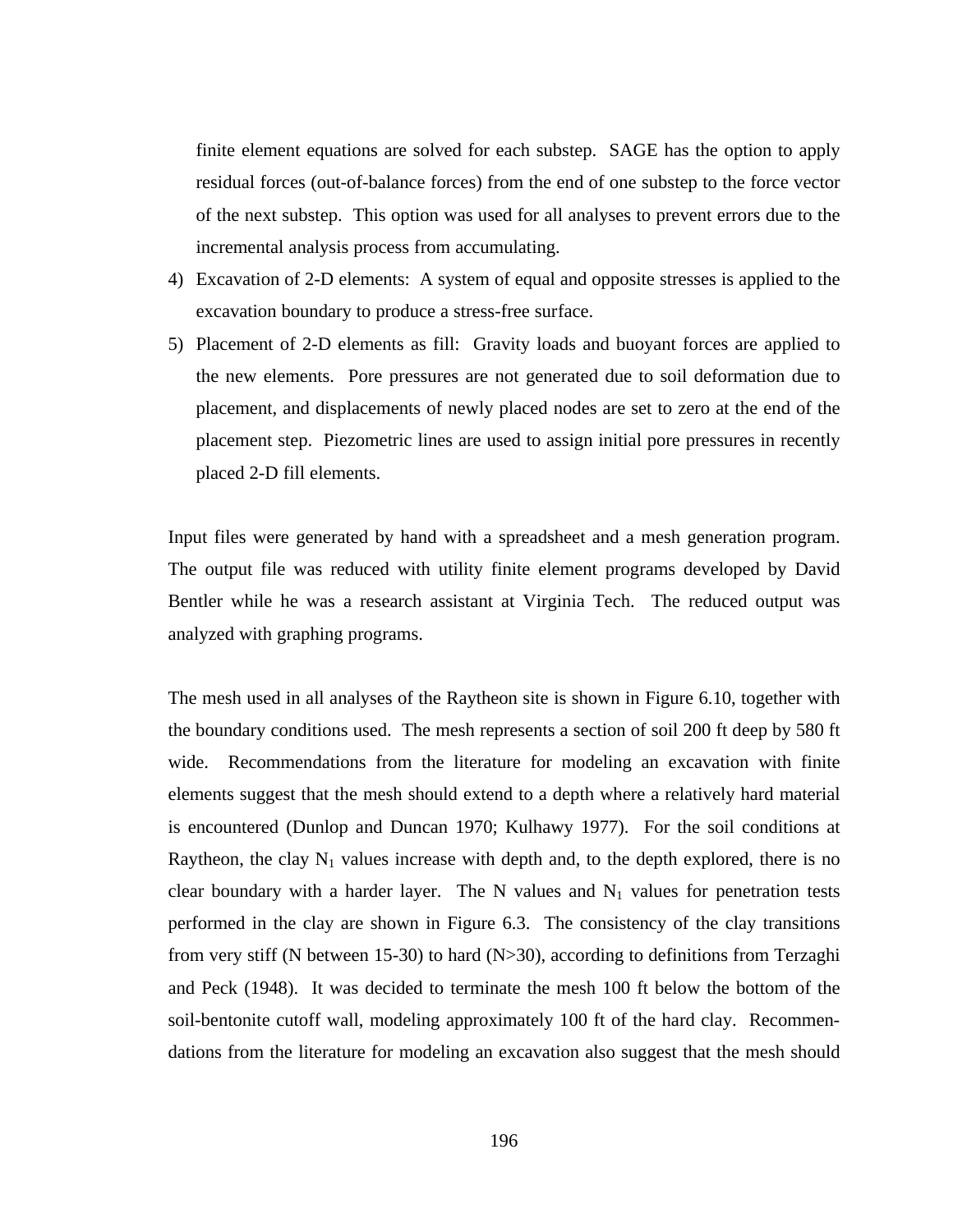finite element equations are solved for each substep. SAGE has the option to apply residual forces (out-of-balance forces) from the end of one substep to the force vector of the next substep. This option was used for all analyses to prevent errors due to the incremental analysis process from accumulating.

4) Excavation of 2-D elements: A system of equal and opposite stresses is applied to the excavation boundary to produce a stress-free surface.
5) Placement of 2-D elements as fill: Gravity loads and buoyant forces are applied to the new elements. Pore pressures are not generated due to soil deformation due to placement, and displacements of newly placed nodes are set to zero at the end of the placement step. Piezometric lines are used to assign initial pore pressures in recently placed 2-D fill elements.

Input files were generated by hand with a spreadsheet and a mesh generation program. The output file was reduced with utility finite element programs developed by David Bentler while he was a research assistant at Virginia Tech. The reduced output was analyzed with graphing programs.

The mesh used in all analyses of the Raytheon site is shown in Figure 6.10, together with the boundary conditions used. The mesh represents a section of soil 200 ft deep by 580 ft wide. Recommendations from the literature for modeling an excavation with finite elements suggest that the mesh should extend to a depth where a relatively hard material is encountered (Dunlop and Duncan 1970; Kulhawy 1977). For the soil conditions at Raytheon, the clay $N_1$ values increase with depth and, to the depth explored, there is no clear boundary with a harder layer. The N values and $N_1$ values for penetration tests performed in the clay are shown in Figure 6.3. The consistency of the clay transitions from very stiff (N between 15-30) to hard (N>30), according to definitions from Terzaghi and Peck (1948). It was decided to terminate the mesh 100 ft below the bottom of the soil-bentonite cutoff wall, modeling approximately 100 ft of the hard clay. Recommendations from the literature for modeling an excavation also suggest that the mesh should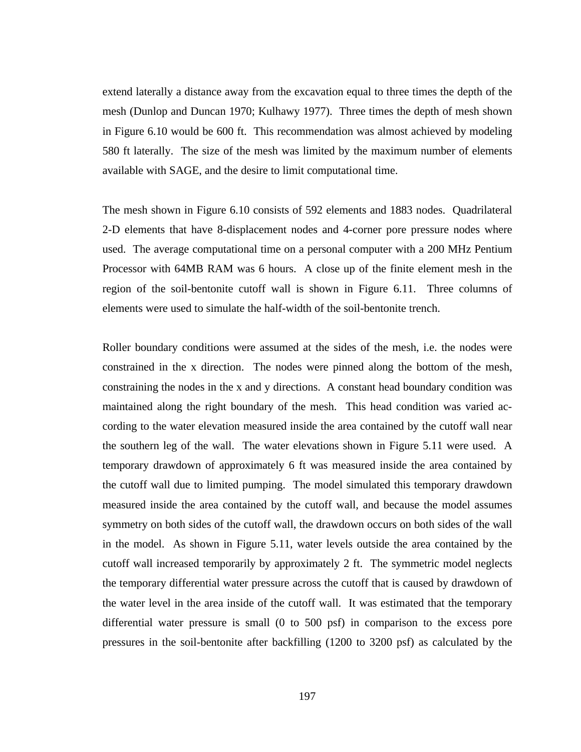extend laterally a distance away from the excavation equal to three times the depth of the mesh (Dunlop and Duncan 1970; Kulhawy 1977). Three times the depth of mesh shown in Figure 6.10 would be 600 ft. This recommendation was almost achieved by modeling 580 ft laterally. The size of the mesh was limited by the maximum number of elements available with SAGE, and the desire to limit computational time.

The mesh shown in Figure 6.10 consists of 592 elements and 1883 nodes. Quadrilateral 2-D elements that have 8-displacement nodes and 4-corner pore pressure nodes where used. The average computational time on a personal computer with a 200 MHz Pentium Processor with 64MB RAM was 6 hours. A close up of the finite element mesh in the region of the soil-bentonite cutoff wall is shown in Figure 6.11. Three columns of elements were used to simulate the half-width of the soil-bentonite trench.

Roller boundary conditions were assumed at the sides of the mesh, i.e. the nodes were constrained in the x direction. The nodes were pinned along the bottom of the mesh, constraining the nodes in the x and y directions. A constant head boundary condition was maintained along the right boundary of the mesh. This head condition was varied according to the water elevation measured inside the area contained by the cutoff wall near the southern leg of the wall. The water elevations shown in Figure 5.11 were used. A temporary drawdown of approximately 6 ft was measured inside the area contained by the cutoff wall due to limited pumping. The model simulated this temporary drawdown measured inside the area contained by the cutoff wall, and because the model assumes symmetry on both sides of the cutoff wall, the drawdown occurs on both sides of the wall in the model. As shown in Figure 5.11, water levels outside the area contained by the cutoff wall increased temporarily by approximately 2 ft. The symmetric model neglects the temporary differential water pressure across the cutoff that is caused by drawdown of the water level in the area inside of the cutoff wall. It was estimated that the temporary differential water pressure is small (0 to 500 psf) in comparison to the excess pore pressures in the soil-bentonite after backfilling (1200 to 3200 psf) as calculated by the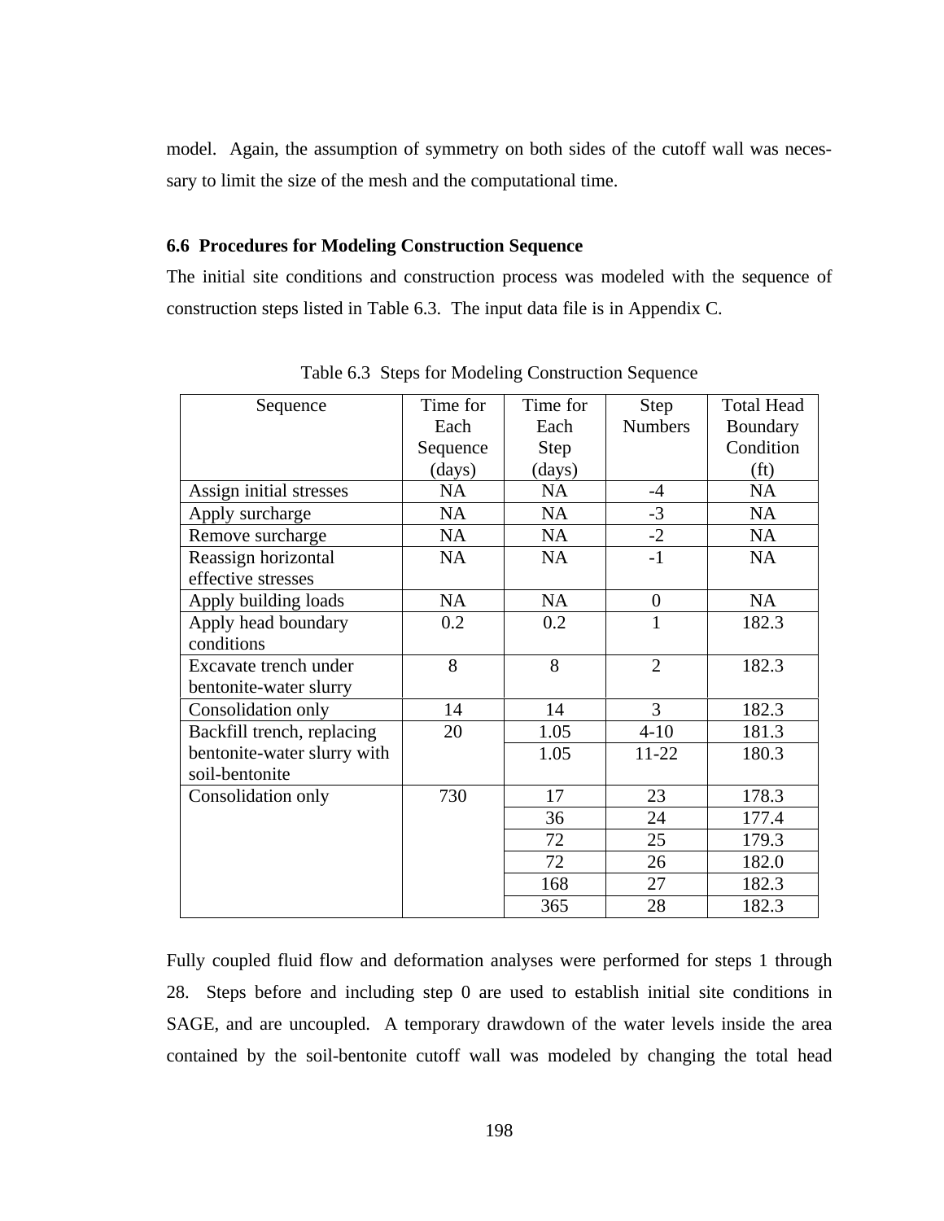model. Again, the assumption of symmetry on both sides of the cutoff wall was necessary to limit the size of the mesh and the computational time.

### 6.6 Procedures for Modeling Construction Sequence

The initial site conditions and construction process was modeled with the sequence of construction steps listed in Table 6.3. The input data file is in Appendix C.

Table 6.3 Steps for Modeling Construction Sequence

| Sequence | Time for Each Sequence (days) | Time for Each Step (days) | Step Numbers | Total Head Boundary Condition (ft) |
|---|---|---|---|---|
| Assign initial stresses | NA | NA | -4 | NA |
| Apply surcharge | NA | NA | -3 | NA |
| Remove surcharge | NA | NA | -2 | NA |
| Reassign horizontal effective stresses | NA | NA | -1 | NA |
| Apply building loads | NA | NA | 0 | NA |
| Apply head boundary conditions | 0.2 | 0.2 | 1 | 182.3 |
| Excavate trench under bentonite-water slurry | 8 | 8 | 2 | 182.3 |
| Consolidation only | 14 | 14 | 3 | 182.3 |
| Backfill trench, replacing bentonite-water slurry with soil-bentonite | 20 | 1.05 | 4-10 | 181.3 |
| | | 1.05 | 11-22 | 180.3 |
| Consolidation only | 730 | 17 | 23 | 178.3 |
| | | 36 | 24 | 177.4 |
| | | 72 | 25 | 179.3 |
| | | 72 | 26 | 182.0 |
| | | 168 | 27 | 182.3 |
| | | 365 | 28 | 182.3 |

Fully coupled fluid flow and deformation analyses were performed for steps 1 through 28. Steps before and including step 0 are used to establish initial site conditions in SAGE, and are uncoupled. A temporary drawdown of the water levels inside the area contained by the soil-bentonite cutoff wall was modeled by changing the total head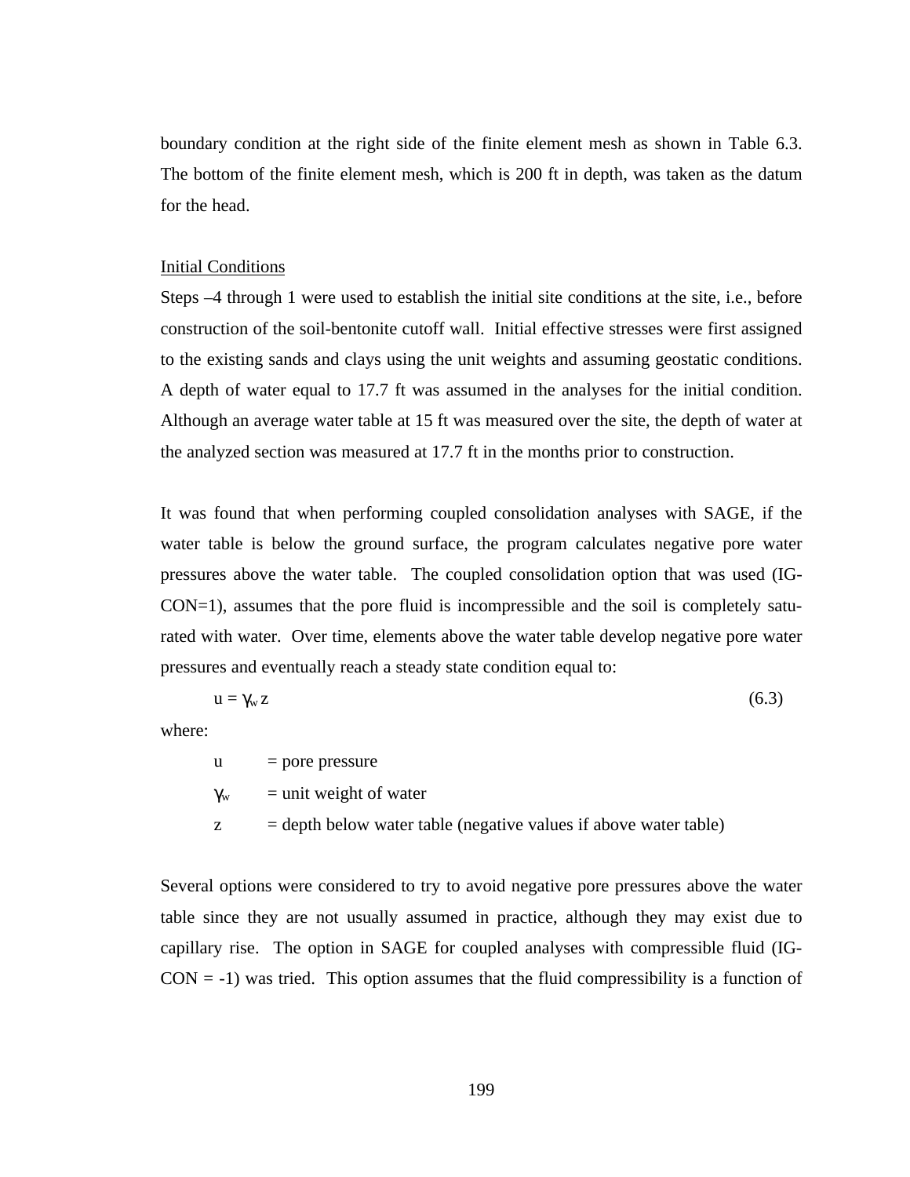boundary condition at the right side of the finite element mesh as shown in Table 6.3. The bottom of the finite element mesh, which is 200 ft in depth, was taken as the datum for the head.

Initial Conditions

Steps –4 through 1 were used to establish the initial site conditions at the site, i.e., before construction of the soil-bentonite cutoff wall. Initial effective stresses were first assigned to the existing sands and clays using the unit weights and assuming geostatic conditions. A depth of water equal to 17.7 ft was assumed in the analyses for the initial condition. Although an average water table at 15 ft was measured over the site, the depth of water at the analyzed section was measured at 17.7 ft in the months prior to construction.

It was found that when performing coupled consolidation analyses with SAGE, if the water table is below the ground surface, the program calculates negative pore water pressures above the water table. The coupled consolidation option that was used (IG-CON=1), assumes that the pore fluid is incompressible and the soil is completely saturated with water. Over time, elements above the water table develop negative pore water pressures and eventually reach a steady state condition equal to:

$$u = \gamma_w z \tag{6.3}$$

where:

$u$ = pore pressure

$\gamma_w$ = unit weight of water

$z$ = depth below water table (negative values if above water table)

Several options were considered to try to avoid negative pore pressures above the water table since they are not usually assumed in practice, although they may exist due to capillary rise. The option in SAGE for coupled analyses with compressible fluid (IG-CON = -1) was tried. This option assumes that the fluid compressibility is a function of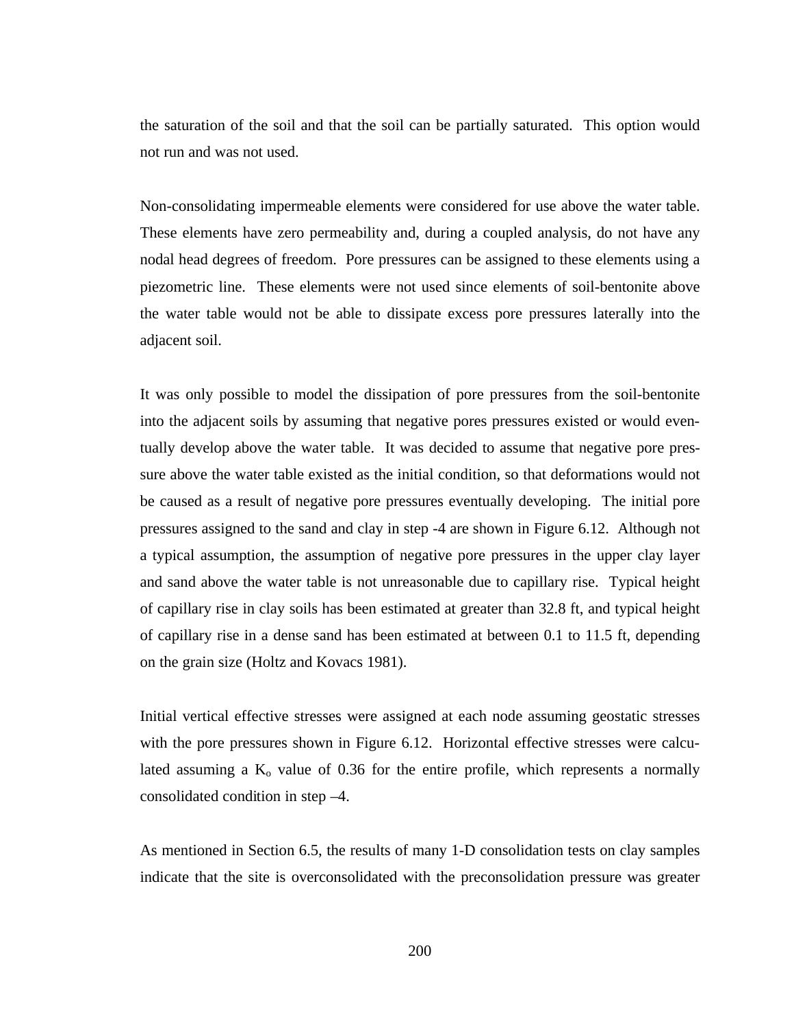the saturation of the soil and that the soil can be partially saturated. This option would not run and was not used.

Non-consolidating impermeable elements were considered for use above the water table. These elements have zero permeability and, during a coupled analysis, do not have any nodal head degrees of freedom. Pore pressures can be assigned to these elements using a piezometric line. These elements were not used since elements of soil-bentonite above the water table would not be able to dissipate excess pore pressures laterally into the adjacent soil.

It was only possible to model the dissipation of pore pressures from the soil-bentonite into the adjacent soils by assuming that negative pores pressures existed or would eventually develop above the water table. It was decided to assume that negative pore pressure above the water table existed as the initial condition, so that deformations would not be caused as a result of negative pore pressures eventually developing. The initial pore pressures assigned to the sand and clay in step -4 are shown in Figure 6.12. Although not a typical assumption, the assumption of negative pore pressures in the upper clay layer and sand above the water table is not unreasonable due to capillary rise. Typical height of capillary rise in clay soils has been estimated at greater than 32.8 ft, and typical height of capillary rise in a dense sand has been estimated at between 0.1 to 11.5 ft, depending on the grain size (Holtz and Kovacs 1981).

Initial vertical effective stresses were assigned at each node assuming geostatic stresses with the pore pressures shown in Figure 6.12. Horizontal effective stresses were calculated assuming a $K_o$ value of 0.36 for the entire profile, which represents a normally consolidated condition in step –4.

As mentioned in Section 6.5, the results of many 1-D consolidation tests on clay samples indicate that the site is overconsolidated with the preconsolidation pressure was greater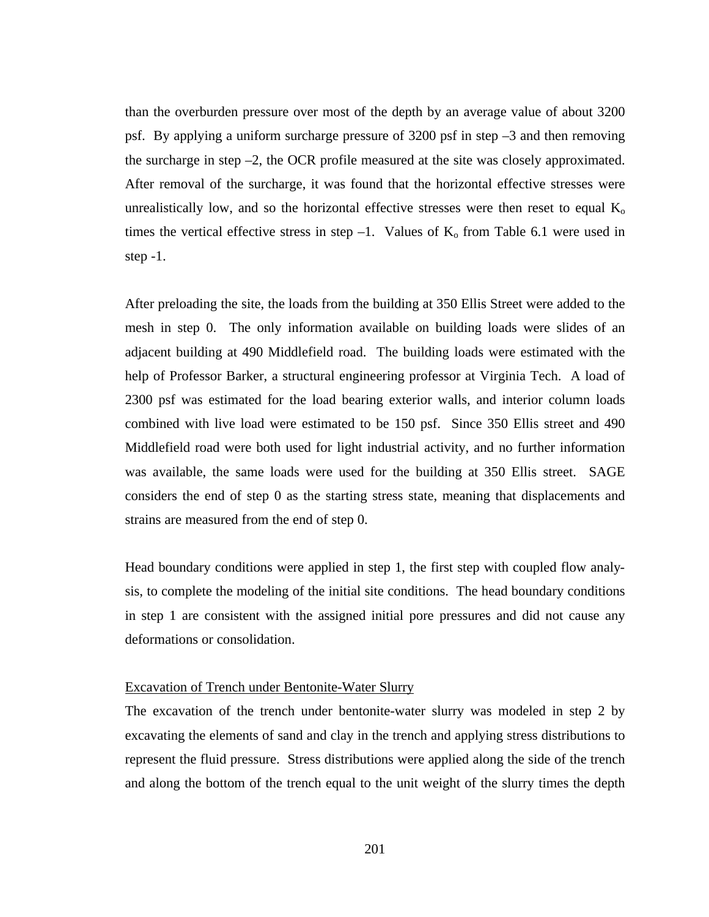than the overburden pressure over most of the depth by an average value of about 3200 psf. By applying a uniform surcharge pressure of 3200 psf in step –3 and then removing the surcharge in step –2, the OCR profile measured at the site was closely approximated. After removal of the surcharge, it was found that the horizontal effective stresses were unrealistically low, and so the horizontal effective stresses were then reset to equal $K_o$ times the vertical effective stress in step –1. Values of $K_o$ from Table 6.1 were used in step -1.

After preloading the site, the loads from the building at 350 Ellis Street were added to the mesh in step 0. The only information available on building loads were slides of an adjacent building at 490 Middlefield road. The building loads were estimated with the help of Professor Barker, a structural engineering professor at Virginia Tech. A load of 2300 psf was estimated for the load bearing exterior walls, and interior column loads combined with live load were estimated to be 150 psf. Since 350 Ellis street and 490 Middlefield road were both used for light industrial activity, and no further information was available, the same loads were used for the building at 350 Ellis street. SAGE considers the end of step 0 as the starting stress state, meaning that displacements and strains are measured from the end of step 0.

Head boundary conditions were applied in step 1, the first step with coupled flow analysis, to complete the modeling of the initial site conditions. The head boundary conditions in step 1 are consistent with the assigned initial pore pressures and did not cause any deformations or consolidation.

Excavation of Trench under Bentonite-Water Slurry

The excavation of the trench under bentonite-water slurry was modeled in step 2 by excavating the elements of sand and clay in the trench and applying stress distributions to represent the fluid pressure. Stress distributions were applied along the side of the trench and along the bottom of the trench equal to the unit weight of the slurry times the depth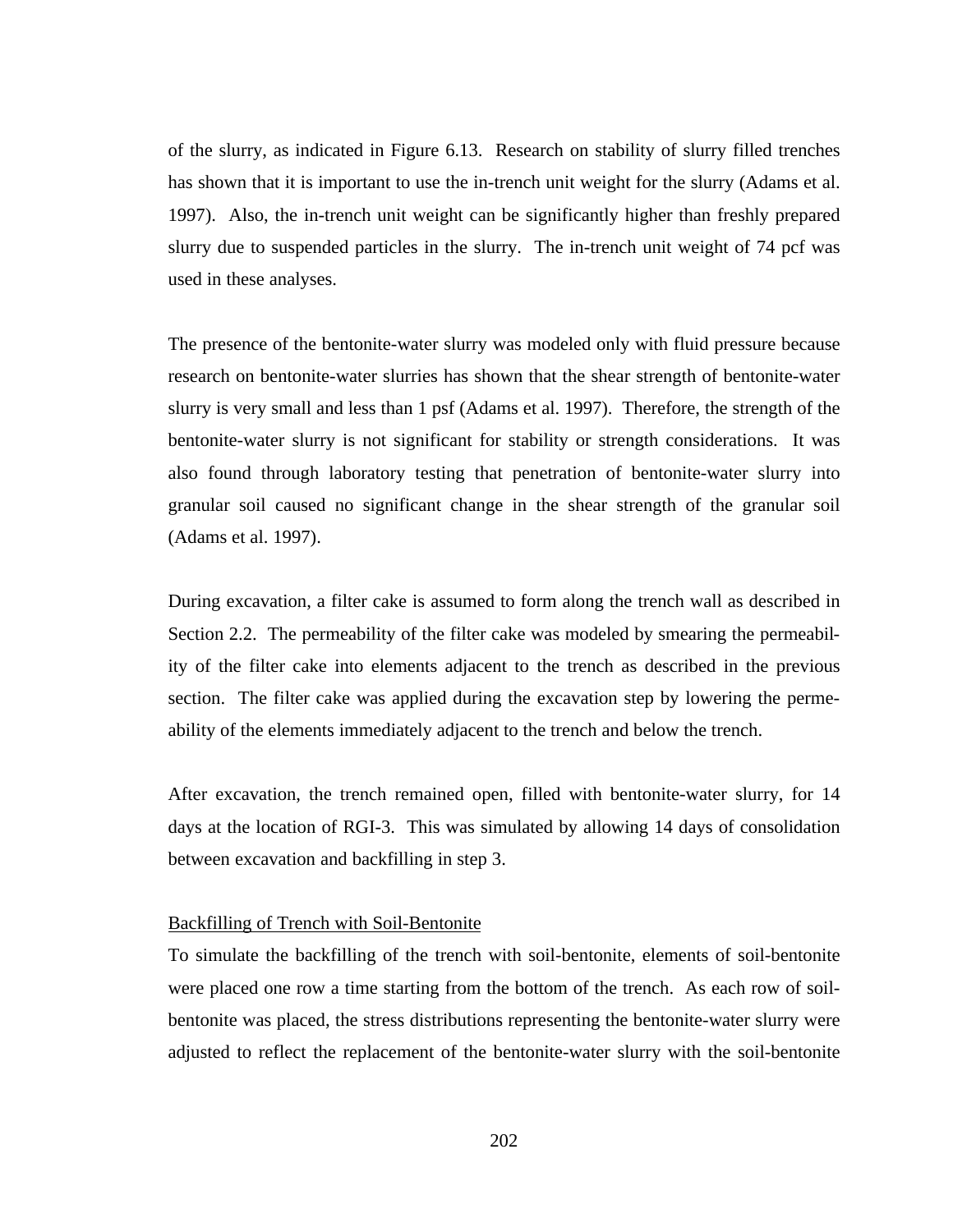of the slurry, as indicated in Figure 6.13. Research on stability of slurry filled trenches has shown that it is important to use the in-trench unit weight for the slurry (Adams et al. 1997). Also, the in-trench unit weight can be significantly higher than freshly prepared slurry due to suspended particles in the slurry. The in-trench unit weight of 74 pcf was used in these analyses.

The presence of the bentonite-water slurry was modeled only with fluid pressure because research on bentonite-water slurries has shown that the shear strength of bentonite-water slurry is very small and less than 1 psf (Adams et al. 1997). Therefore, the strength of the bentonite-water slurry is not significant for stability or strength considerations. It was also found through laboratory testing that penetration of bentonite-water slurry into granular soil caused no significant change in the shear strength of the granular soil (Adams et al. 1997).

During excavation, a filter cake is assumed to form along the trench wall as described in Section 2.2. The permeability of the filter cake was modeled by smearing the permeability of the filter cake into elements adjacent to the trench as described in the previous section. The filter cake was applied during the excavation step by lowering the permeability of the elements immediately adjacent to the trench and below the trench.

After excavation, the trench remained open, filled with bentonite-water slurry, for 14 days at the location of RGI-3. This was simulated by allowing 14 days of consolidation between excavation and backfilling in step 3.

<u>Backfilling of Trench with Soil-Bentonite</u>

To simulate the backfilling of the trench with soil-bentonite, elements of soil-bentonite were placed one row a time starting from the bottom of the trench. As each row of soil-bentonite was placed, the stress distributions representing the bentonite-water slurry were adjusted to reflect the replacement of the bentonite-water slurry with the soil-bentonite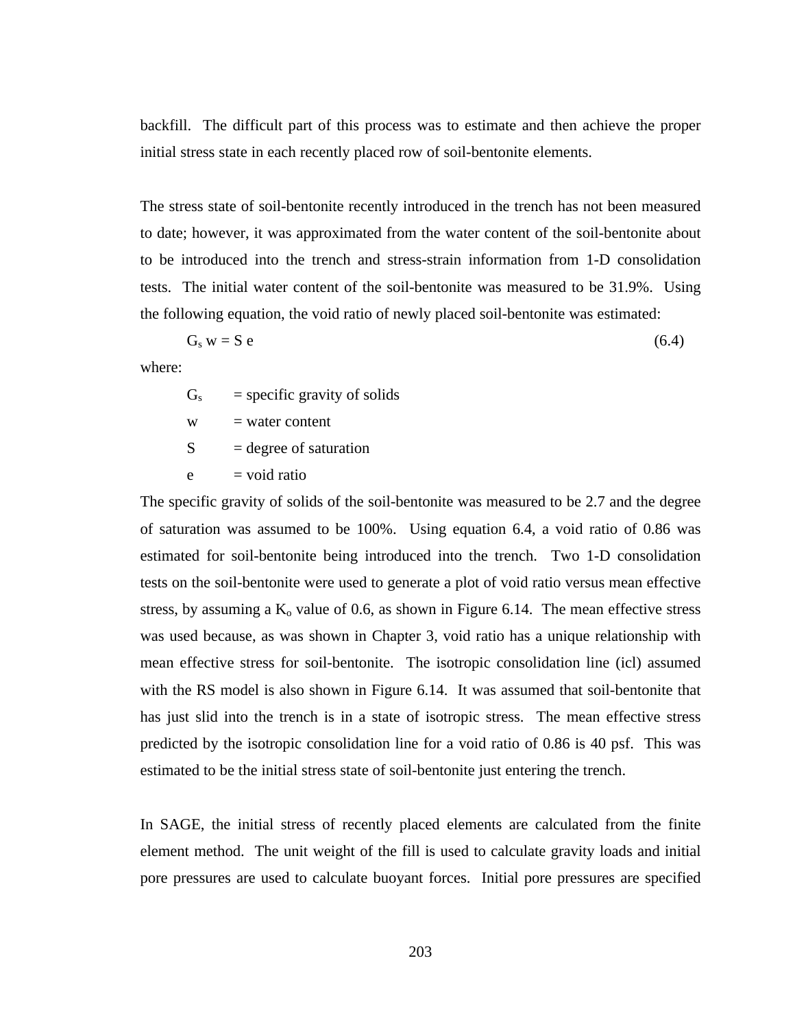backfill. The difficult part of this process was to estimate and then achieve the proper initial stress state in each recently placed row of soil-bentonite elements.

The stress state of soil-bentonite recently introduced in the trench has not been measured to date; however, it was approximated from the water content of the soil-bentonite about to be introduced into the trench and stress-strain information from 1-D consolidation tests. The initial water content of the soil-bentonite was measured to be 31.9%. Using the following equation, the void ratio of newly placed soil-bentonite was estimated:

$$G_s\, w = S\, e \tag{6.4}$$

where:

$G_s$ = specific gravity of solids

$w$ = water content

$S$ = degree of saturation

$e$ = void ratio

The specific gravity of solids of the soil-bentonite was measured to be 2.7 and the degree of saturation was assumed to be 100%. Using equation 6.4, a void ratio of 0.86 was estimated for soil-bentonite being introduced into the trench. Two 1-D consolidation tests on the soil-bentonite were used to generate a plot of void ratio versus mean effective stress, by assuming a $K_o$ value of 0.6, as shown in Figure 6.14. The mean effective stress was used because, as was shown in Chapter 3, void ratio has a unique relationship with mean effective stress for soil-bentonite. The isotropic consolidation line (icl) assumed with the RS model is also shown in Figure 6.14. It was assumed that soil-bentonite that has just slid into the trench is in a state of isotropic stress. The mean effective stress predicted by the isotropic consolidation line for a void ratio of 0.86 is 40 psf. This was estimated to be the initial stress state of soil-bentonite just entering the trench.

In SAGE, the initial stress of recently placed elements are calculated from the finite element method. The unit weight of the fill is used to calculate gravity loads and initial pore pressures are used to calculate buoyant forces. Initial pore pressures are specified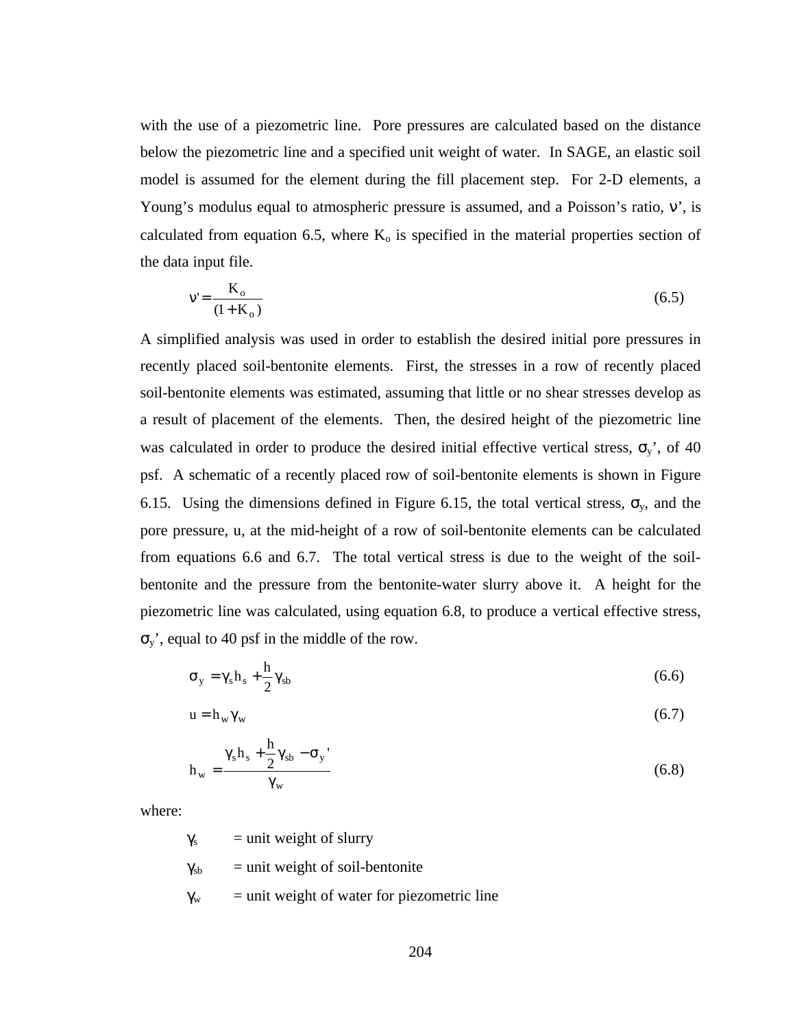with the use of a piezometric line. Pore pressures are calculated based on the distance below the piezometric line and a specified unit weight of water. In SAGE, an elastic soil model is assumed for the element during the fill placement step. For 2-D elements, a Young's modulus equal to atmospheric pressure is assumed, and a Poisson's ratio, $\nu'$, is calculated from equation 6.5, where $K_o$ is specified in the material properties section of the data input file.

$$\nu' = \frac{K_o}{(1 + K_o)} \tag{6.5}$$

A simplified analysis was used in order to establish the desired initial pore pressures in recently placed soil-bentonite elements. First, the stresses in a row of recently placed soil-bentonite elements was estimated, assuming that little or no shear stresses develop as a result of placement of the elements. Then, the desired height of the piezometric line was calculated in order to produce the desired initial effective vertical stress, $\sigma_y'$, of 40 psf. A schematic of a recently placed row of soil-bentonite elements is shown in Figure 6.15. Using the dimensions defined in Figure 6.15, the total vertical stress, $\sigma_y$, and the pore pressure, u, at the mid-height of a row of soil-bentonite elements can be calculated from equations 6.6 and 6.7. The total vertical stress is due to the weight of the soil-bentonite and the pressure from the bentonite-water slurry above it. A height for the piezometric line was calculated, using equation 6.8, to produce a vertical effective stress, $\sigma_y'$, equal to 40 psf in the middle of the row.

$$\sigma_y = \gamma_s h_s + \frac{h}{2}\gamma_{sb} \tag{6.6}$$

$$u = h_w \gamma_w \tag{6.7}$$

$$h_w = \frac{\gamma_s h_s + \frac{h}{2}\gamma_{sb} - \sigma_y'}{\gamma_w} \tag{6.8}$$

where:

$\gamma_s$ = unit weight of slurry

$\gamma_{sb}$ = unit weight of soil-bentonite

$\gamma_w$ = unit weight of water for piezometric line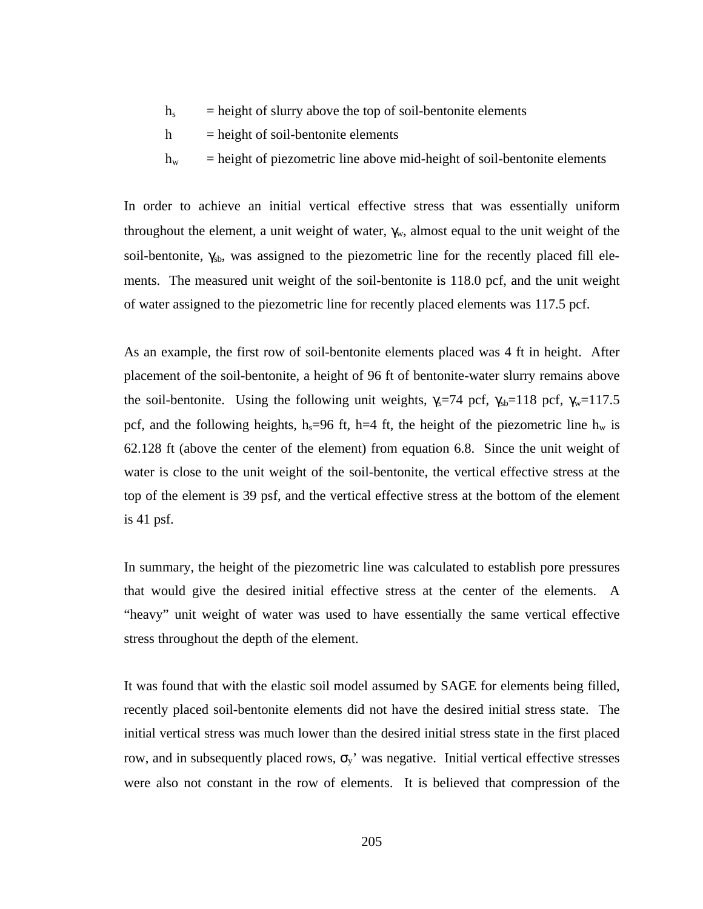$h_s$ = height of slurry above the top of soil-bentonite elements

$h$ = height of soil-bentonite elements

$h_w$ = height of piezometric line above mid-height of soil-bentonite elements

In order to achieve an initial vertical effective stress that was essentially uniform throughout the element, a unit weight of water, $\gamma_w$, almost equal to the unit weight of the soil-bentonite, $\gamma_{sb}$, was assigned to the piezometric line for the recently placed fill elements. The measured unit weight of the soil-bentonite is 118.0 pcf, and the unit weight of water assigned to the piezometric line for recently placed elements was 117.5 pcf.

As an example, the first row of soil-bentonite elements placed was 4 ft in height. After placement of the soil-bentonite, a height of 96 ft of bentonite-water slurry remains above the soil-bentonite. Using the following unit weights, $\gamma_s$=74 pcf, $\gamma_{sb}$=118 pcf, $\gamma_w$=117.5 pcf, and the following heights, $h_s$=96 ft, h=4 ft, the height of the piezometric line $h_w$ is 62.128 ft (above the center of the element) from equation 6.8. Since the unit weight of water is close to the unit weight of the soil-bentonite, the vertical effective stress at the top of the element is 39 psf, and the vertical effective stress at the bottom of the element is 41 psf.

In summary, the height of the piezometric line was calculated to establish pore pressures that would give the desired initial effective stress at the center of the elements. A "heavy" unit weight of water was used to have essentially the same vertical effective stress throughout the depth of the element.

It was found that with the elastic soil model assumed by SAGE for elements being filled, recently placed soil-bentonite elements did not have the desired initial stress state. The initial vertical stress was much lower than the desired initial stress state in the first placed row, and in subsequently placed rows, $\sigma_y$' was negative. Initial vertical effective stresses were also not constant in the row of elements. It is believed that compression of the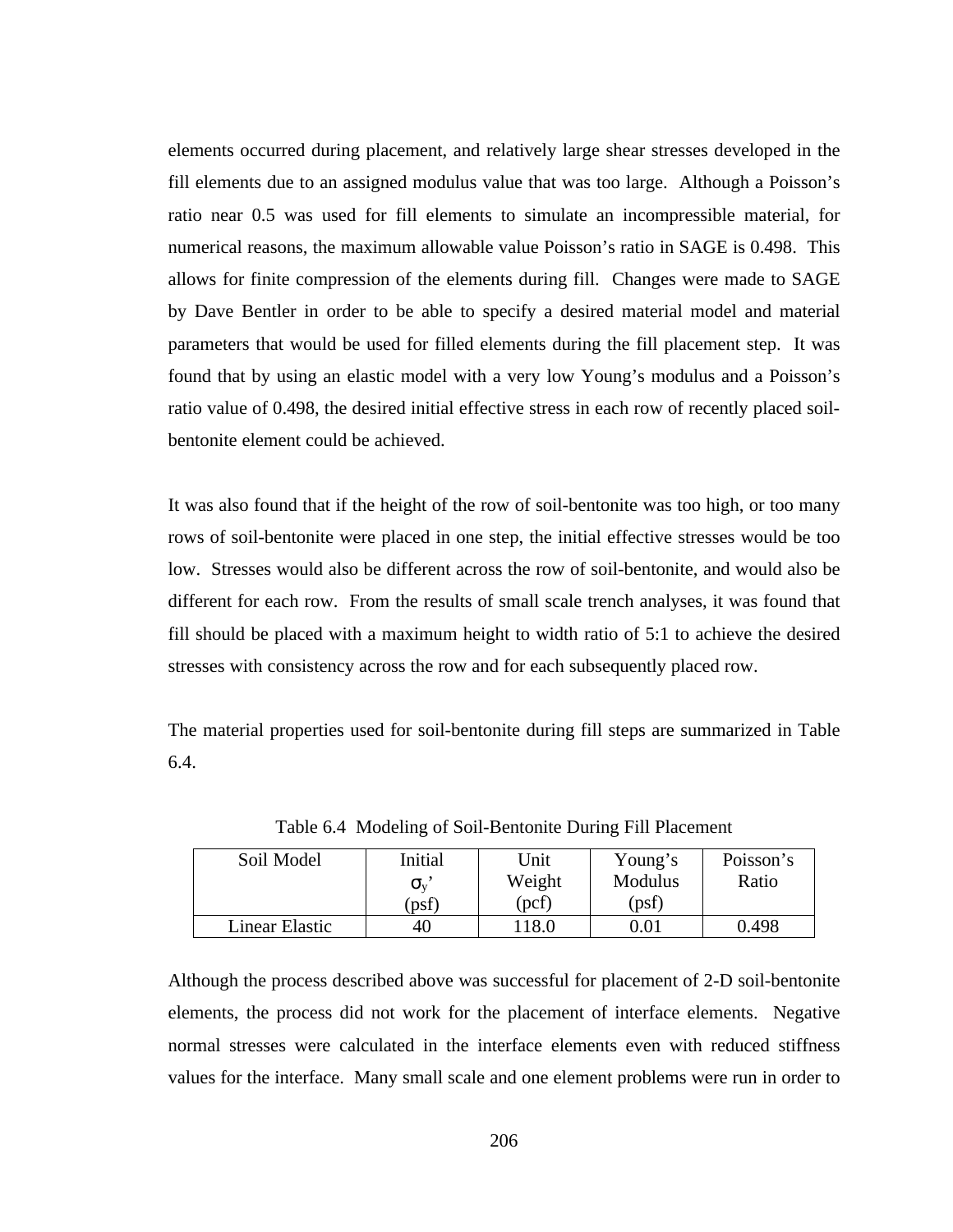elements occurred during placement, and relatively large shear stresses developed in the fill elements due to an assigned modulus value that was too large. Although a Poisson's ratio near 0.5 was used for fill elements to simulate an incompressible material, for numerical reasons, the maximum allowable value Poisson's ratio in SAGE is 0.498. This allows for finite compression of the elements during fill. Changes were made to SAGE by Dave Bentler in order to be able to specify a desired material model and material parameters that would be used for filled elements during the fill placement step. It was found that by using an elastic model with a very low Young's modulus and a Poisson's ratio value of 0.498, the desired initial effective stress in each row of recently placed soil-bentonite element could be achieved.

It was also found that if the height of the row of soil-bentonite was too high, or too many rows of soil-bentonite were placed in one step, the initial effective stresses would be too low. Stresses would also be different across the row of soil-bentonite, and would also be different for each row. From the results of small scale trench analyses, it was found that fill should be placed with a maximum height to width ratio of 5:1 to achieve the desired stresses with consistency across the row and for each subsequently placed row.

The material properties used for soil-bentonite during fill steps are summarized in Table 6.4.

Table 6.4 Modeling of Soil-Bentonite During Fill Placement

| Soil Model | Initial $\sigma_y$' (psf) | Unit Weight (pcf) | Young's Modulus (psf) | Poisson's Ratio |
|---|---|---|---|---|
| Linear Elastic | 40 | 118.0 | 0.01 | 0.498 |

Although the process described above was successful for placement of 2-D soil-bentonite elements, the process did not work for the placement of interface elements. Negative normal stresses were calculated in the interface elements even with reduced stiffness values for the interface. Many small scale and one element problems were run in order to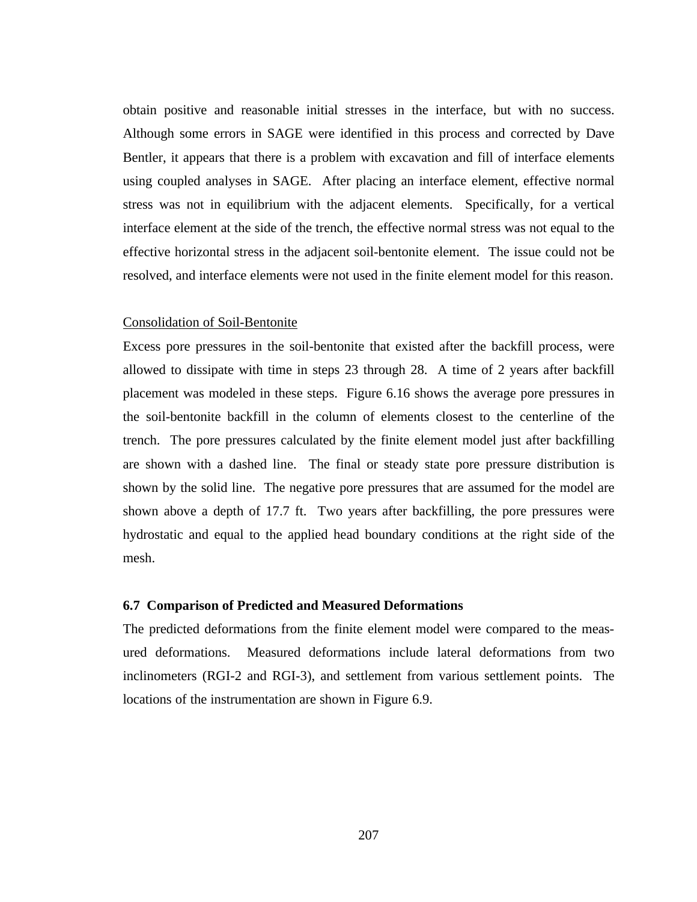obtain positive and reasonable initial stresses in the interface, but with no success. Although some errors in SAGE were identified in this process and corrected by Dave Bentler, it appears that there is a problem with excavation and fill of interface elements using coupled analyses in SAGE. After placing an interface element, effective normal stress was not in equilibrium with the adjacent elements. Specifically, for a vertical interface element at the side of the trench, the effective normal stress was not equal to the effective horizontal stress in the adjacent soil-bentonite element. The issue could not be resolved, and interface elements were not used in the finite element model for this reason.

<u>Consolidation of Soil-Bentonite</u>

Excess pore pressures in the soil-bentonite that existed after the backfill process, were allowed to dissipate with time in steps 23 through 28. A time of 2 years after backfill placement was modeled in these steps. Figure 6.16 shows the average pore pressures in the soil-bentonite backfill in the column of elements closest to the centerline of the trench. The pore pressures calculated by the finite element model just after backfilling are shown with a dashed line. The final or steady state pore pressure distribution is shown by the solid line. The negative pore pressures that are assumed for the model are shown above a depth of 17.7 ft. Two years after backfilling, the pore pressures were hydrostatic and equal to the applied head boundary conditions at the right side of the mesh.

### 6.7 Comparison of Predicted and Measured Deformations

The predicted deformations from the finite element model were compared to the measured deformations. Measured deformations include lateral deformations from two inclinometers (RGI-2 and RGI-3), and settlement from various settlement points. The locations of the instrumentation are shown in Figure 6.9.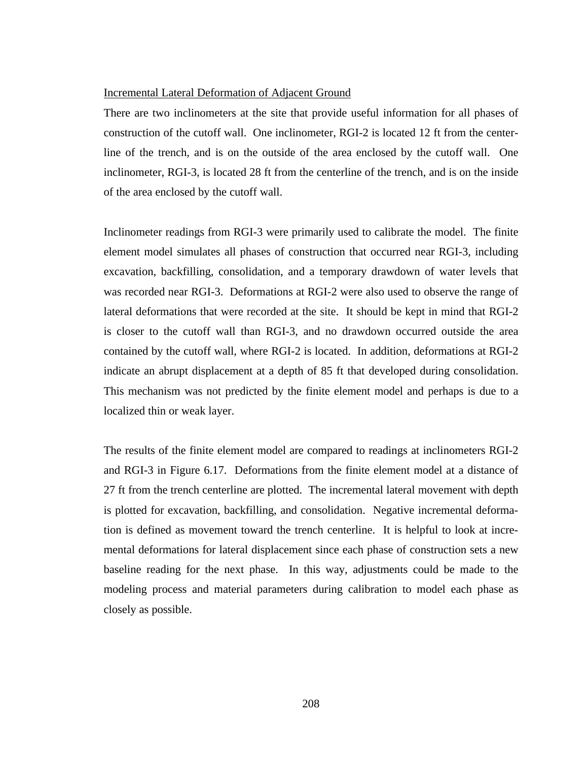Incremental Lateral Deformation of Adjacent Ground

There are two inclinometers at the site that provide useful information for all phases of construction of the cutoff wall. One inclinometer, RGI-2 is located 12 ft from the centerline of the trench, and is on the outside of the area enclosed by the cutoff wall. One inclinometer, RGI-3, is located 28 ft from the centerline of the trench, and is on the inside of the area enclosed by the cutoff wall.

Inclinometer readings from RGI-3 were primarily used to calibrate the model. The finite element model simulates all phases of construction that occurred near RGI-3, including excavation, backfilling, consolidation, and a temporary drawdown of water levels that was recorded near RGI-3. Deformations at RGI-2 were also used to observe the range of lateral deformations that were recorded at the site. It should be kept in mind that RGI-2 is closer to the cutoff wall than RGI-3, and no drawdown occurred outside the area contained by the cutoff wall, where RGI-2 is located. In addition, deformations at RGI-2 indicate an abrupt displacement at a depth of 85 ft that developed during consolidation. This mechanism was not predicted by the finite element model and perhaps is due to a localized thin or weak layer.

The results of the finite element model are compared to readings at inclinometers RGI-2 and RGI-3 in Figure 6.17. Deformations from the finite element model at a distance of 27 ft from the trench centerline are plotted. The incremental lateral movement with depth is plotted for excavation, backfilling, and consolidation. Negative incremental deformation is defined as movement toward the trench centerline. It is helpful to look at incremental deformations for lateral displacement since each phase of construction sets a new baseline reading for the next phase. In this way, adjustments could be made to the modeling process and material parameters during calibration to model each phase as closely as possible.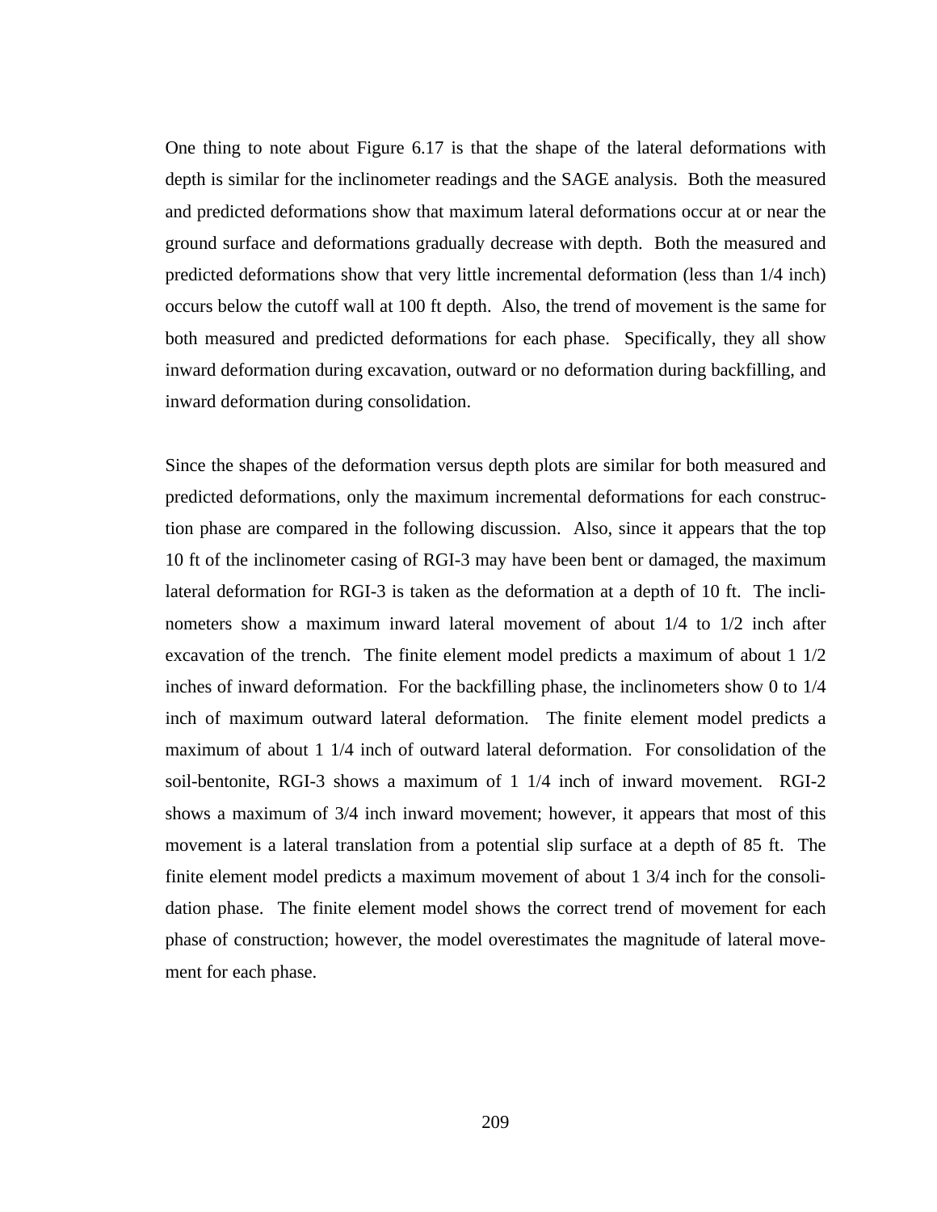One thing to note about Figure 6.17 is that the shape of the lateral deformations with depth is similar for the inclinometer readings and the SAGE analysis. Both the measured and predicted deformations show that maximum lateral deformations occur at or near the ground surface and deformations gradually decrease with depth. Both the measured and predicted deformations show that very little incremental deformation (less than 1/4 inch) occurs below the cutoff wall at 100 ft depth. Also, the trend of movement is the same for both measured and predicted deformations for each phase. Specifically, they all show inward deformation during excavation, outward or no deformation during backfilling, and inward deformation during consolidation.

Since the shapes of the deformation versus depth plots are similar for both measured and predicted deformations, only the maximum incremental deformations for each construction phase are compared in the following discussion. Also, since it appears that the top 10 ft of the inclinometer casing of RGI-3 may have been bent or damaged, the maximum lateral deformation for RGI-3 is taken as the deformation at a depth of 10 ft. The inclinometers show a maximum inward lateral movement of about 1/4 to 1/2 inch after excavation of the trench. The finite element model predicts a maximum of about 1 1/2 inches of inward deformation. For the backfilling phase, the inclinometers show 0 to 1/4 inch of maximum outward lateral deformation. The finite element model predicts a maximum of about 1 1/4 inch of outward lateral deformation. For consolidation of the soil-bentonite, RGI-3 shows a maximum of 1 1/4 inch of inward movement. RGI-2 shows a maximum of 3/4 inch inward movement; however, it appears that most of this movement is a lateral translation from a potential slip surface at a depth of 85 ft. The finite element model predicts a maximum movement of about 1 3/4 inch for the consolidation phase. The finite element model shows the correct trend of movement for each phase of construction; however, the model overestimates the magnitude of lateral movement for each phase.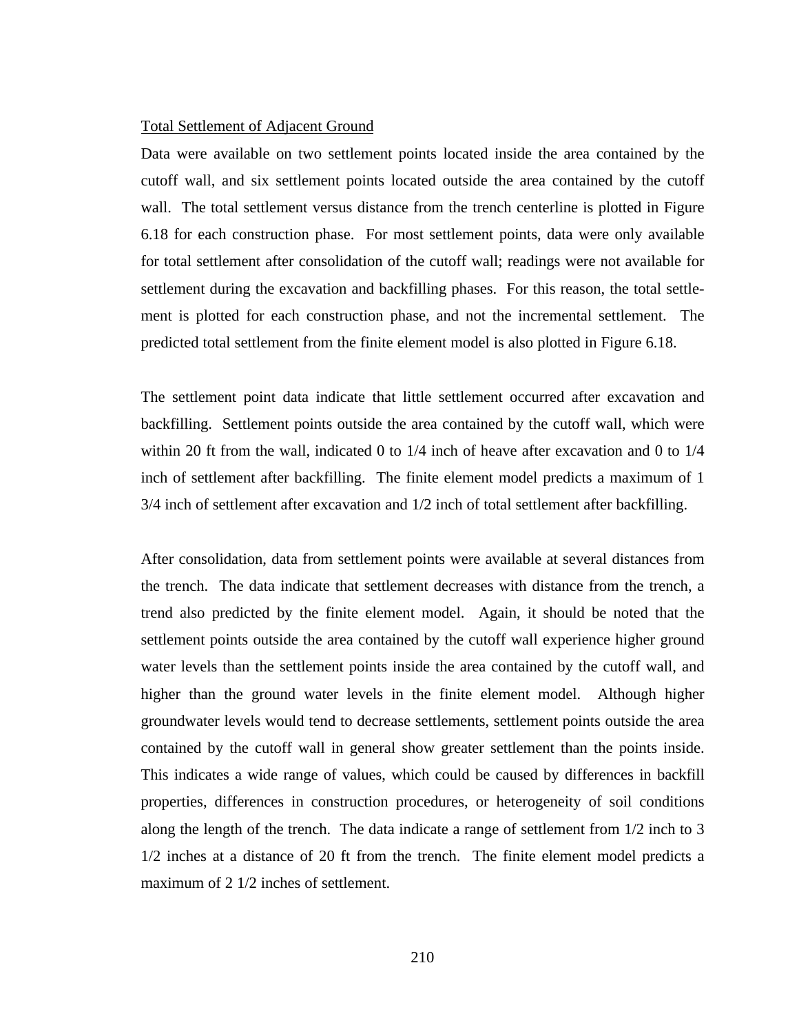Total Settlement of Adjacent Ground

Data were available on two settlement points located inside the area contained by the cutoff wall, and six settlement points located outside the area contained by the cutoff wall. The total settlement versus distance from the trench centerline is plotted in Figure 6.18 for each construction phase. For most settlement points, data were only available for total settlement after consolidation of the cutoff wall; readings were not available for settlement during the excavation and backfilling phases. For this reason, the total settlement is plotted for each construction phase, and not the incremental settlement. The predicted total settlement from the finite element model is also plotted in Figure 6.18.

The settlement point data indicate that little settlement occurred after excavation and backfilling. Settlement points outside the area contained by the cutoff wall, which were within 20 ft from the wall, indicated 0 to 1/4 inch of heave after excavation and 0 to 1/4 inch of settlement after backfilling. The finite element model predicts a maximum of 1 3/4 inch of settlement after excavation and 1/2 inch of total settlement after backfilling.

After consolidation, data from settlement points were available at several distances from the trench. The data indicate that settlement decreases with distance from the trench, a trend also predicted by the finite element model. Again, it should be noted that the settlement points outside the area contained by the cutoff wall experience higher ground water levels than the settlement points inside the area contained by the cutoff wall, and higher than the ground water levels in the finite element model. Although higher groundwater levels would tend to decrease settlements, settlement points outside the area contained by the cutoff wall in general show greater settlement than the points inside. This indicates a wide range of values, which could be caused by differences in backfill properties, differences in construction procedures, or heterogeneity of soil conditions along the length of the trench. The data indicate a range of settlement from 1/2 inch to 3 1/2 inches at a distance of 20 ft from the trench. The finite element model predicts a maximum of 2 1/2 inches of settlement.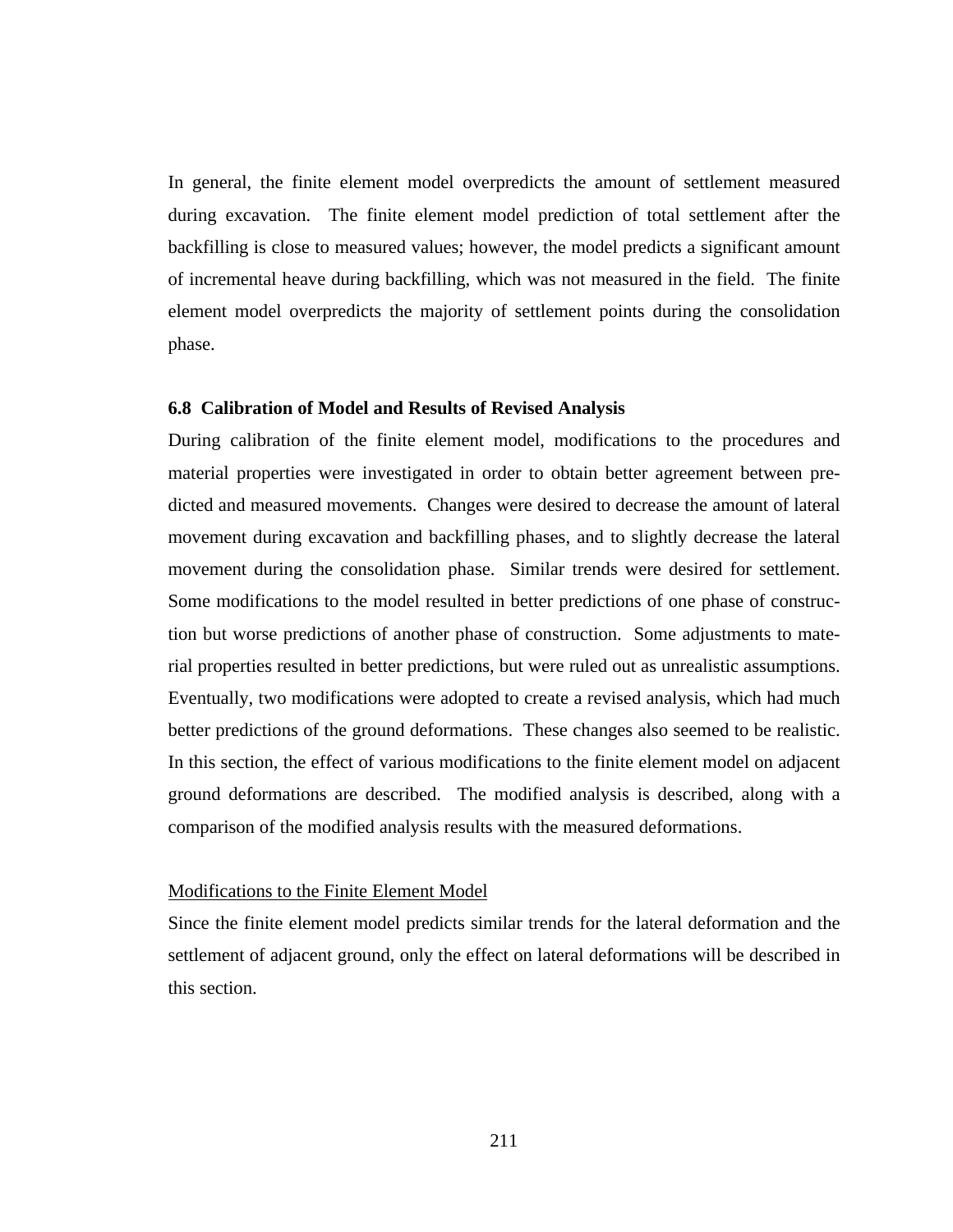In general, the finite element model overpredicts the amount of settlement measured during excavation. The finite element model prediction of total settlement after the backfilling is close to measured values; however, the model predicts a significant amount of incremental heave during backfilling, which was not measured in the field. The finite element model overpredicts the majority of settlement points during the consolidation phase.

### 6.8 Calibration of Model and Results of Revised Analysis

During calibration of the finite element model, modifications to the procedures and material properties were investigated in order to obtain better agreement between predicted and measured movements. Changes were desired to decrease the amount of lateral movement during excavation and backfilling phases, and to slightly decrease the lateral movement during the consolidation phase. Similar trends were desired for settlement. Some modifications to the model resulted in better predictions of one phase of construction but worse predictions of another phase of construction. Some adjustments to material properties resulted in better predictions, but were ruled out as unrealistic assumptions. Eventually, two modifications were adopted to create a revised analysis, which had much better predictions of the ground deformations. These changes also seemed to be realistic. In this section, the effect of various modifications to the finite element model on adjacent ground deformations are described. The modified analysis is described, along with a comparison of the modified analysis results with the measured deformations.

#### Modifications to the Finite Element Model

Since the finite element model predicts similar trends for the lateral deformation and the settlement of adjacent ground, only the effect on lateral deformations will be described in this section.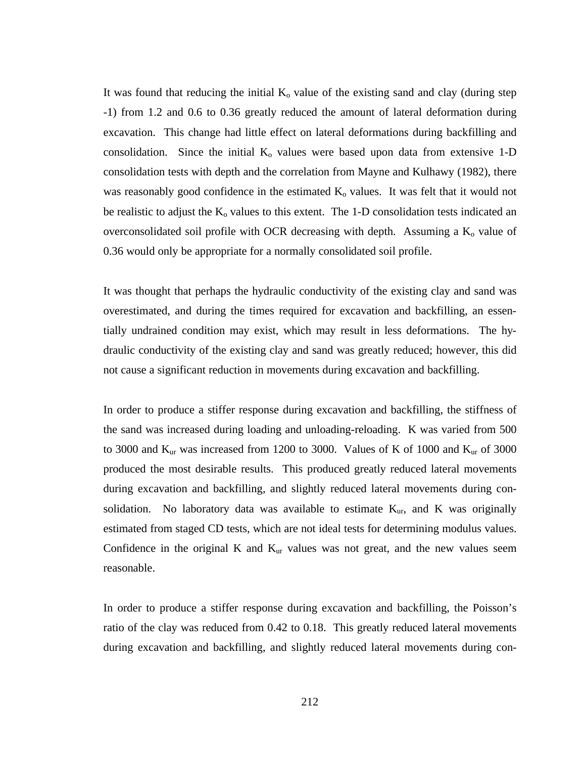It was found that reducing the initial $K_o$ value of the existing sand and clay (during step -1) from 1.2 and 0.6 to 0.36 greatly reduced the amount of lateral deformation during excavation. This change had little effect on lateral deformations during backfilling and consolidation. Since the initial $K_o$ values were based upon data from extensive 1-D consolidation tests with depth and the correlation from Mayne and Kulhawy (1982), there was reasonably good confidence in the estimated $K_o$ values. It was felt that it would not be realistic to adjust the $K_o$ values to this extent. The 1-D consolidation tests indicated an overconsolidated soil profile with OCR decreasing with depth. Assuming a $K_o$ value of 0.36 would only be appropriate for a normally consolidated soil profile.

It was thought that perhaps the hydraulic conductivity of the existing clay and sand was overestimated, and during the times required for excavation and backfilling, an essentially undrained condition may exist, which may result in less deformations. The hydraulic conductivity of the existing clay and sand was greatly reduced; however, this did not cause a significant reduction in movements during excavation and backfilling.

In order to produce a stiffer response during excavation and backfilling, the stiffness of the sand was increased during loading and unloading-reloading. K was varied from 500 to 3000 and $K_{ur}$ was increased from 1200 to 3000. Values of K of 1000 and $K_{ur}$ of 3000 produced the most desirable results. This produced greatly reduced lateral movements during excavation and backfilling, and slightly reduced lateral movements during consolidation. No laboratory data was available to estimate $K_{ur}$, and K was originally estimated from staged CD tests, which are not ideal tests for determining modulus values. Confidence in the original K and $K_{ur}$ values was not great, and the new values seem reasonable.

In order to produce a stiffer response during excavation and backfilling, the Poisson's ratio of the clay was reduced from 0.42 to 0.18. This greatly reduced lateral movements during excavation and backfilling, and slightly reduced lateral movements during con-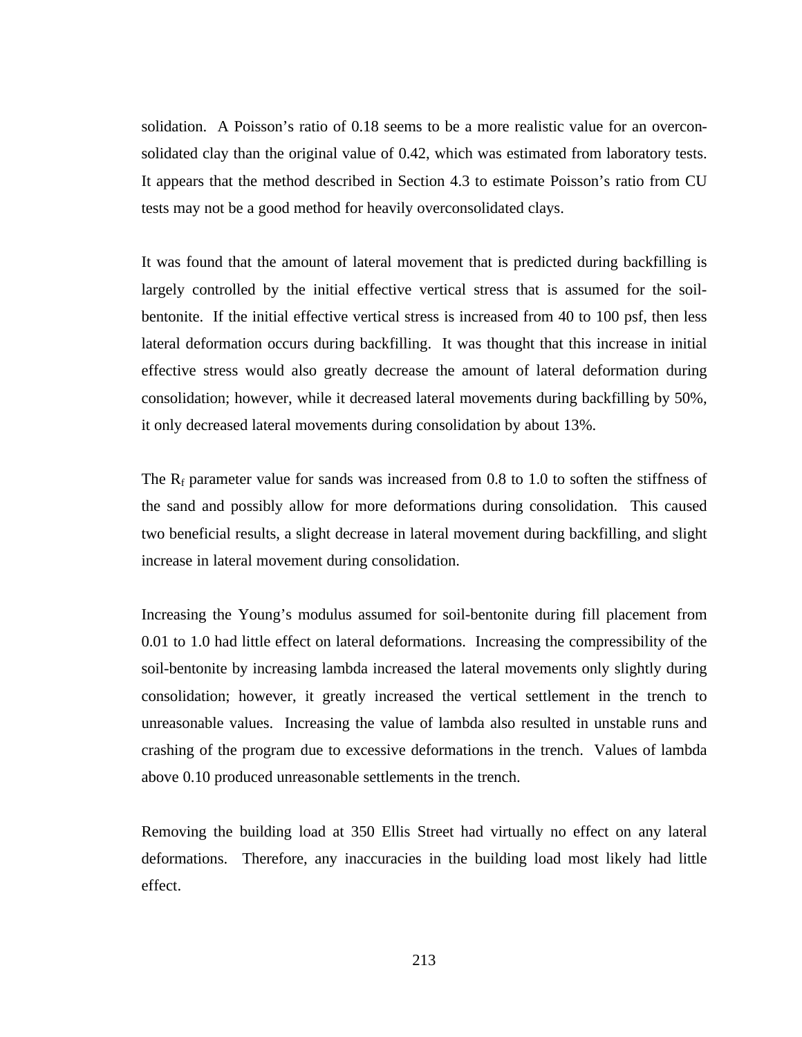solidation. A Poisson's ratio of 0.18 seems to be a more realistic value for an overconsolidated clay than the original value of 0.42, which was estimated from laboratory tests. It appears that the method described in Section 4.3 to estimate Poisson's ratio from CU tests may not be a good method for heavily overconsolidated clays.

It was found that the amount of lateral movement that is predicted during backfilling is largely controlled by the initial effective vertical stress that is assumed for the soil-bentonite. If the initial effective vertical stress is increased from 40 to 100 psf, then less lateral deformation occurs during backfilling. It was thought that this increase in initial effective stress would also greatly decrease the amount of lateral deformation during consolidation; however, while it decreased lateral movements during backfilling by 50%, it only decreased lateral movements during consolidation by about 13%.

The $R_f$ parameter value for sands was increased from 0.8 to 1.0 to soften the stiffness of the sand and possibly allow for more deformations during consolidation. This caused two beneficial results, a slight decrease in lateral movement during backfilling, and slight increase in lateral movement during consolidation.

Increasing the Young's modulus assumed for soil-bentonite during fill placement from 0.01 to 1.0 had little effect on lateral deformations. Increasing the compressibility of the soil-bentonite by increasing lambda increased the lateral movements only slightly during consolidation; however, it greatly increased the vertical settlement in the trench to unreasonable values. Increasing the value of lambda also resulted in unstable runs and crashing of the program due to excessive deformations in the trench. Values of lambda above 0.10 produced unreasonable settlements in the trench.

Removing the building load at 350 Ellis Street had virtually no effect on any lateral deformations. Therefore, any inaccuracies in the building load most likely had little effect.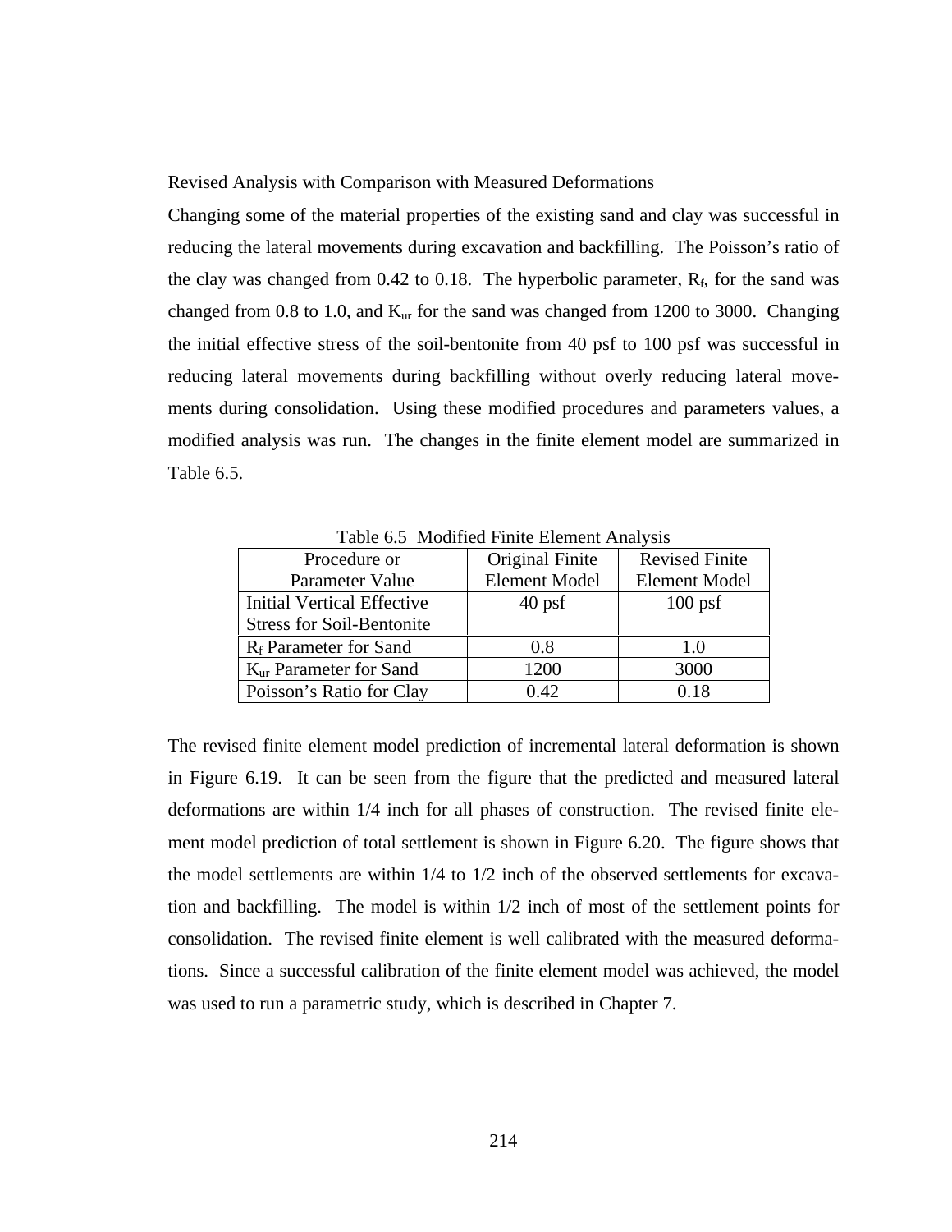Revised Analysis with Comparison with Measured Deformations

Changing some of the material properties of the existing sand and clay was successful in reducing the lateral movements during excavation and backfilling. The Poisson's ratio of the clay was changed from 0.42 to 0.18. The hyperbolic parameter, $R_f$, for the sand was changed from 0.8 to 1.0, and $K_{ur}$ for the sand was changed from 1200 to 3000. Changing the initial effective stress of the soil-bentonite from 40 psf to 100 psf was successful in reducing lateral movements during backfilling without overly reducing lateral movements during consolidation. Using these modified procedures and parameters values, a modified analysis was run. The changes in the finite element model are summarized in Table 6.5.

Table 6.5 Modified Finite Element Analysis

| Procedure or Parameter Value | Original Finite Element Model | Revised Finite Element Model |
|---|---|---|
| Initial Vertical Effective Stress for Soil-Bentonite | 40 psf | 100 psf |
| $R_f$ Parameter for Sand | 0.8 | 1.0 |
| $K_{ur}$ Parameter for Sand | 1200 | 3000 |
| Poisson's Ratio for Clay | 0.42 | 0.18 |

The revised finite element model prediction of incremental lateral deformation is shown in Figure 6.19. It can be seen from the figure that the predicted and measured lateral deformations are within 1/4 inch for all phases of construction. The revised finite element model prediction of total settlement is shown in Figure 6.20. The figure shows that the model settlements are within 1/4 to 1/2 inch of the observed settlements for excavation and backfilling. The model is within 1/2 inch of most of the settlement points for consolidation. The revised finite element is well calibrated with the measured deformations. Since a successful calibration of the finite element model was achieved, the model was used to run a parametric study, which is described in Chapter 7.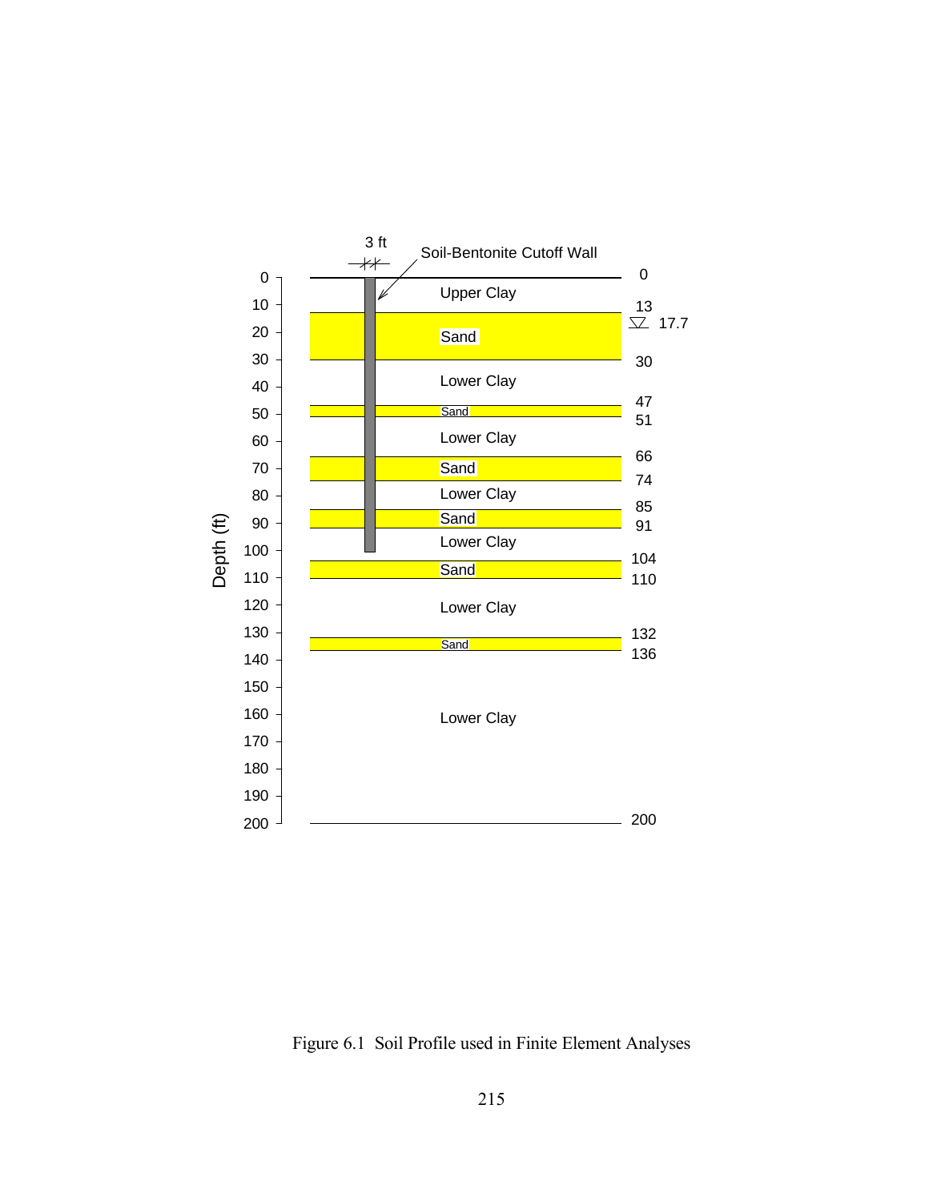Figure 6.1 Soil Profile used in Finite Element Analyses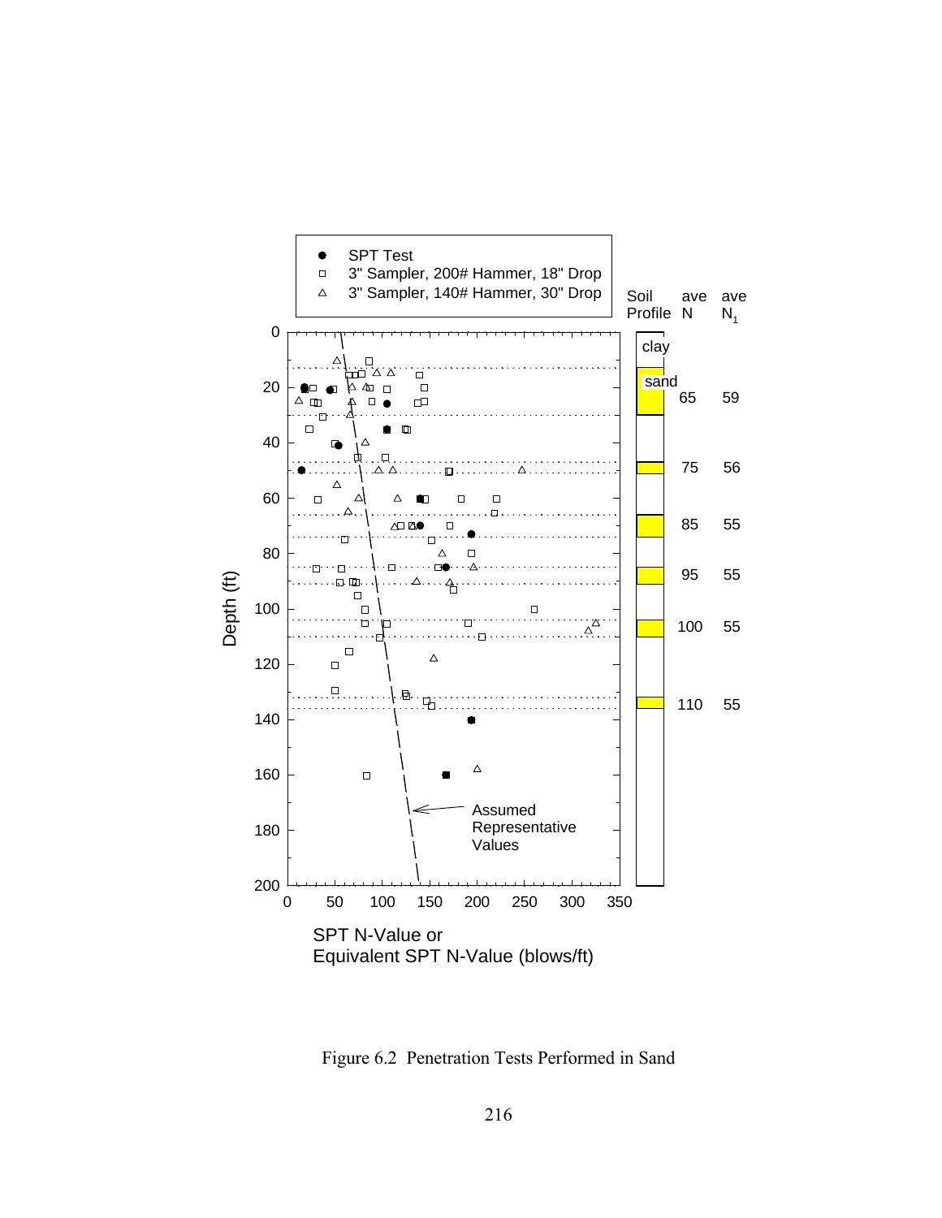| Soil Profile | ave N | ave $N_1$ |
|---|---|---|
| clay | | |
| sand | 65 | 59 |
| | 75 | 56 |
| | 85 | 55 |
| | 95 | 55 |
| | 100 | 55 |
| | 110 | 55 |

Figure 6.2 Penetration Tests Performed in Sand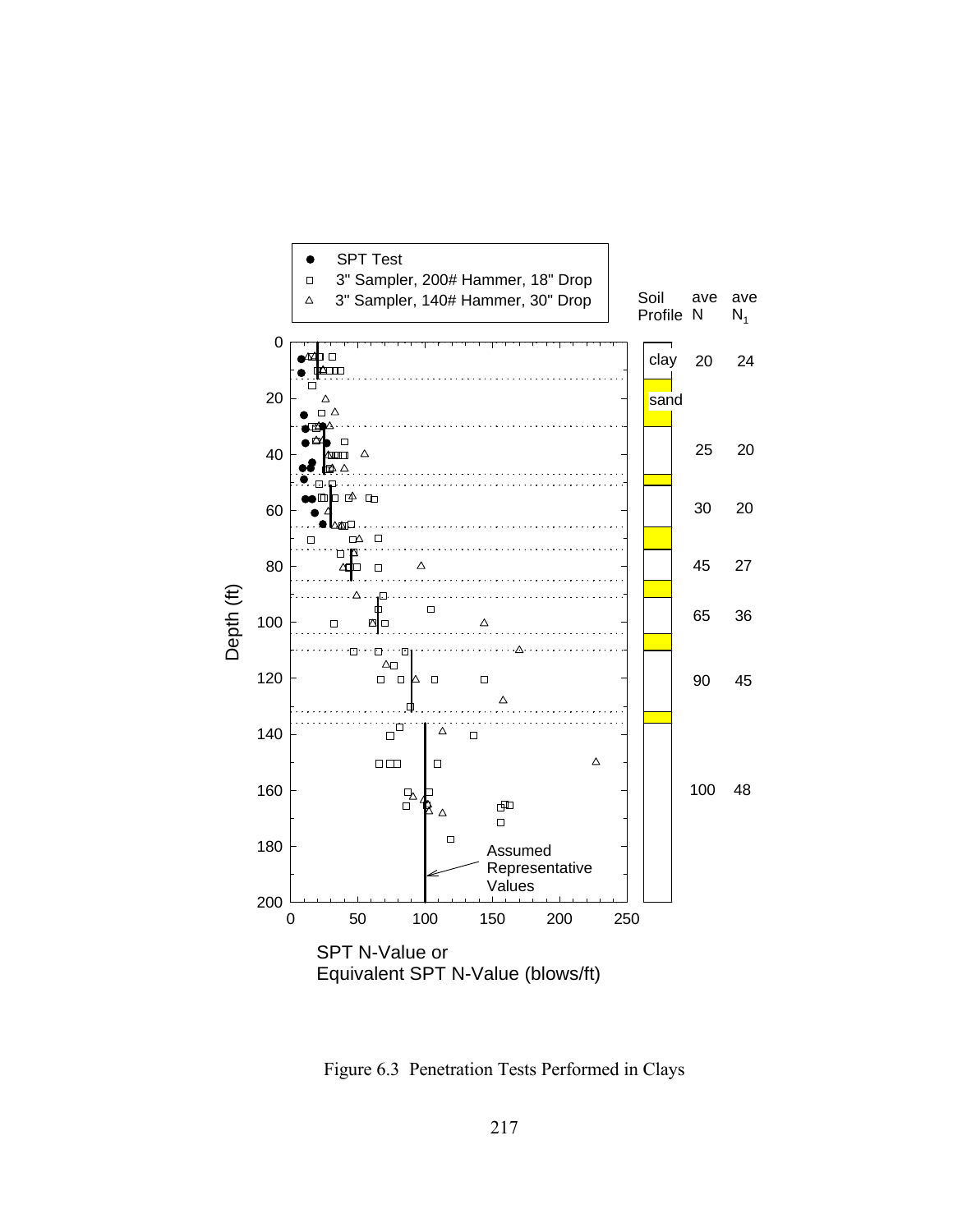Figure 6.3  Penetration Tests Performed in Clays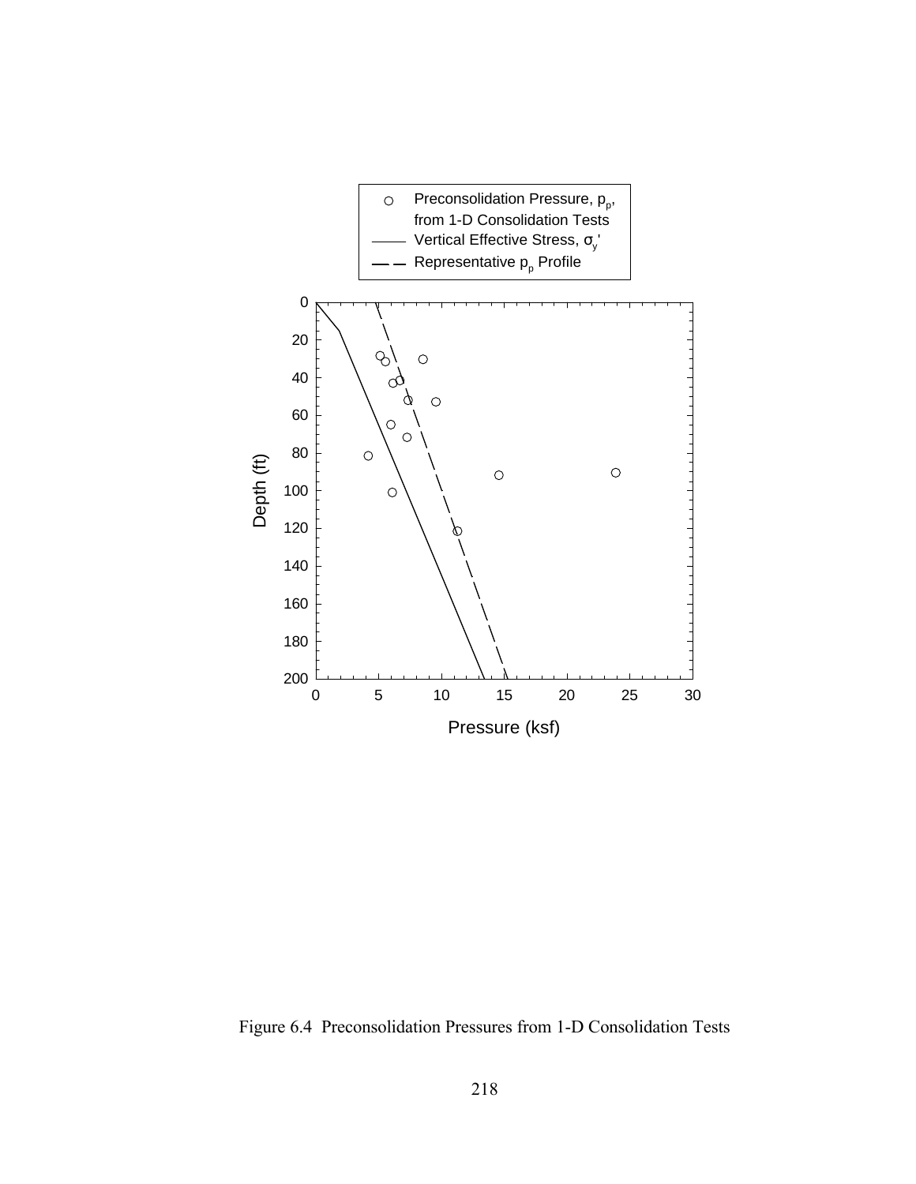Figure 6.4  Preconsolidation Pressures from 1-D Consolidation Tests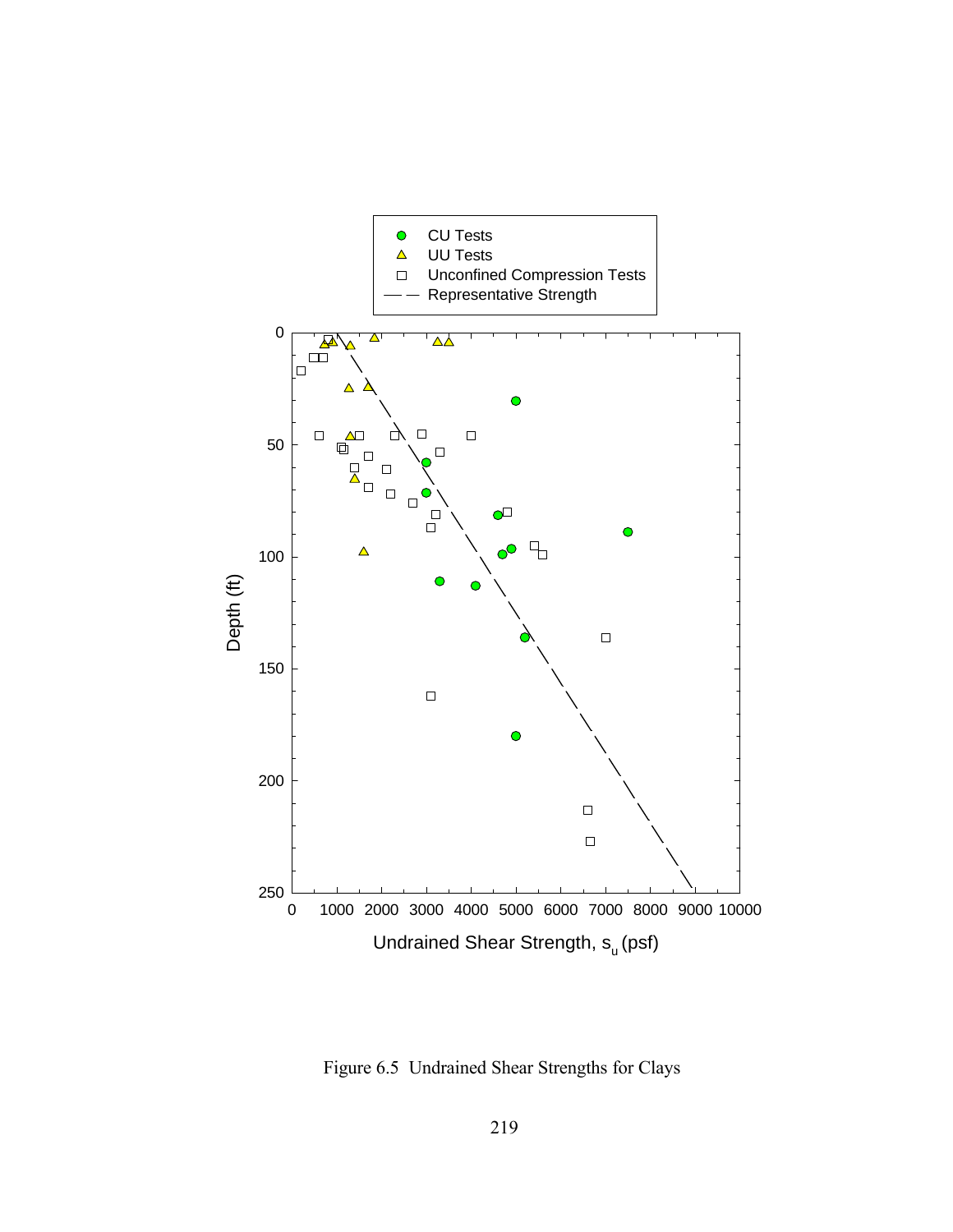Figure 6.5 Undrained Shear Strengths for Clays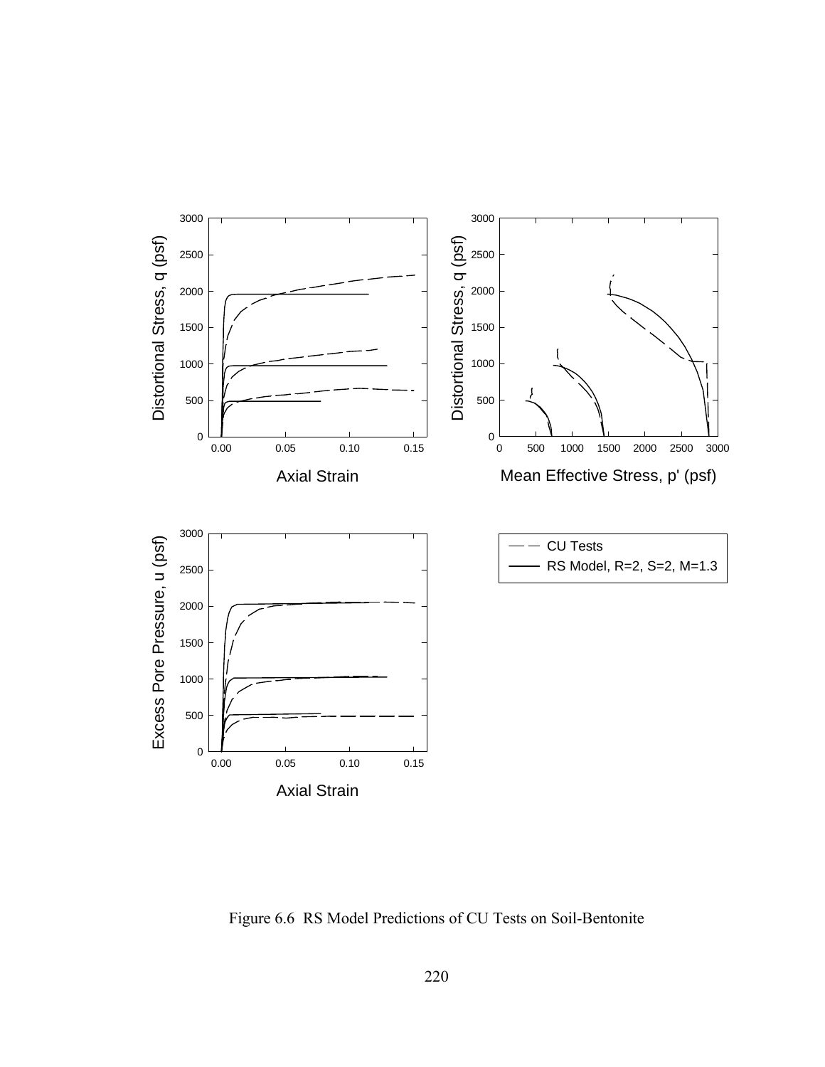Figure 6.6 RS Model Predictions of CU Tests on Soil-Bentonite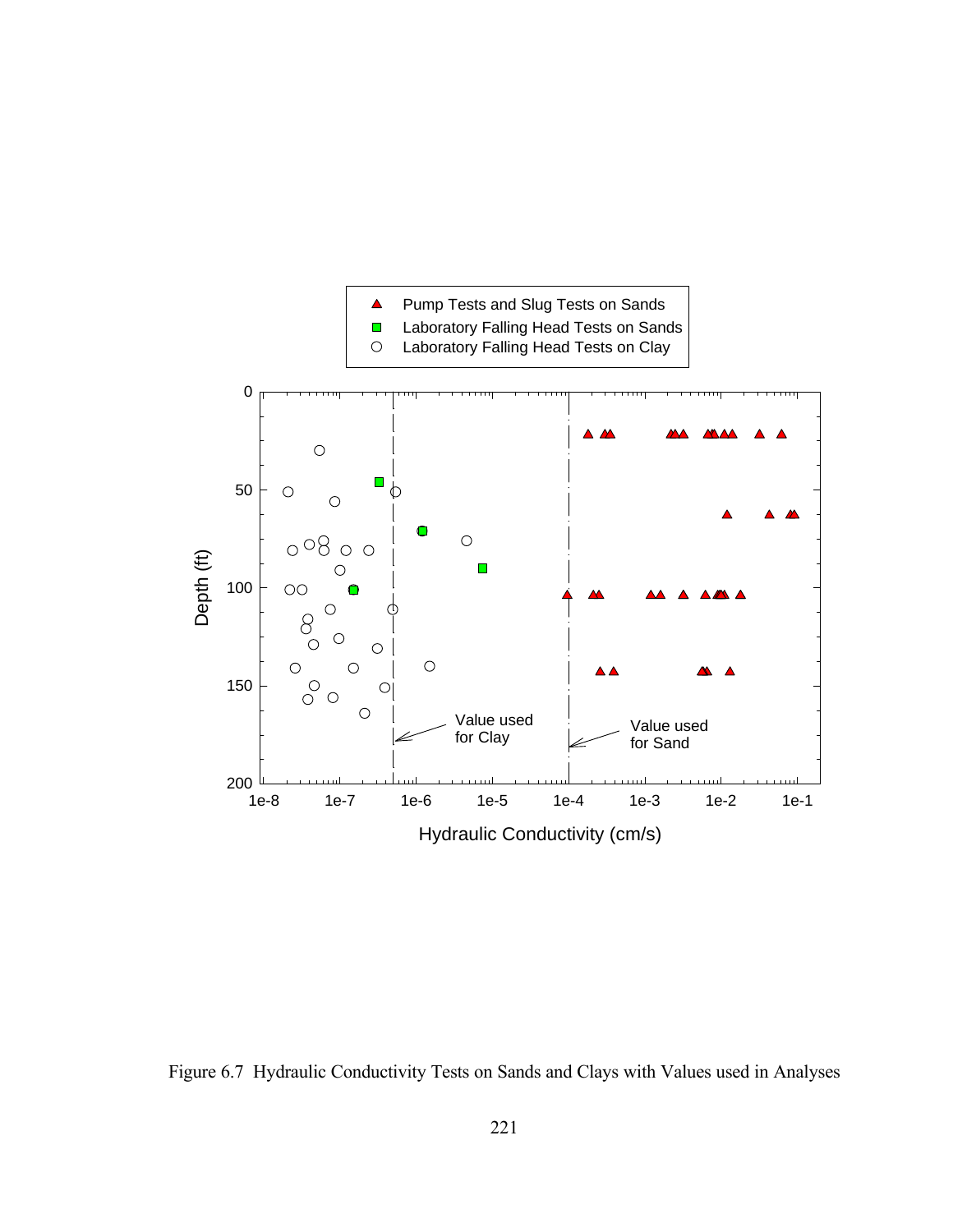Figure 6.7 Hydraulic Conductivity Tests on Sands and Clays with Values used in Analyses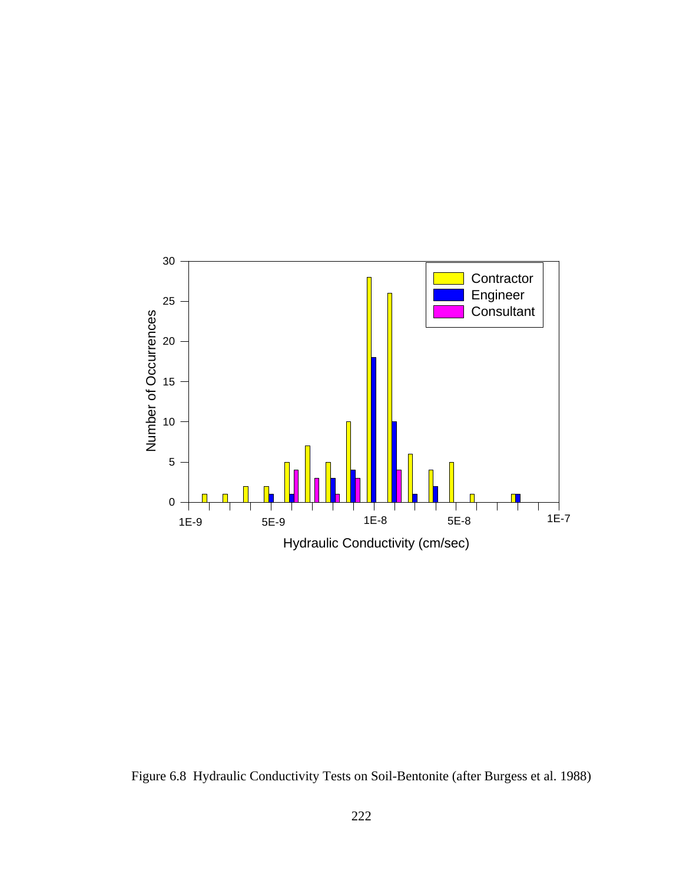Figure 6.8 Hydraulic Conductivity Tests on Soil-Bentonite (after Burgess et al. 1988)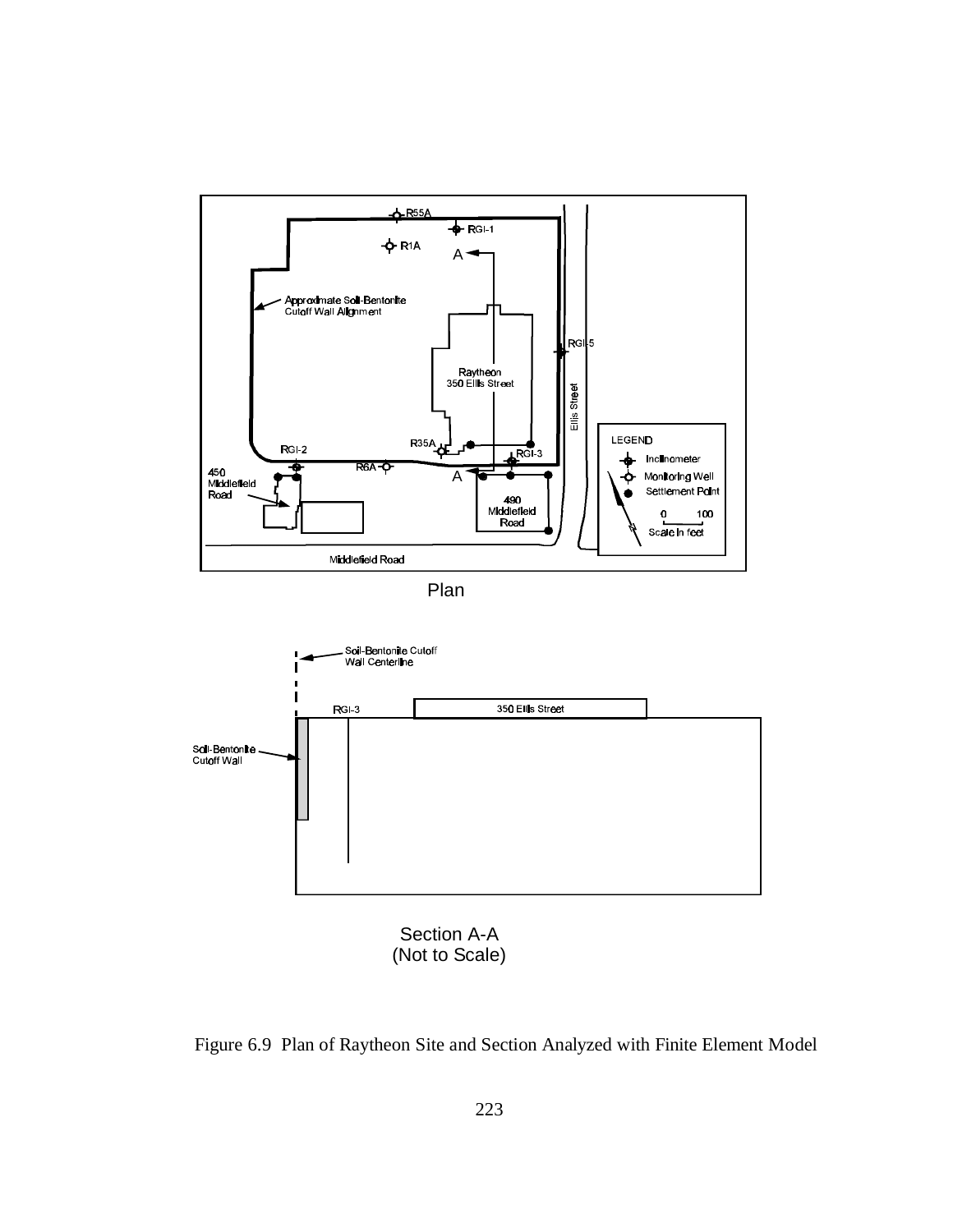Figure 6.9  Plan of Raytheon Site and Section Analyzed with Finite Element Model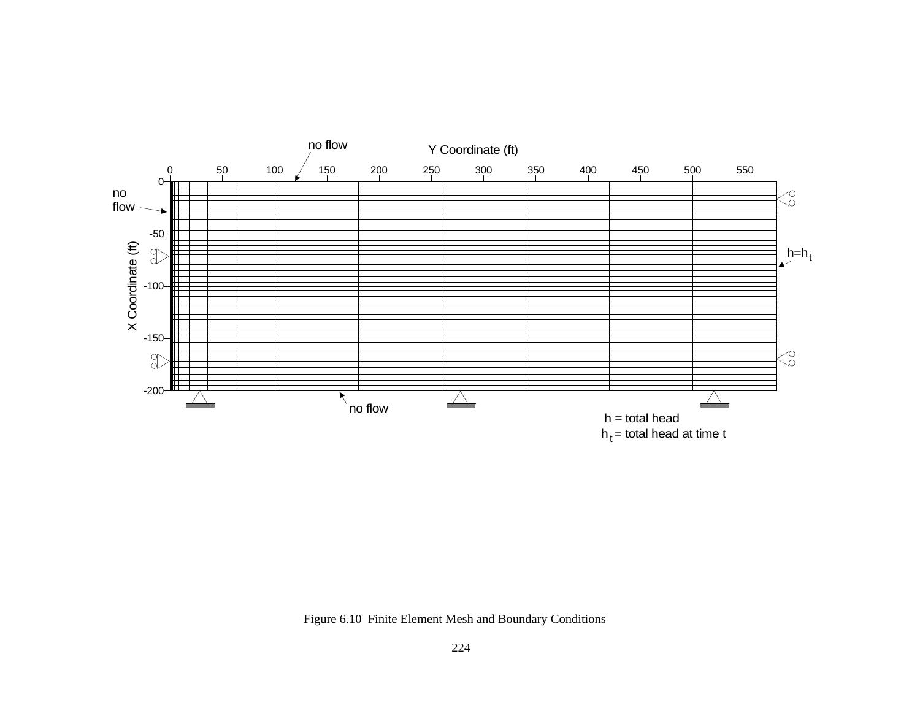no flow

Y Coordinate (ft)

0 50 100 150 200 250 300 350 400 450 500 550

0

no flow

-50

X Coordinate (ft)

-100

-150

-200

$h=h_t$

no flow

h = total head

$h_t$ = total head at time t

Figure 6.10 Finite Element Mesh and Boundary Conditions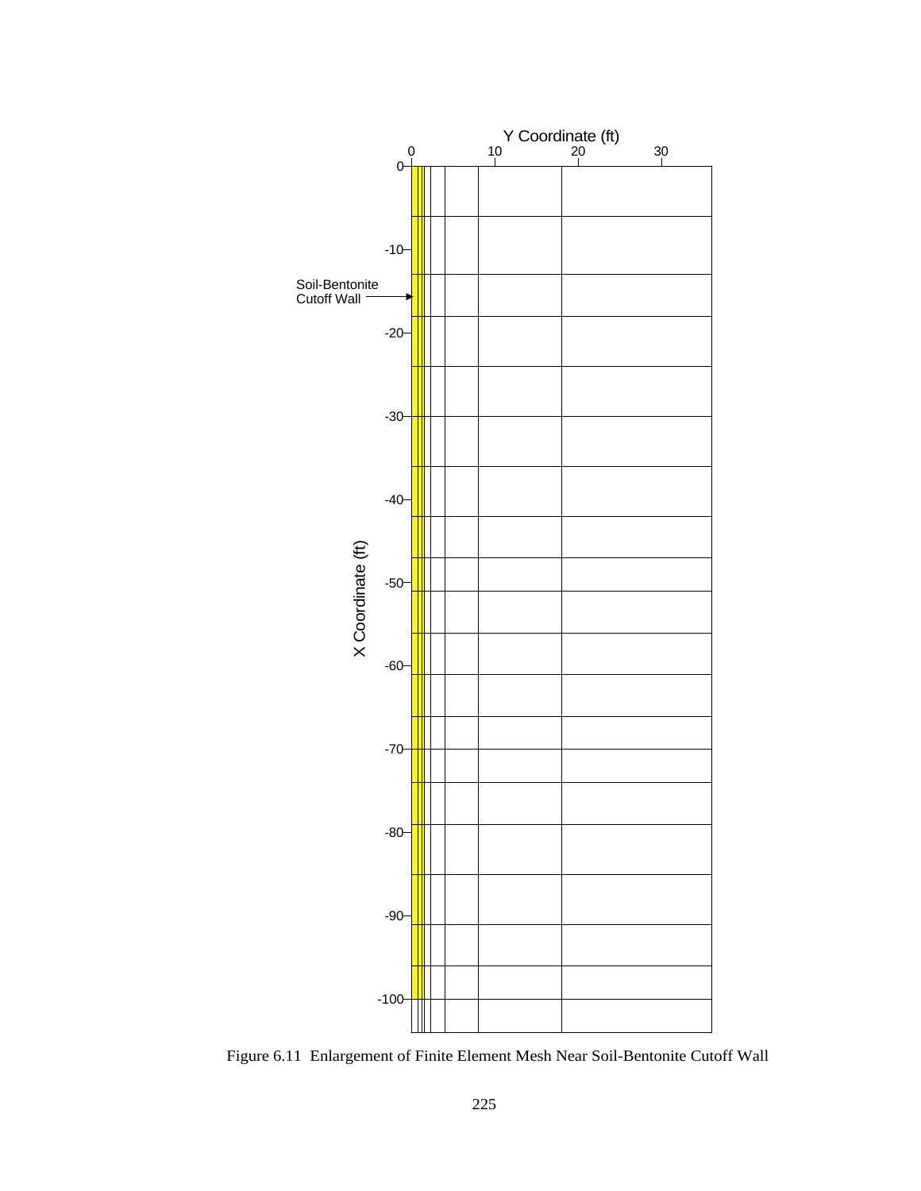Y Coordinate (ft)

0 10 20 30

X Coordinate (ft)

0 -10 -20 -30 -40 -50 -60 -70 -80 -90 -100

Soil-Bentonite Cutoff Wall

Figure 6.11 Enlargement of Finite Element Mesh Near Soil-Bentonite Cutoff Wall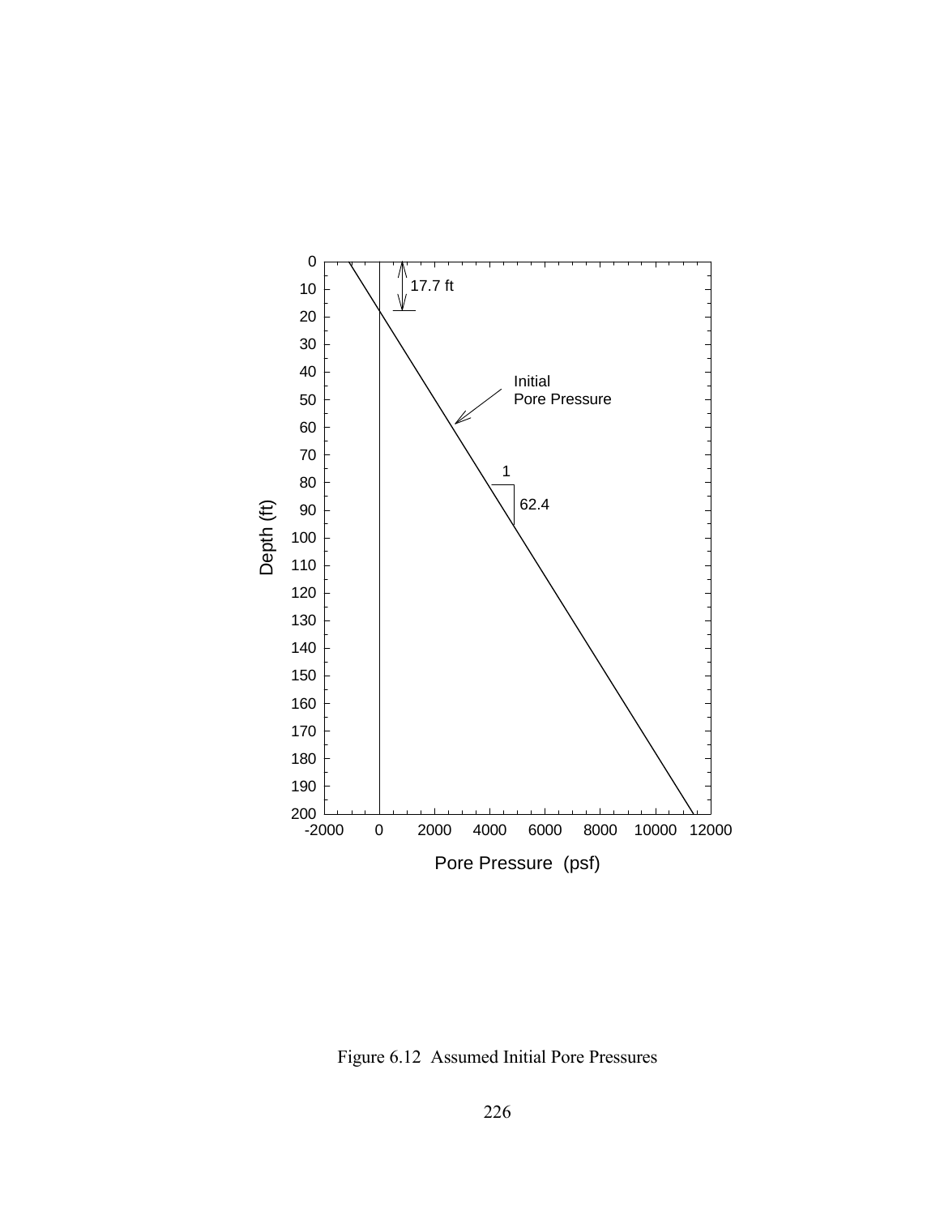Figure 6.12 Assumed Initial Pore Pressures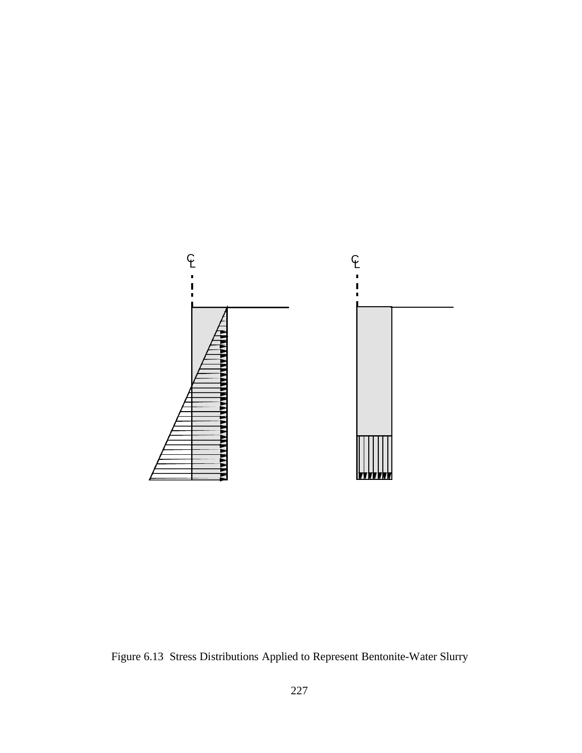Figure 6.13 Stress Distributions Applied to Represent Bentonite-Water Slurry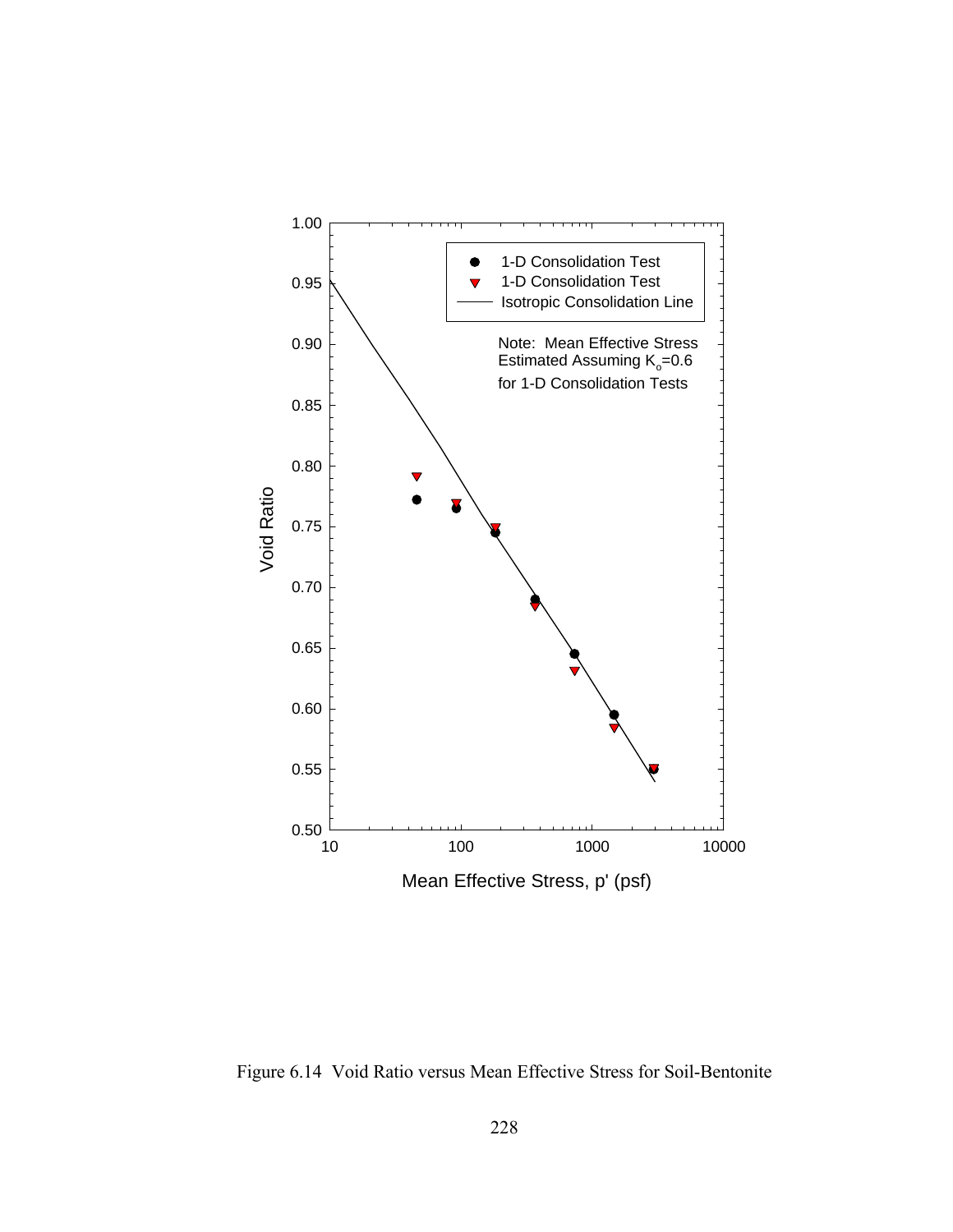Figure 6.14 Void Ratio versus Mean Effective Stress for Soil-Bentonite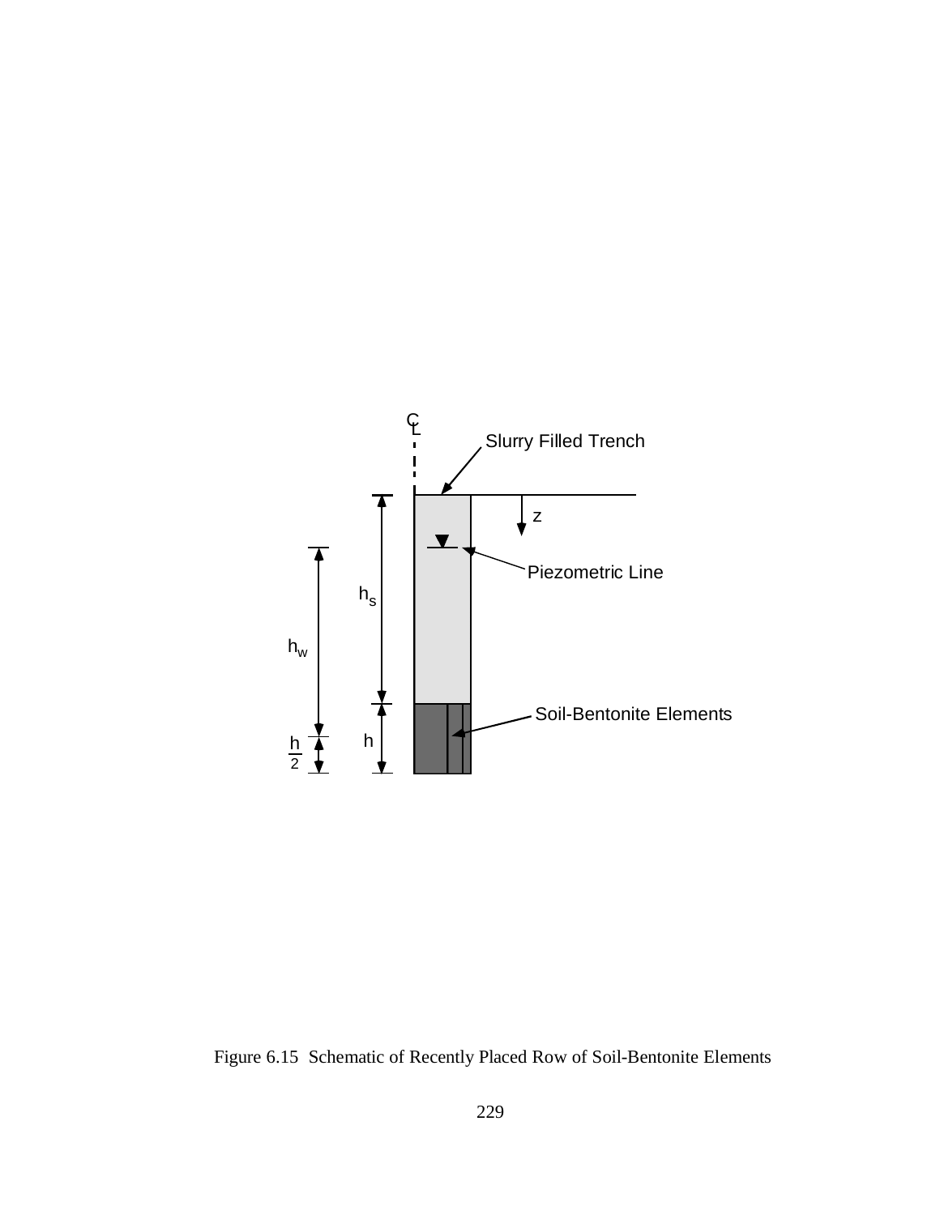Figure 6.15 Schematic of Recently Placed Row of Soil-Bentonite Elements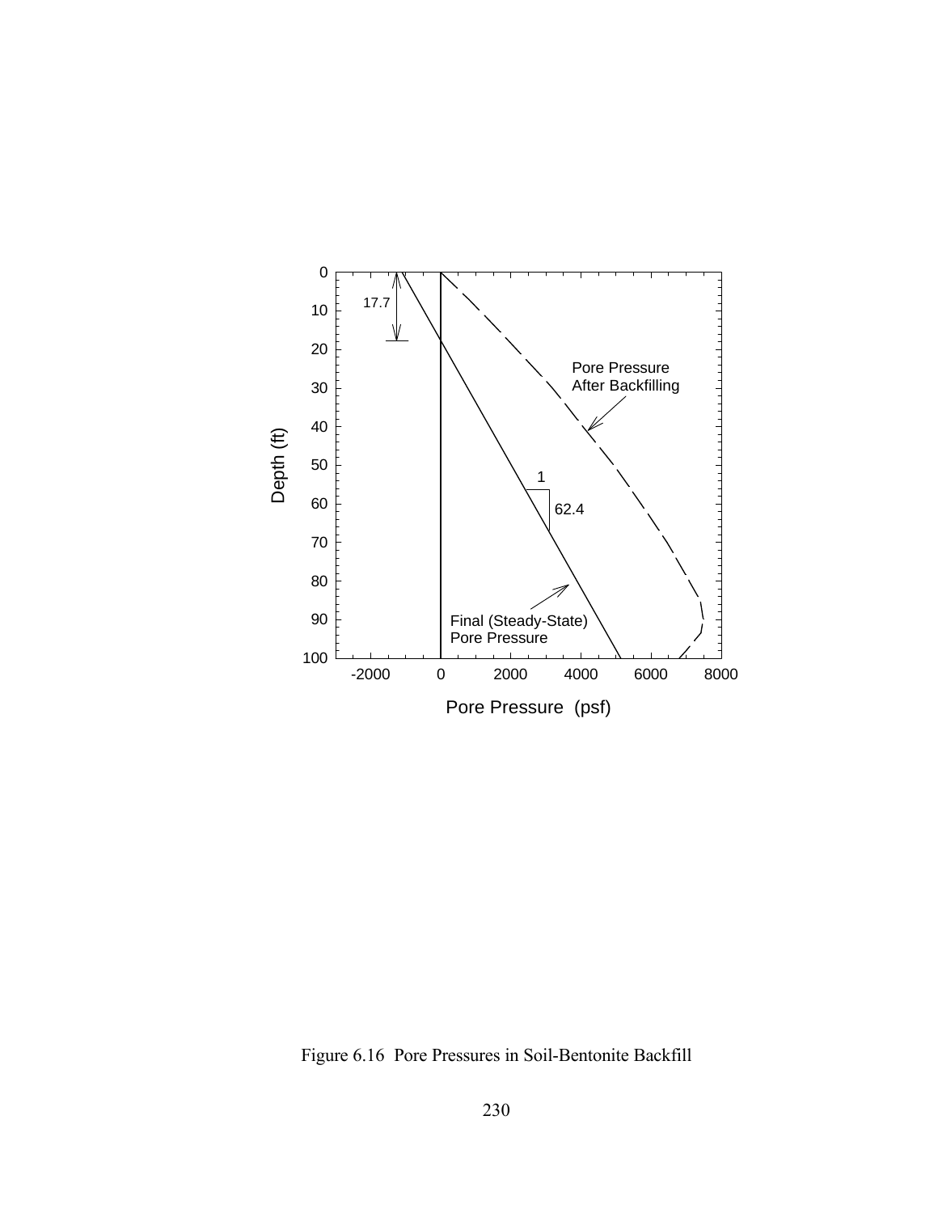Figure 6.16 Pore Pressures in Soil-Bentonite Backfill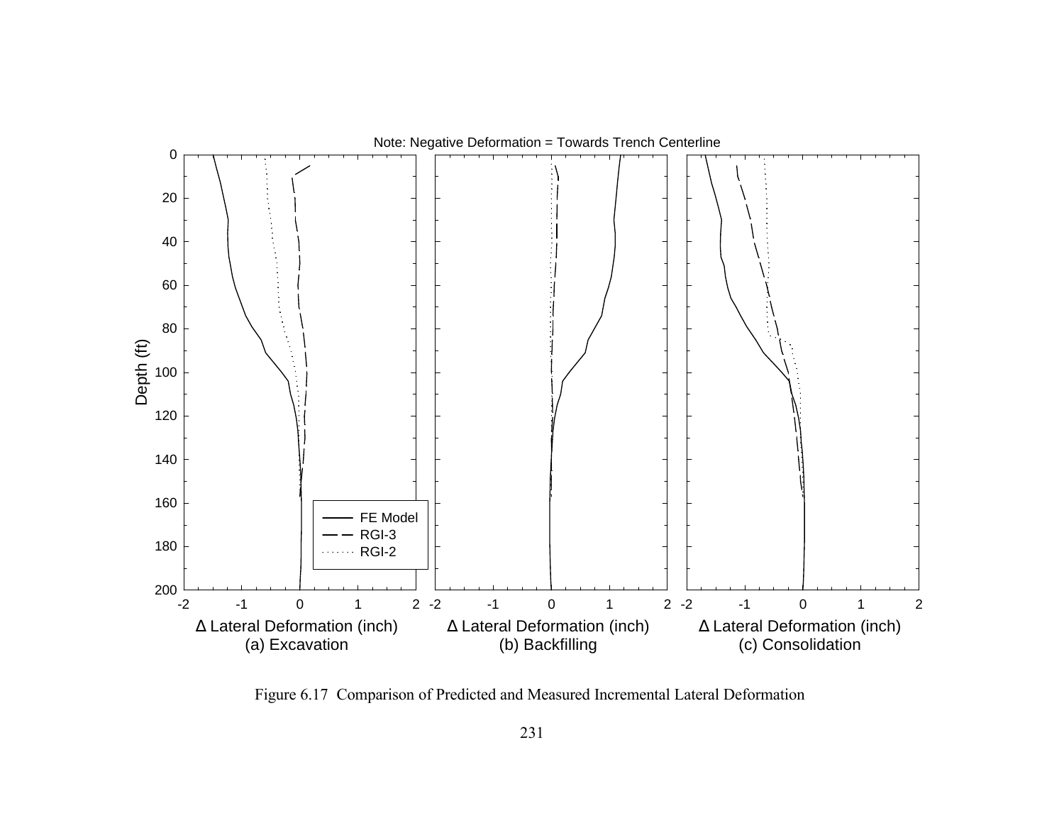Figure 6.17 Comparison of Predicted and Measured Incremental Lateral Deformation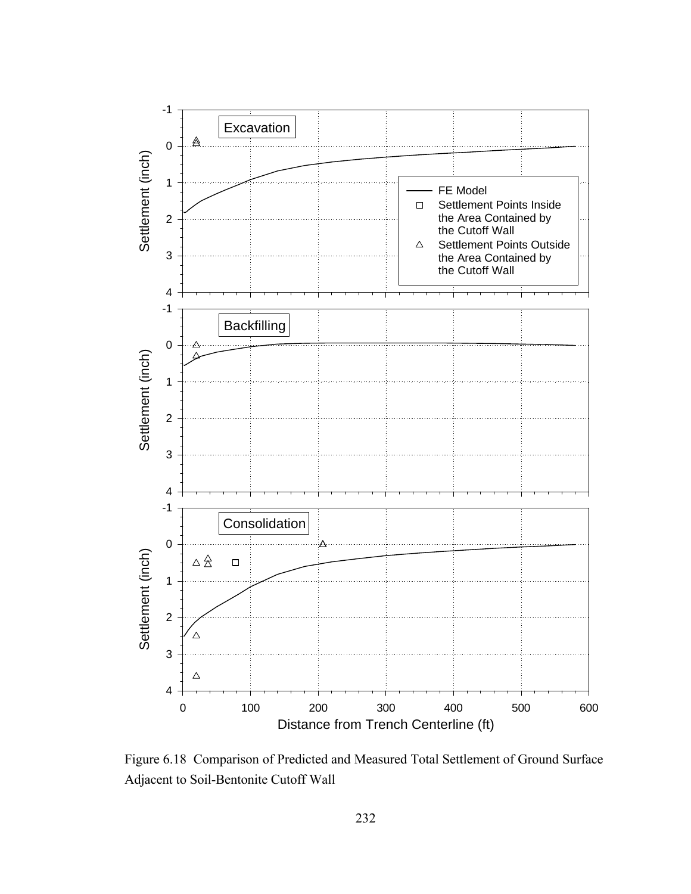Figure 6.18 Comparison of Predicted and Measured Total Settlement of Ground Surface Adjacent to Soil-Bentonite Cutoff Wall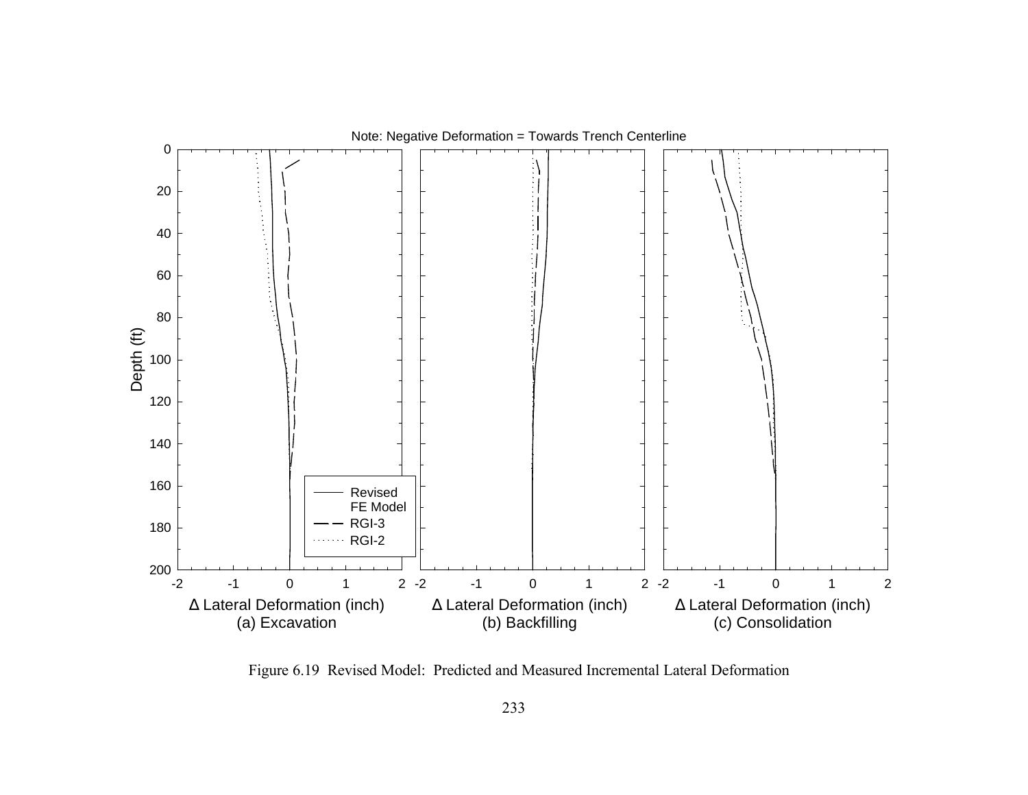Note: Negative Deformation = Towards Trench Centerline

Figure 6.19 Revised Model: Predicted and Measured Incremental Lateral Deformation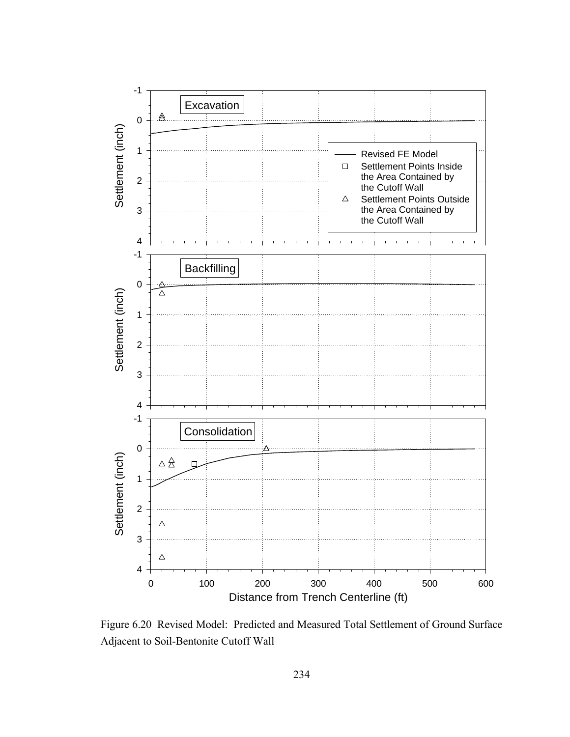Excavation

Backfilling

Consolidation

Revised FE Model

Settlement Points Inside the Area Contained by the Cutoff Wall

Settlement Points Outside the Area Contained by the Cutoff Wall

Settlement (inch)

-1
0
1
2
3
4

Distance from Trench Centerline (ft)

0 100 200 300 400 500 600

Figure 6.20 Revised Model: Predicted and Measured Total Settlement of Ground Surface Adjacent to Soil-Bentonite Cutoff Wall